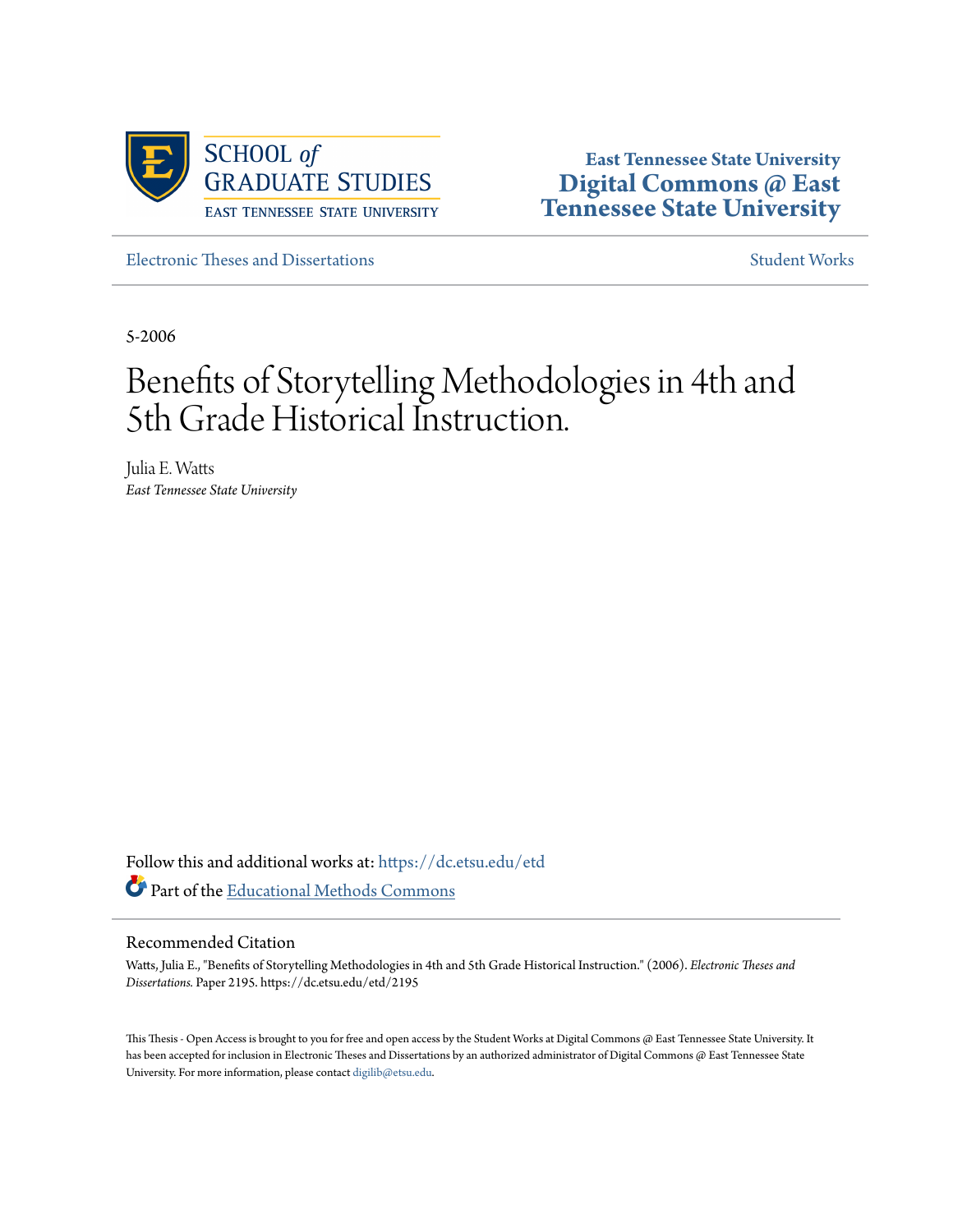SCHOOL *of* GRADUATE STUDIES
EAST TENNESSEE STATE UNIVERSITY

**East Tennessee State University**
**Digital Commons @ East Tennessee State University**

Electronic Theses and Dissertations | Student Works

5-2006

# Benefits of Storytelling Methodologies in 4th and 5th Grade Historical Instruction.

Julia E. Watts
*East Tennessee State University*

Follow this and additional works at: https://dc.etsu.edu/etd

Part of the Educational Methods Commons

## Recommended Citation

Watts, Julia E., "Benefits of Storytelling Methodologies in 4th and 5th Grade Historical Instruction." (2006). *Electronic Theses and Dissertations.* Paper 2195. https://dc.etsu.edu/etd/2195

This Thesis - Open Access is brought to you for free and open access by the Student Works at Digital Commons @ East Tennessee State University. It has been accepted for inclusion in Electronic Theses and Dissertations by an authorized administrator of Digital Commons @ East Tennessee State University. For more information, please contact digilib@etsu.edu.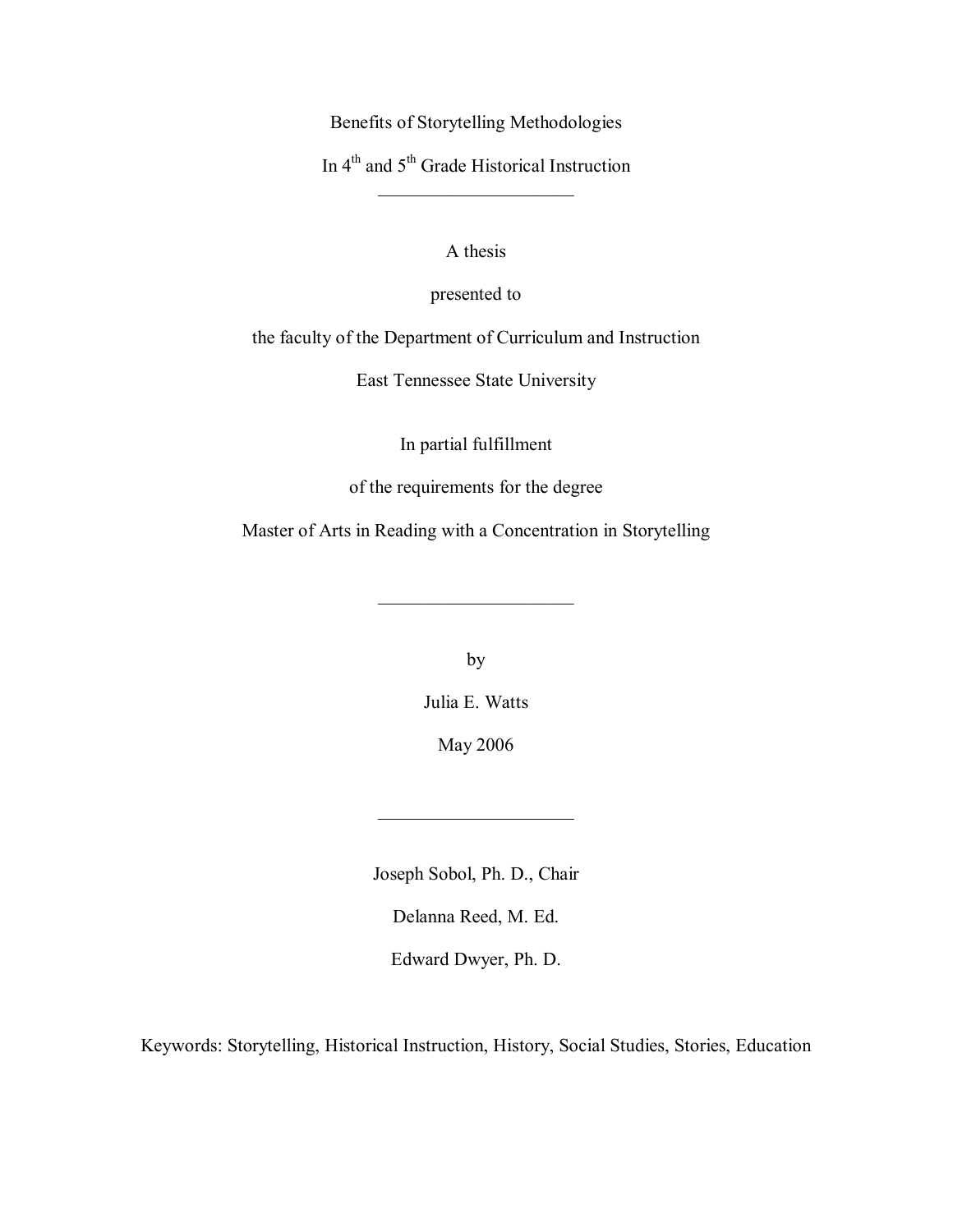# Benefits of Storytelling Methodologies

# In 4th and 5th Grade Historical Instruction

---

A thesis

presented to

the faculty of the Department of Curriculum and Instruction

East Tennessee State University

In partial fulfillment

of the requirements for the degree

Master of Arts in Reading with a Concentration in Storytelling

---

by

Julia E. Watts

May 2006

---

Joseph Sobol, Ph. D., Chair

Delanna Reed, M. Ed.

Edward Dwyer, Ph. D.

Keywords: Storytelling, Historical Instruction, History, Social Studies, Stories, Education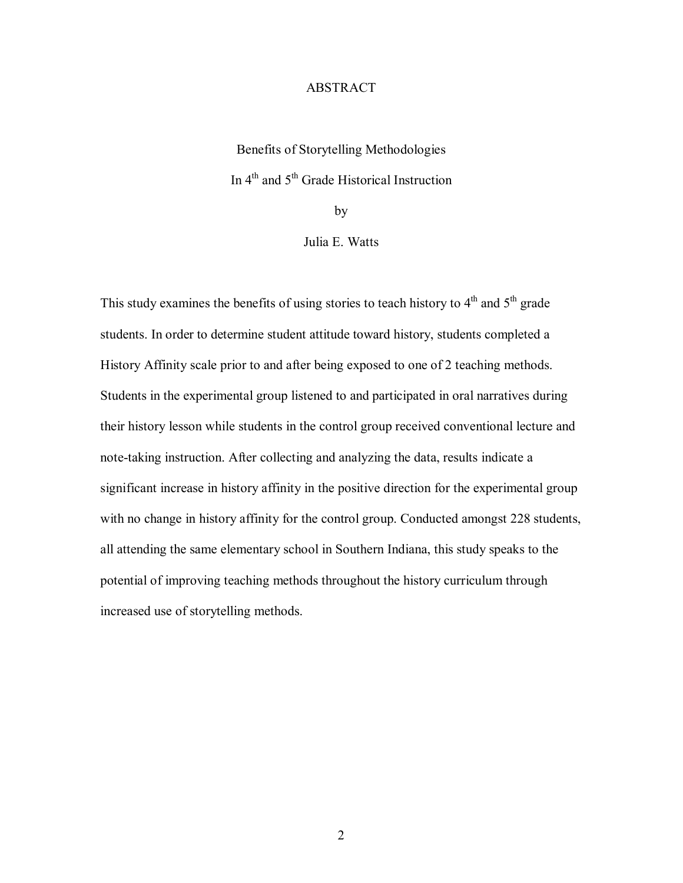# ABSTRACT

## Benefits of Storytelling Methodologies
## In 4th and 5th Grade Historical Instruction

by

Julia E. Watts

This study examines the benefits of using stories to teach history to 4th and 5th grade students. In order to determine student attitude toward history, students completed a History Affinity scale prior to and after being exposed to one of 2 teaching methods. Students in the experimental group listened to and participated in oral narratives during their history lesson while students in the control group received conventional lecture and note-taking instruction. After collecting and analyzing the data, results indicate a significant increase in history affinity in the positive direction for the experimental group with no change in history affinity for the control group. Conducted amongst 228 students, all attending the same elementary school in Southern Indiana, this study speaks to the potential of improving teaching methods throughout the history curriculum through increased use of storytelling methods.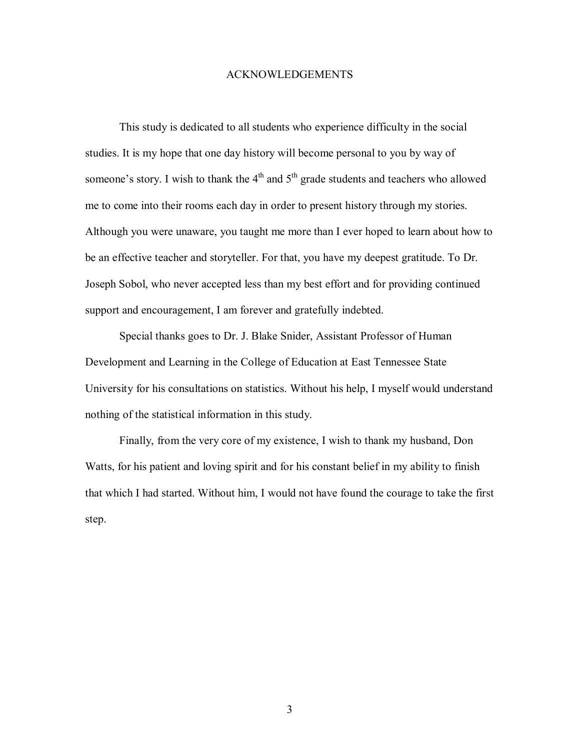# ACKNOWLEDGEMENTS

This study is dedicated to all students who experience difficulty in the social studies. It is my hope that one day history will become personal to you by way of someone's story. I wish to thank the 4th and 5th grade students and teachers who allowed me to come into their rooms each day in order to present history through my stories. Although you were unaware, you taught me more than I ever hoped to learn about how to be an effective teacher and storyteller. For that, you have my deepest gratitude. To Dr. Joseph Sobol, who never accepted less than my best effort and for providing continued support and encouragement, I am forever and gratefully indebted.

Special thanks goes to Dr. J. Blake Snider, Assistant Professor of Human Development and Learning in the College of Education at East Tennessee State University for his consultations on statistics. Without his help, I myself would understand nothing of the statistical information in this study.

Finally, from the very core of my existence, I wish to thank my husband, Don Watts, for his patient and loving spirit and for his constant belief in my ability to finish that which I had started. Without him, I would not have found the courage to take the first step.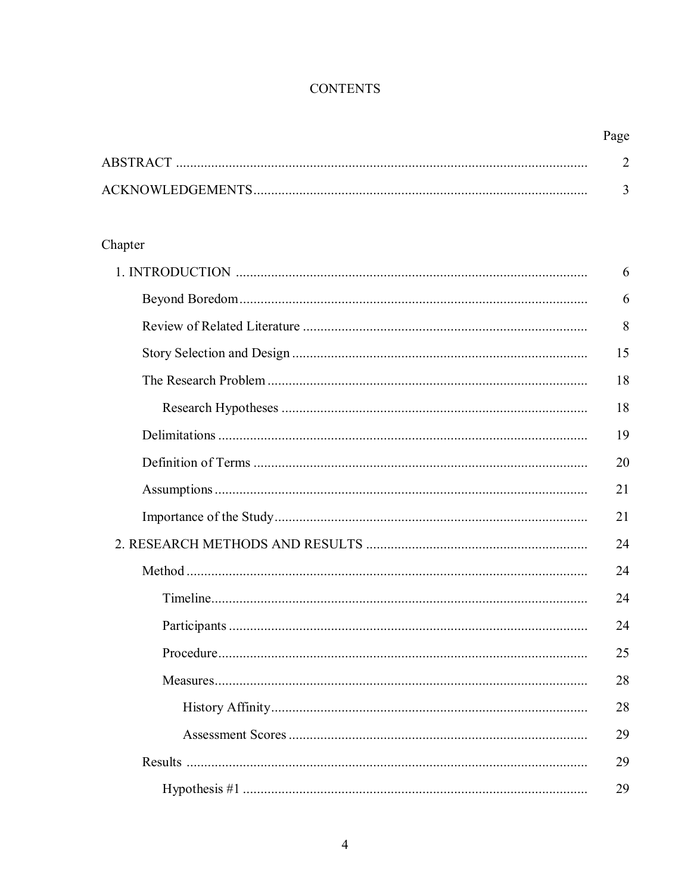# CONTENTS

| | Page |
|---|---|
| ABSTRACT | 2 |
| ACKNOWLEDGEMENTS | 3 |

Chapter

| | |
|---|---|
| 1. INTRODUCTION | 6 |
| Beyond Boredom | 6 |
| Review of Related Literature | 8 |
| Story Selection and Design | 15 |
| The Research Problem | 18 |
| Research Hypotheses | 18 |
| Delimitations | 19 |
| Definition of Terms | 20 |
| Assumptions | 21 |
| Importance of the Study | 21 |
| 2. RESEARCH METHODS AND RESULTS | 24 |
| Method | 24 |
| Timeline | 24 |
| Participants | 24 |
| Procedure | 25 |
| Measures | 28 |
| History Affinity | 28 |
| Assessment Scores | 29 |
| Results | 29 |
| Hypothesis #1 | 29 |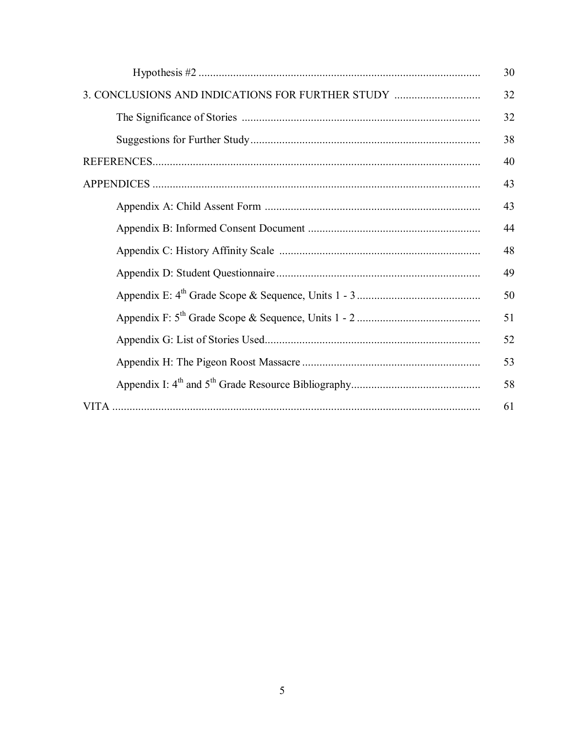| | |
|---|---|
| Hypothesis #2 | 30 |
| 3. CONCLUSIONS AND INDICATIONS FOR FURTHER STUDY | 32 |
| The Significance of Stories | 32 |
| Suggestions for Further Study | 38 |
| REFERENCES | 40 |
| APPENDICES | 43 |
| Appendix A: Child Assent Form | 43 |
| Appendix B: Informed Consent Document | 44 |
| Appendix C: History Affinity Scale | 48 |
| Appendix D: Student Questionnaire | 49 |
| Appendix E: 4th Grade Scope & Sequence, Units 1 - 3 | 50 |
| Appendix F: 5th Grade Scope & Sequence, Units 1 - 2 | 51 |
| Appendix G: List of Stories Used | 52 |
| Appendix H: The Pigeon Roost Massacre | 53 |
| Appendix I: 4th and 5th Grade Resource Bibliography | 58 |
| VITA | 61 |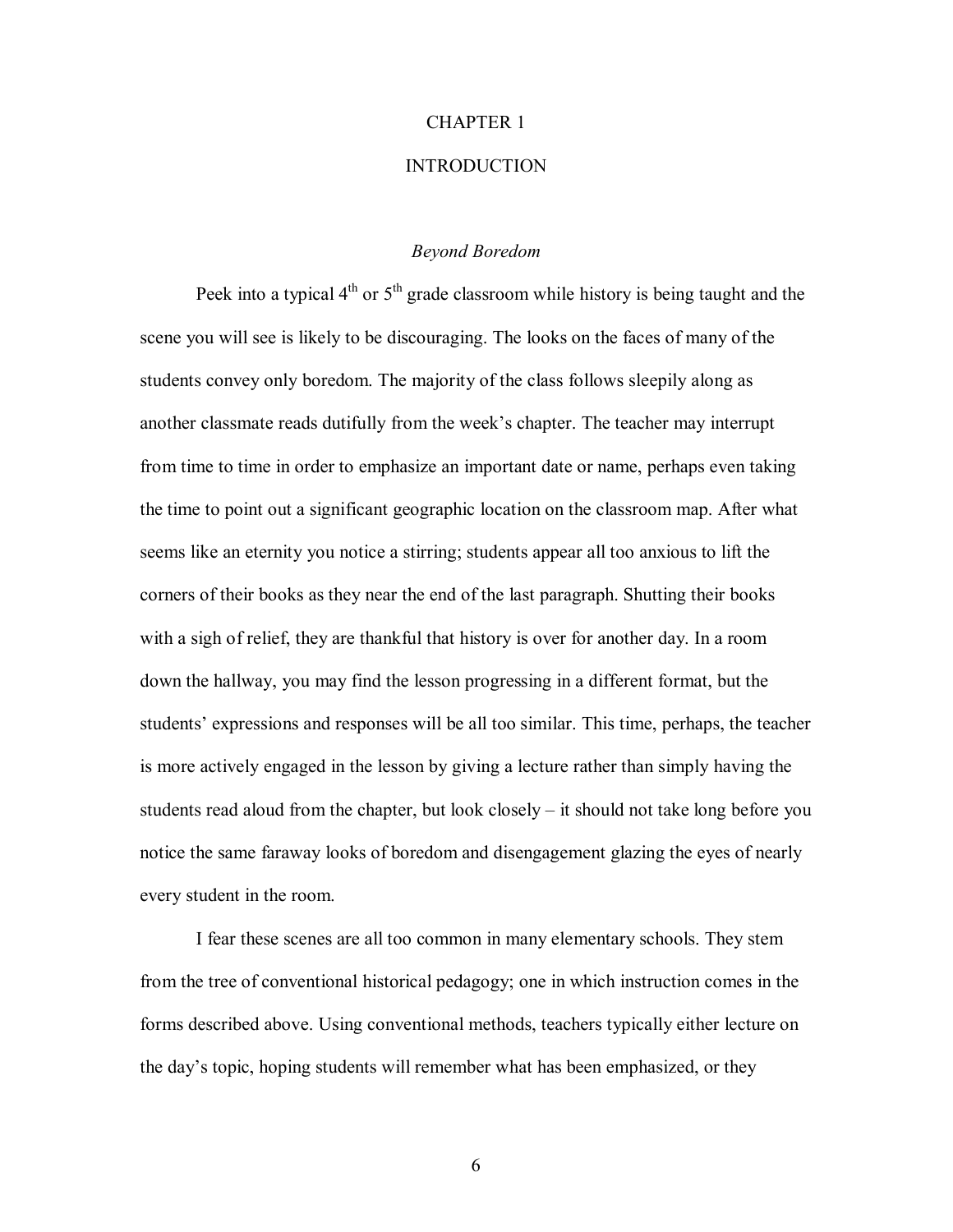# CHAPTER 1

# INTRODUCTION

### *Beyond Boredom*

Peek into a typical 4th or 5th grade classroom while history is being taught and the scene you will see is likely to be discouraging. The looks on the faces of many of the students convey only boredom. The majority of the class follows sleepily along as another classmate reads dutifully from the week's chapter. The teacher may interrupt from time to time in order to emphasize an important date or name, perhaps even taking the time to point out a significant geographic location on the classroom map. After what seems like an eternity you notice a stirring; students appear all too anxious to lift the corners of their books as they near the end of the last paragraph. Shutting their books with a sigh of relief, they are thankful that history is over for another day. In a room down the hallway, you may find the lesson progressing in a different format, but the students' expressions and responses will be all too similar. This time, perhaps, the teacher is more actively engaged in the lesson by giving a lecture rather than simply having the students read aloud from the chapter, but look closely – it should not take long before you notice the same faraway looks of boredom and disengagement glazing the eyes of nearly every student in the room.

I fear these scenes are all too common in many elementary schools. They stem from the tree of conventional historical pedagogy; one in which instruction comes in the forms described above. Using conventional methods, teachers typically either lecture on the day's topic, hoping students will remember what has been emphasized, or they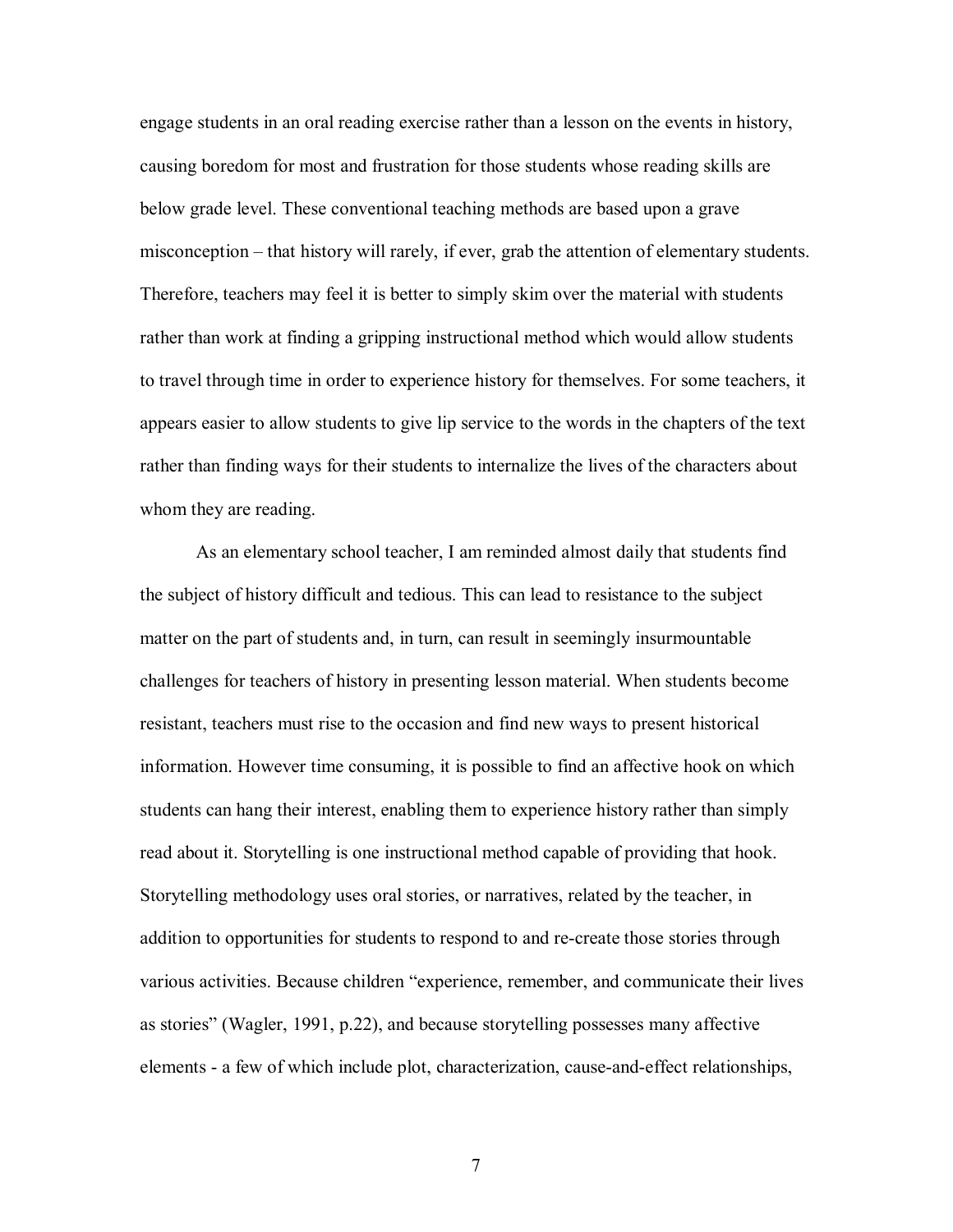engage students in an oral reading exercise rather than a lesson on the events in history, causing boredom for most and frustration for those students whose reading skills are below grade level. These conventional teaching methods are based upon a grave misconception – that history will rarely, if ever, grab the attention of elementary students. Therefore, teachers may feel it is better to simply skim over the material with students rather than work at finding a gripping instructional method which would allow students to travel through time in order to experience history for themselves. For some teachers, it appears easier to allow students to give lip service to the words in the chapters of the text rather than finding ways for their students to internalize the lives of the characters about whom they are reading.

As an elementary school teacher, I am reminded almost daily that students find the subject of history difficult and tedious. This can lead to resistance to the subject matter on the part of students and, in turn, can result in seemingly insurmountable challenges for teachers of history in presenting lesson material. When students become resistant, teachers must rise to the occasion and find new ways to present historical information. However time consuming, it is possible to find an affective hook on which students can hang their interest, enabling them to experience history rather than simply read about it. Storytelling is one instructional method capable of providing that hook. Storytelling methodology uses oral stories, or narratives, related by the teacher, in addition to opportunities for students to respond to and re-create those stories through various activities. Because children "experience, remember, and communicate their lives as stories" (Wagler, 1991, p.22), and because storytelling possesses many affective elements - a few of which include plot, characterization, cause-and-effect relationships,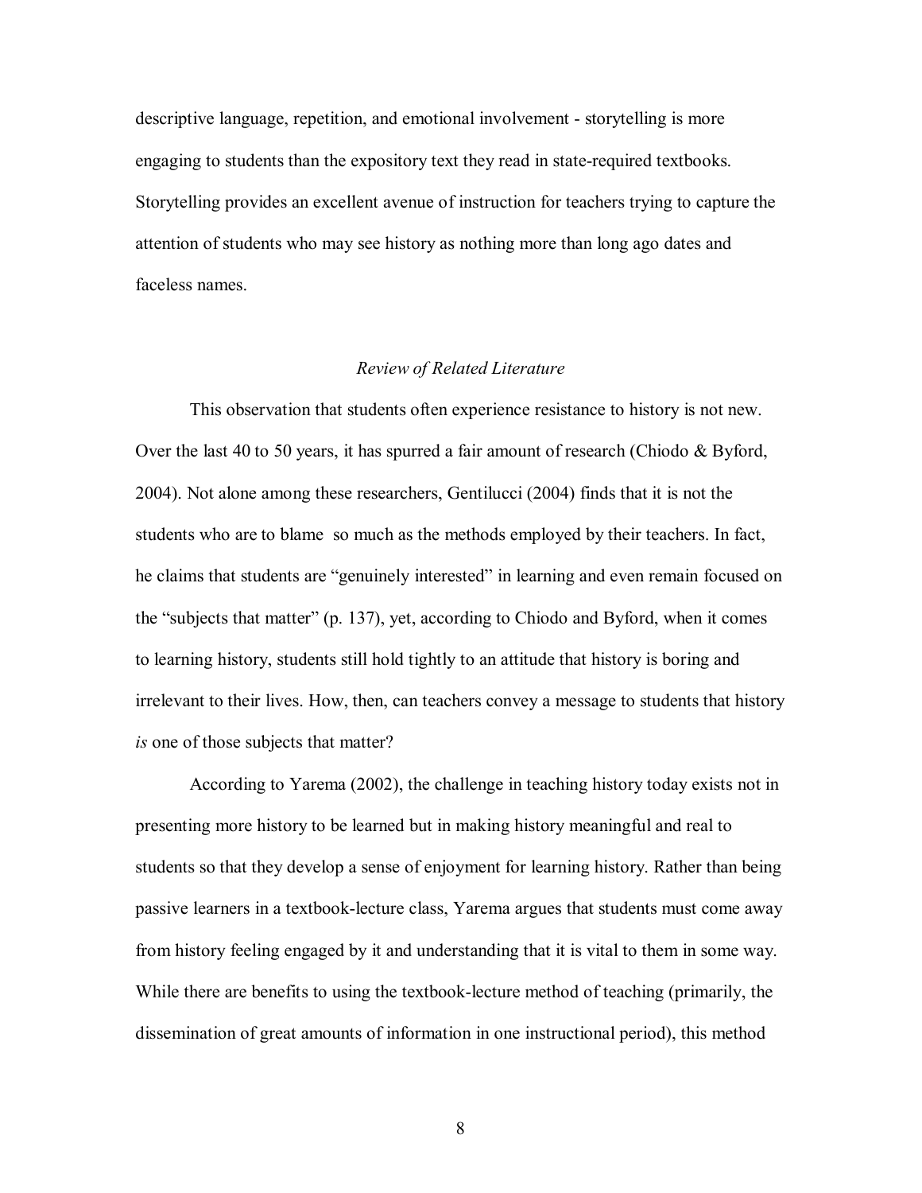descriptive language, repetition, and emotional involvement - storytelling is more engaging to students than the expository text they read in state-required textbooks. Storytelling provides an excellent avenue of instruction for teachers trying to capture the attention of students who may see history as nothing more than long ago dates and faceless names.

## *Review of Related Literature*

This observation that students often experience resistance to history is not new. Over the last 40 to 50 years, it has spurred a fair amount of research (Chiodo & Byford, 2004). Not alone among these researchers, Gentilucci (2004) finds that it is not the students who are to blame so much as the methods employed by their teachers. In fact, he claims that students are "genuinely interested" in learning and even remain focused on the "subjects that matter" (p. 137), yet, according to Chiodo and Byford, when it comes to learning history, students still hold tightly to an attitude that history is boring and irrelevant to their lives. How, then, can teachers convey a message to students that history *is* one of those subjects that matter?

According to Yarema (2002), the challenge in teaching history today exists not in presenting more history to be learned but in making history meaningful and real to students so that they develop a sense of enjoyment for learning history. Rather than being passive learners in a textbook-lecture class, Yarema argues that students must come away from history feeling engaged by it and understanding that it is vital to them in some way. While there are benefits to using the textbook-lecture method of teaching (primarily, the dissemination of great amounts of information in one instructional period), this method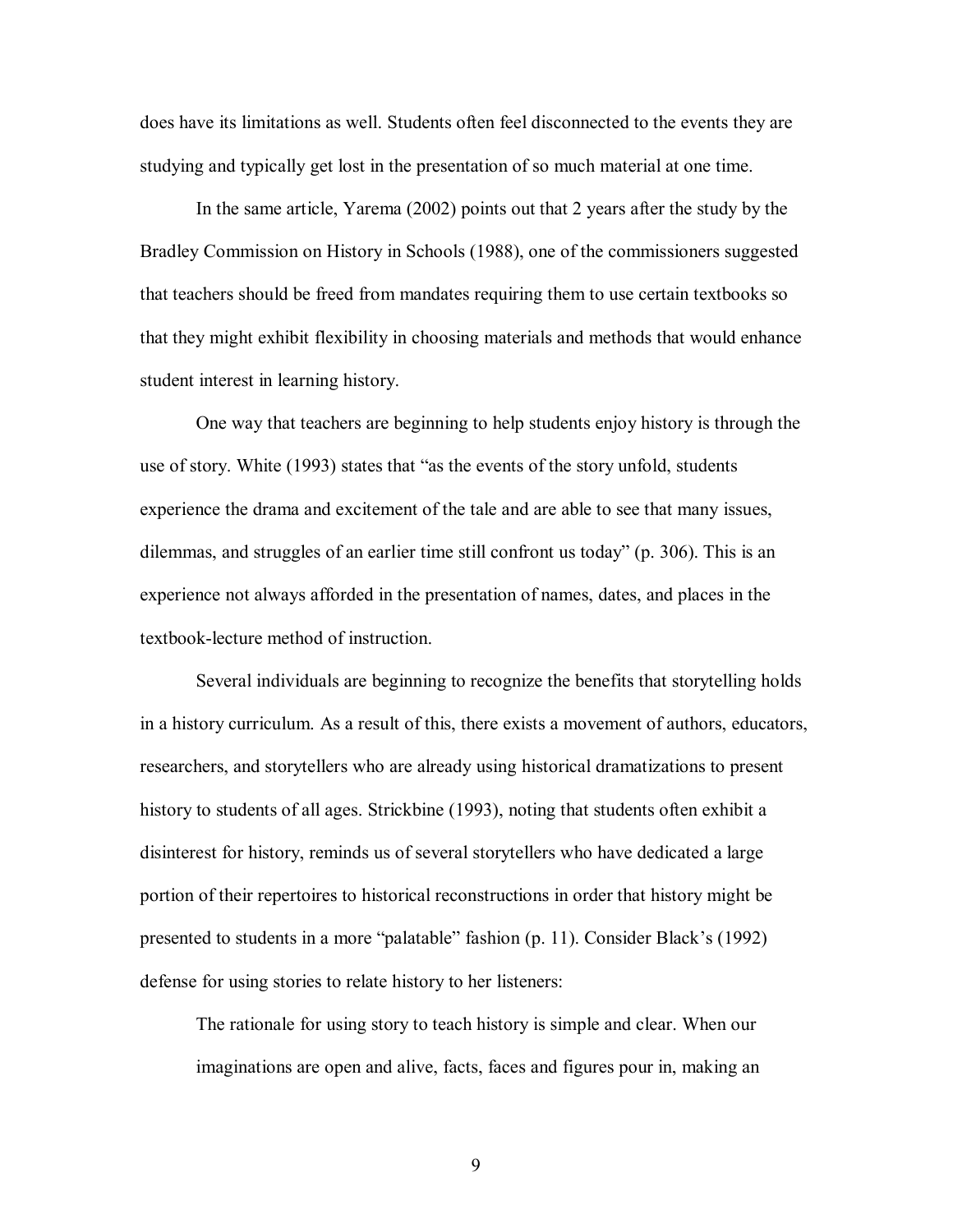does have its limitations as well. Students often feel disconnected to the events they are studying and typically get lost in the presentation of so much material at one time.

In the same article, Yarema (2002) points out that 2 years after the study by the Bradley Commission on History in Schools (1988), one of the commissioners suggested that teachers should be freed from mandates requiring them to use certain textbooks so that they might exhibit flexibility in choosing materials and methods that would enhance student interest in learning history.

One way that teachers are beginning to help students enjoy history is through the use of story. White (1993) states that "as the events of the story unfold, students experience the drama and excitement of the tale and are able to see that many issues, dilemmas, and struggles of an earlier time still confront us today" (p. 306). This is an experience not always afforded in the presentation of names, dates, and places in the textbook-lecture method of instruction.

Several individuals are beginning to recognize the benefits that storytelling holds in a history curriculum. As a result of this, there exists a movement of authors, educators, researchers, and storytellers who are already using historical dramatizations to present history to students of all ages. Strickbine (1993), noting that students often exhibit a disinterest for history, reminds us of several storytellers who have dedicated a large portion of their repertoires to historical reconstructions in order that history might be presented to students in a more "palatable" fashion (p. 11). Consider Black's (1992) defense for using stories to relate history to her listeners:

> The rationale for using story to teach history is simple and clear. When our imaginations are open and alive, facts, faces and figures pour in, making an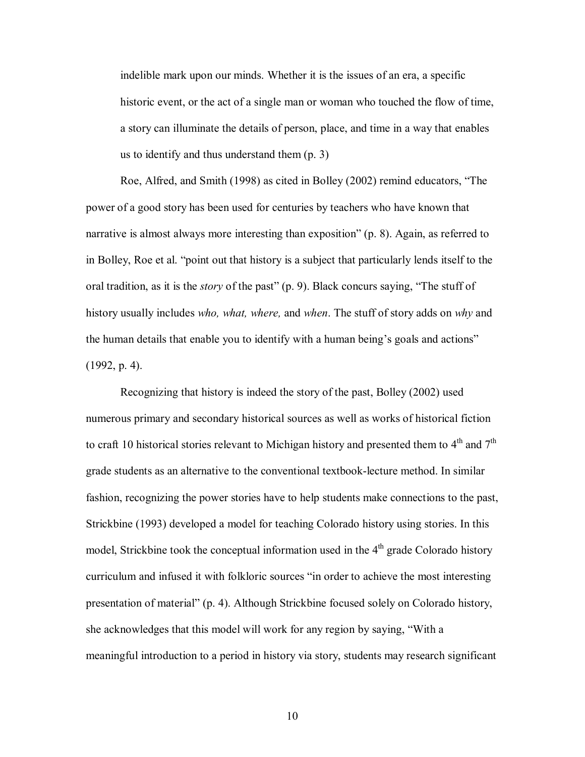> indelible mark upon our minds. Whether it is the issues of an era, a specific historic event, or the act of a single man or woman who touched the flow of time, a story can illuminate the details of person, place, and time in a way that enables us to identify and thus understand them (p. 3)

Roe, Alfred, and Smith (1998) as cited in Bolley (2002) remind educators, "The power of a good story has been used for centuries by teachers who have known that narrative is almost always more interesting than exposition" (p. 8). Again, as referred to in Bolley, Roe et al. "point out that history is a subject that particularly lends itself to the oral tradition, as it is the *story* of the past" (p. 9). Black concurs saying, "The stuff of history usually includes *who, what, where,* and *when*. The stuff of story adds on *why* and the human details that enable you to identify with a human being's goals and actions" (1992, p. 4).

Recognizing that history is indeed the story of the past, Bolley (2002) used numerous primary and secondary historical sources as well as works of historical fiction to craft 10 historical stories relevant to Michigan history and presented them to 4th and 7th grade students as an alternative to the conventional textbook-lecture method. In similar fashion, recognizing the power stories have to help students make connections to the past, Strickbine (1993) developed a model for teaching Colorado history using stories. In this model, Strickbine took the conceptual information used in the 4th grade Colorado history curriculum and infused it with folkloric sources "in order to achieve the most interesting presentation of material" (p. 4). Although Strickbine focused solely on Colorado history, she acknowledges that this model will work for any region by saying, "With a meaningful introduction to a period in history via story, students may research significant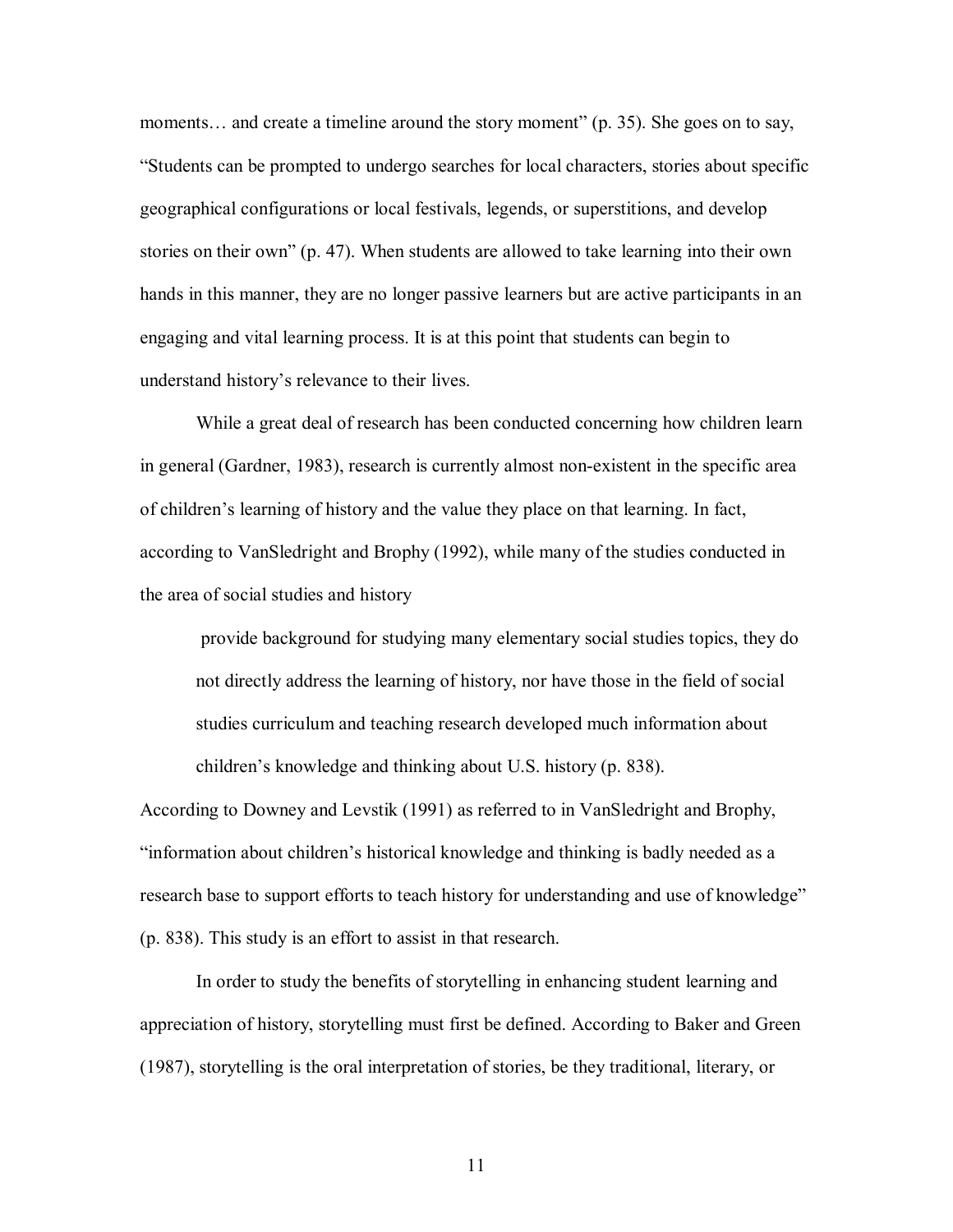moments… and create a timeline around the story moment" (p. 35). She goes on to say, "Students can be prompted to undergo searches for local characters, stories about specific geographical configurations or local festivals, legends, or superstitions, and develop stories on their own" (p. 47). When students are allowed to take learning into their own hands in this manner, they are no longer passive learners but are active participants in an engaging and vital learning process. It is at this point that students can begin to understand history's relevance to their lives.

While a great deal of research has been conducted concerning how children learn in general (Gardner, 1983), research is currently almost non-existent in the specific area of children's learning of history and the value they place on that learning. In fact, according to VanSledright and Brophy (1992), while many of the studies conducted in the area of social studies and history

> provide background for studying many elementary social studies topics, they do not directly address the learning of history, nor have those in the field of social studies curriculum and teaching research developed much information about children's knowledge and thinking about U.S. history (p. 838).

According to Downey and Levstik (1991) as referred to in VanSledright and Brophy, "information about children's historical knowledge and thinking is badly needed as a research base to support efforts to teach history for understanding and use of knowledge" (p. 838). This study is an effort to assist in that research.

In order to study the benefits of storytelling in enhancing student learning and appreciation of history, storytelling must first be defined. According to Baker and Green (1987), storytelling is the oral interpretation of stories, be they traditional, literary, or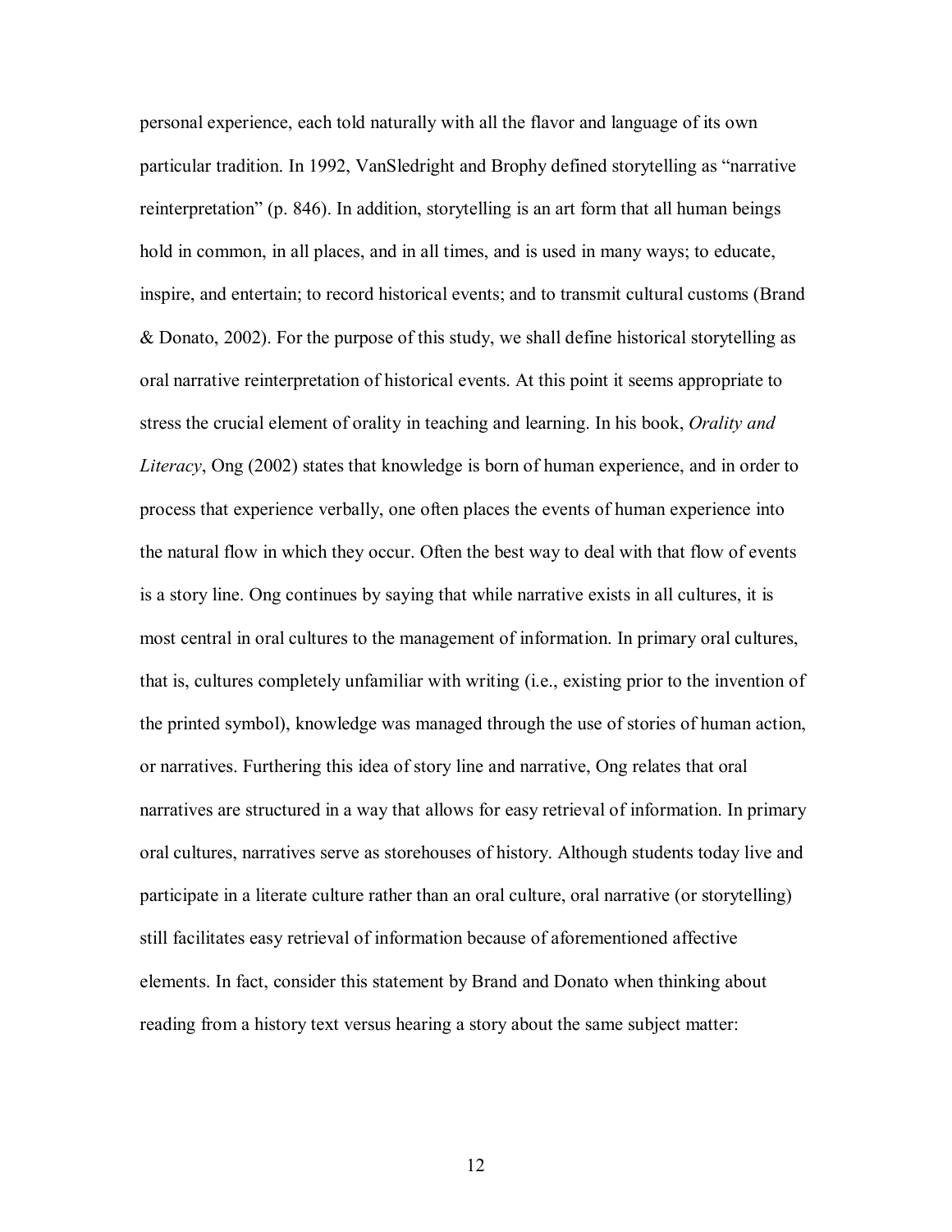personal experience, each told naturally with all the flavor and language of its own particular tradition. In 1992, VanSledright and Brophy defined storytelling as "narrative reinterpretation" (p. 846). In addition, storytelling is an art form that all human beings hold in common, in all places, and in all times, and is used in many ways; to educate, inspire, and entertain; to record historical events; and to transmit cultural customs (Brand & Donato, 2002). For the purpose of this study, we shall define historical storytelling as oral narrative reinterpretation of historical events. At this point it seems appropriate to stress the crucial element of orality in teaching and learning. In his book, *Orality and Literacy*, Ong (2002) states that knowledge is born of human experience, and in order to process that experience verbally, one often places the events of human experience into the natural flow in which they occur. Often the best way to deal with that flow of events is a story line. Ong continues by saying that while narrative exists in all cultures, it is most central in oral cultures to the management of information. In primary oral cultures, that is, cultures completely unfamiliar with writing (i.e., existing prior to the invention of the printed symbol), knowledge was managed through the use of stories of human action, or narratives. Furthering this idea of story line and narrative, Ong relates that oral narratives are structured in a way that allows for easy retrieval of information. In primary oral cultures, narratives serve as storehouses of history. Although students today live and participate in a literate culture rather than an oral culture, oral narrative (or storytelling) still facilitates easy retrieval of information because of aforementioned affective elements. In fact, consider this statement by Brand and Donato when thinking about reading from a history text versus hearing a story about the same subject matter: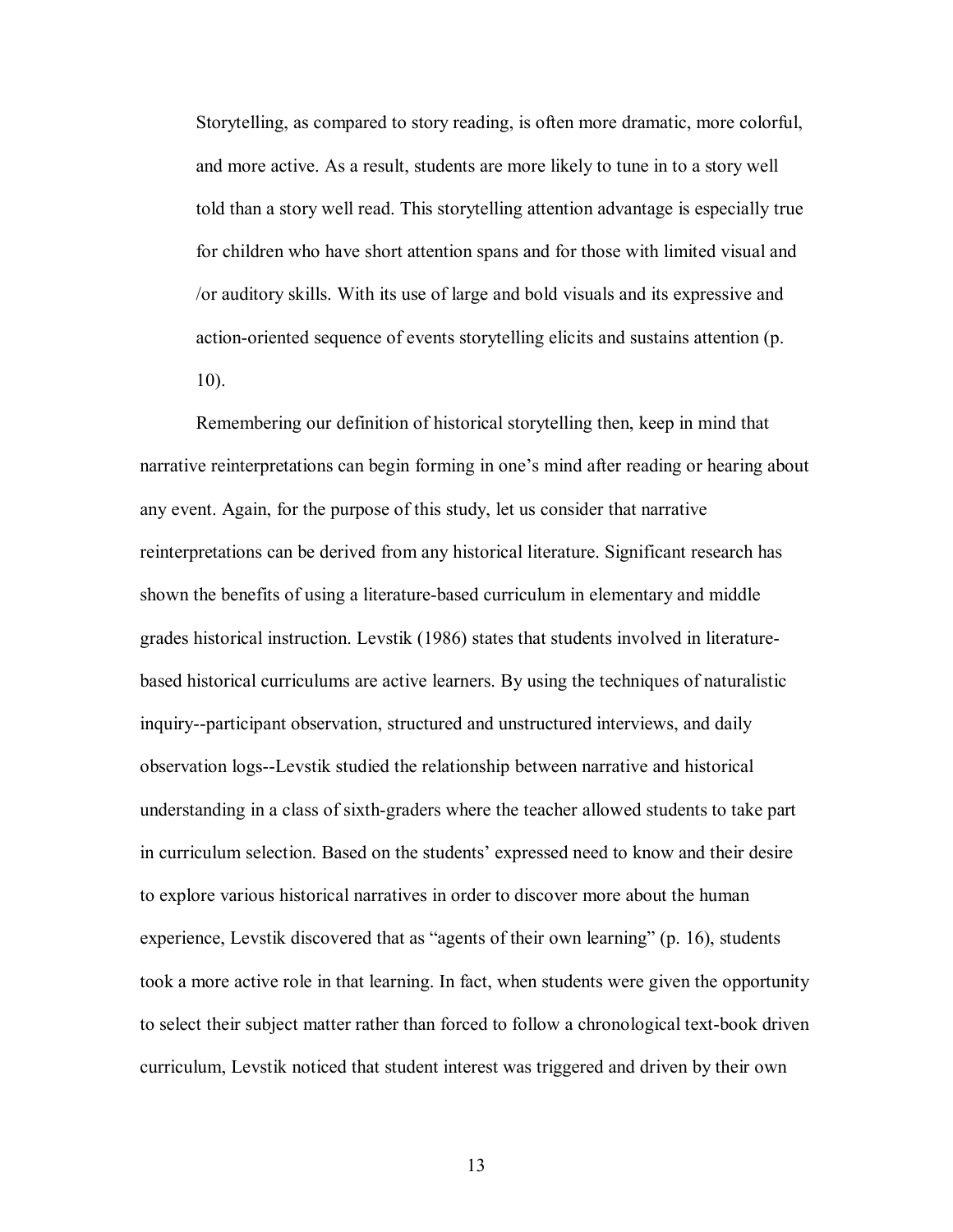> Storytelling, as compared to story reading, is often more dramatic, more colorful, and more active. As a result, students are more likely to tune in to a story well told than a story well read. This storytelling attention advantage is especially true for children who have short attention spans and for those with limited visual and /or auditory skills. With its use of large and bold visuals and its expressive and action-oriented sequence of events storytelling elicits and sustains attention (p. 10).

Remembering our definition of historical storytelling then, keep in mind that narrative reinterpretations can begin forming in one's mind after reading or hearing about any event. Again, for the purpose of this study, let us consider that narrative reinterpretations can be derived from any historical literature. Significant research has shown the benefits of using a literature-based curriculum in elementary and middle grades historical instruction. Levstik (1986) states that students involved in literature-based historical curriculums are active learners. By using the techniques of naturalistic inquiry--participant observation, structured and unstructured interviews, and daily observation logs--Levstik studied the relationship between narrative and historical understanding in a class of sixth-graders where the teacher allowed students to take part in curriculum selection. Based on the students' expressed need to know and their desire to explore various historical narratives in order to discover more about the human experience, Levstik discovered that as "agents of their own learning" (p. 16), students took a more active role in that learning. In fact, when students were given the opportunity to select their subject matter rather than forced to follow a chronological text-book driven curriculum, Levstik noticed that student interest was triggered and driven by their own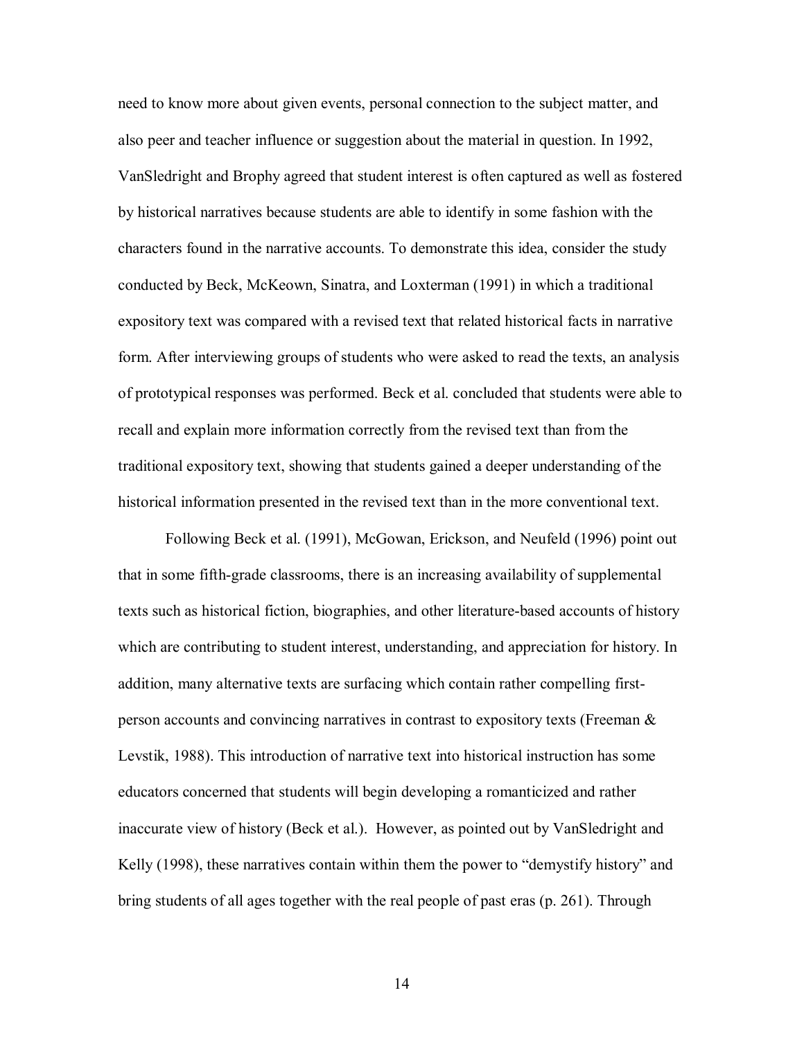need to know more about given events, personal connection to the subject matter, and also peer and teacher influence or suggestion about the material in question. In 1992, VanSledright and Brophy agreed that student interest is often captured as well as fostered by historical narratives because students are able to identify in some fashion with the characters found in the narrative accounts. To demonstrate this idea, consider the study conducted by Beck, McKeown, Sinatra, and Loxterman (1991) in which a traditional expository text was compared with a revised text that related historical facts in narrative form. After interviewing groups of students who were asked to read the texts, an analysis of prototypical responses was performed. Beck et al. concluded that students were able to recall and explain more information correctly from the revised text than from the traditional expository text, showing that students gained a deeper understanding of the historical information presented in the revised text than in the more conventional text.

Following Beck et al. (1991), McGowan, Erickson, and Neufeld (1996) point out that in some fifth-grade classrooms, there is an increasing availability of supplemental texts such as historical fiction, biographies, and other literature-based accounts of history which are contributing to student interest, understanding, and appreciation for history. In addition, many alternative texts are surfacing which contain rather compelling first-person accounts and convincing narratives in contrast to expository texts (Freeman & Levstik, 1988). This introduction of narrative text into historical instruction has some educators concerned that students will begin developing a romanticized and rather inaccurate view of history (Beck et al.). However, as pointed out by VanSledright and Kelly (1998), these narratives contain within them the power to "demystify history" and bring students of all ages together with the real people of past eras (p. 261). Through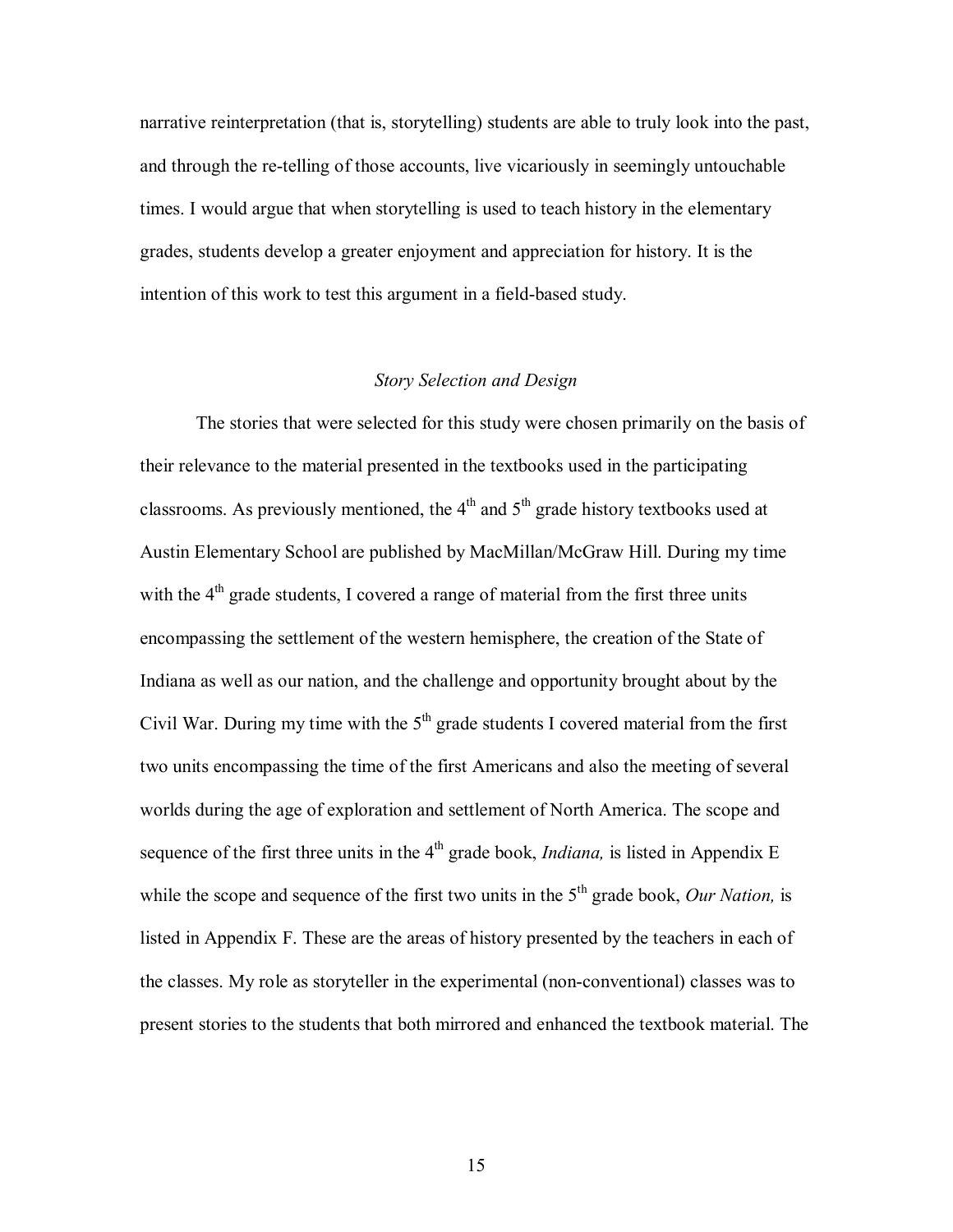narrative reinterpretation (that is, storytelling) students are able to truly look into the past, and through the re-telling of those accounts, live vicariously in seemingly untouchable times. I would argue that when storytelling is used to teach history in the elementary grades, students develop a greater enjoyment and appreciation for history. It is the intention of this work to test this argument in a field-based study.

### *Story Selection and Design*

The stories that were selected for this study were chosen primarily on the basis of their relevance to the material presented in the textbooks used in the participating classrooms. As previously mentioned, the 4th and 5th grade history textbooks used at Austin Elementary School are published by MacMillan/McGraw Hill. During my time with the 4th grade students, I covered a range of material from the first three units encompassing the settlement of the western hemisphere, the creation of the State of Indiana as well as our nation, and the challenge and opportunity brought about by the Civil War. During my time with the 5th grade students I covered material from the first two units encompassing the time of the first Americans and also the meeting of several worlds during the age of exploration and settlement of North America. The scope and sequence of the first three units in the 4th grade book, *Indiana,* is listed in Appendix E while the scope and sequence of the first two units in the 5th grade book, *Our Nation,* is listed in Appendix F. These are the areas of history presented by the teachers in each of the classes. My role as storyteller in the experimental (non-conventional) classes was to present stories to the students that both mirrored and enhanced the textbook material. The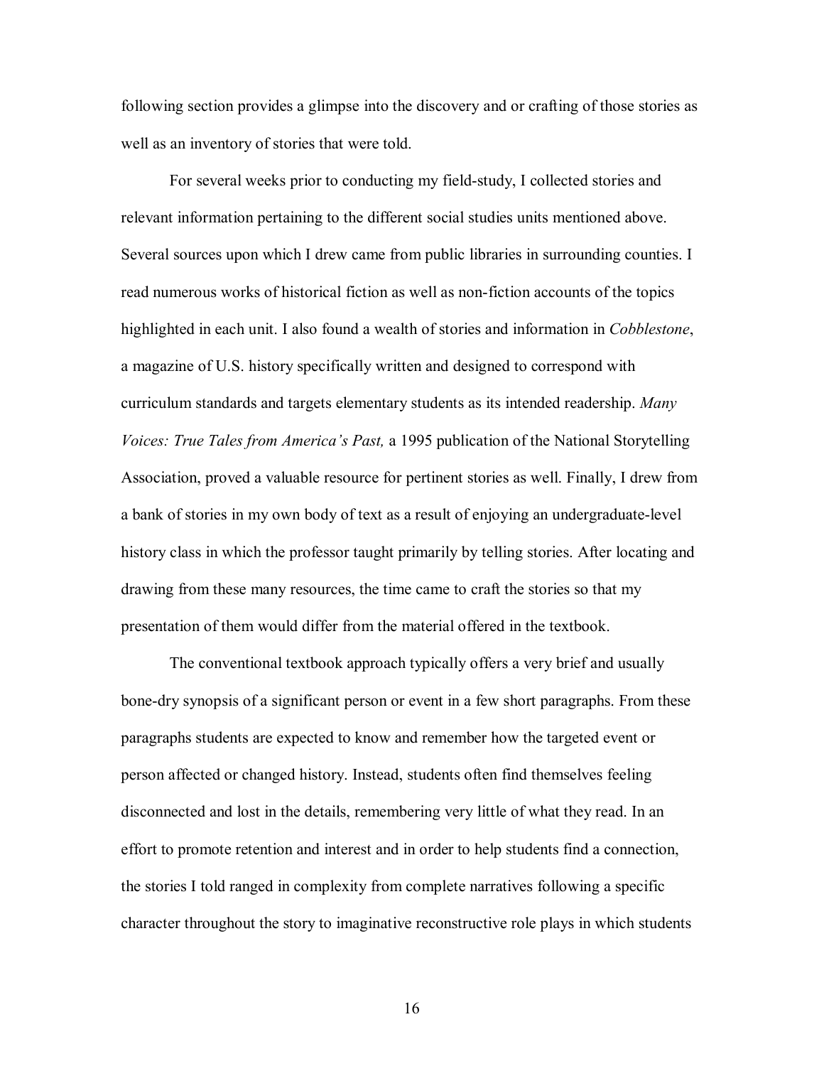following section provides a glimpse into the discovery and or crafting of those stories as well as an inventory of stories that were told.

For several weeks prior to conducting my field-study, I collected stories and relevant information pertaining to the different social studies units mentioned above. Several sources upon which I drew came from public libraries in surrounding counties. I read numerous works of historical fiction as well as non-fiction accounts of the topics highlighted in each unit. I also found a wealth of stories and information in *Cobblestone*, a magazine of U.S. history specifically written and designed to correspond with curriculum standards and targets elementary students as its intended readership. *Many Voices: True Tales from America's Past,* a 1995 publication of the National Storytelling Association, proved a valuable resource for pertinent stories as well. Finally, I drew from a bank of stories in my own body of text as a result of enjoying an undergraduate-level history class in which the professor taught primarily by telling stories. After locating and drawing from these many resources, the time came to craft the stories so that my presentation of them would differ from the material offered in the textbook.

The conventional textbook approach typically offers a very brief and usually bone-dry synopsis of a significant person or event in a few short paragraphs. From these paragraphs students are expected to know and remember how the targeted event or person affected or changed history. Instead, students often find themselves feeling disconnected and lost in the details, remembering very little of what they read. In an effort to promote retention and interest and in order to help students find a connection, the stories I told ranged in complexity from complete narratives following a specific character throughout the story to imaginative reconstructive role plays in which students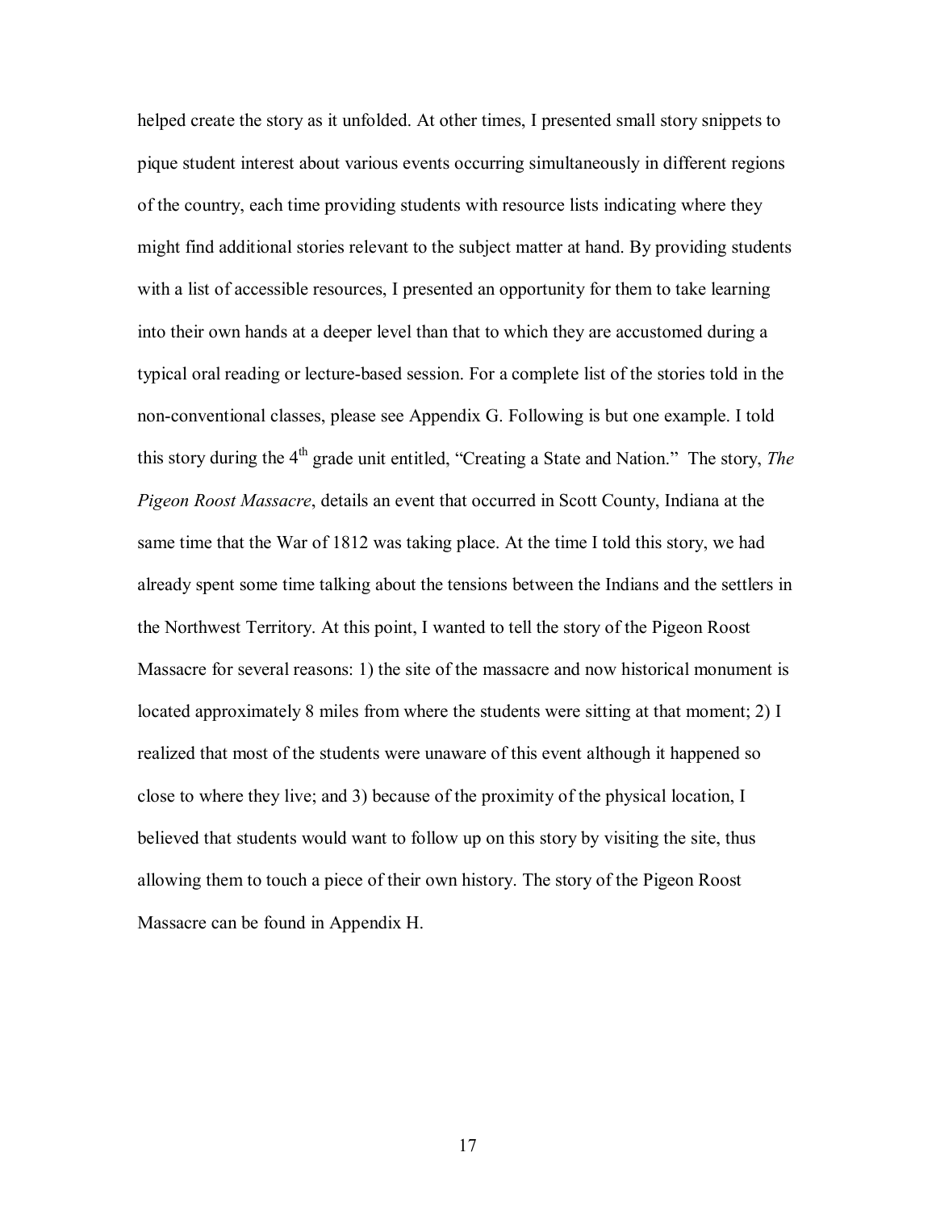helped create the story as it unfolded. At other times, I presented small story snippets to pique student interest about various events occurring simultaneously in different regions of the country, each time providing students with resource lists indicating where they might find additional stories relevant to the subject matter at hand. By providing students with a list of accessible resources, I presented an opportunity for them to take learning into their own hands at a deeper level than that to which they are accustomed during a typical oral reading or lecture-based session. For a complete list of the stories told in the non-conventional classes, please see Appendix G. Following is but one example. I told this story during the 4th grade unit entitled, "Creating a State and Nation." The story, *The Pigeon Roost Massacre*, details an event that occurred in Scott County, Indiana at the same time that the War of 1812 was taking place. At the time I told this story, we had already spent some time talking about the tensions between the Indians and the settlers in the Northwest Territory. At this point, I wanted to tell the story of the Pigeon Roost Massacre for several reasons: 1) the site of the massacre and now historical monument is located approximately 8 miles from where the students were sitting at that moment; 2) I realized that most of the students were unaware of this event although it happened so close to where they live; and 3) because of the proximity of the physical location, I believed that students would want to follow up on this story by visiting the site, thus allowing them to touch a piece of their own history. The story of the Pigeon Roost Massacre can be found in Appendix H.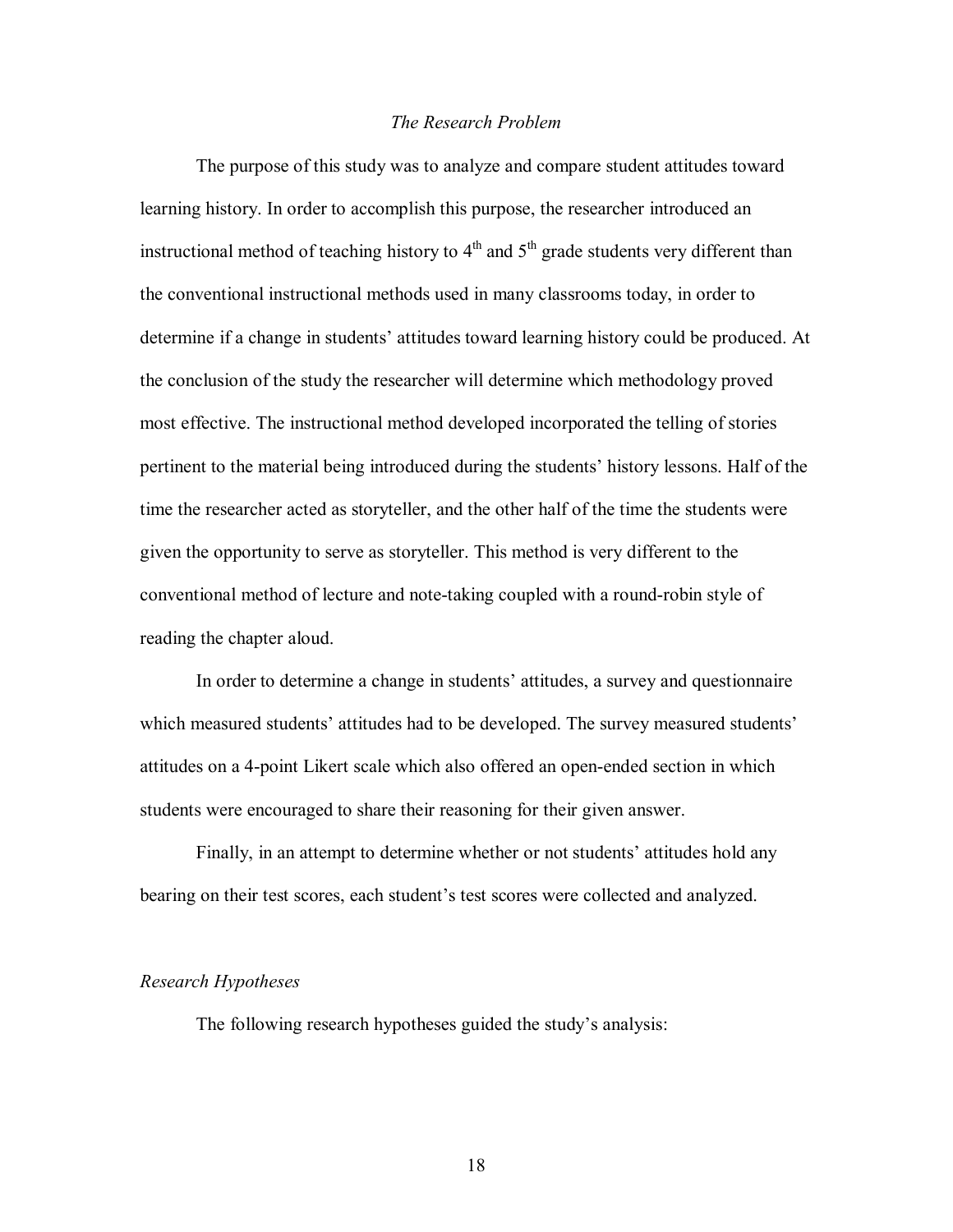## *The Research Problem*

The purpose of this study was to analyze and compare student attitudes toward learning history. In order to accomplish this purpose, the researcher introduced an instructional method of teaching history to 4th and 5th grade students very different than the conventional instructional methods used in many classrooms today, in order to determine if a change in students' attitudes toward learning history could be produced. At the conclusion of the study the researcher will determine which methodology proved most effective. The instructional method developed incorporated the telling of stories pertinent to the material being introduced during the students' history lessons. Half of the time the researcher acted as storyteller, and the other half of the time the students were given the opportunity to serve as storyteller. This method is very different to the conventional method of lecture and note-taking coupled with a round-robin style of reading the chapter aloud.

In order to determine a change in students' attitudes, a survey and questionnaire which measured students' attitudes had to be developed. The survey measured students' attitudes on a 4-point Likert scale which also offered an open-ended section in which students were encouraged to share their reasoning for their given answer.

Finally, in an attempt to determine whether or not students' attitudes hold any bearing on their test scores, each student's test scores were collected and analyzed.

### *Research Hypotheses*

The following research hypotheses guided the study's analysis: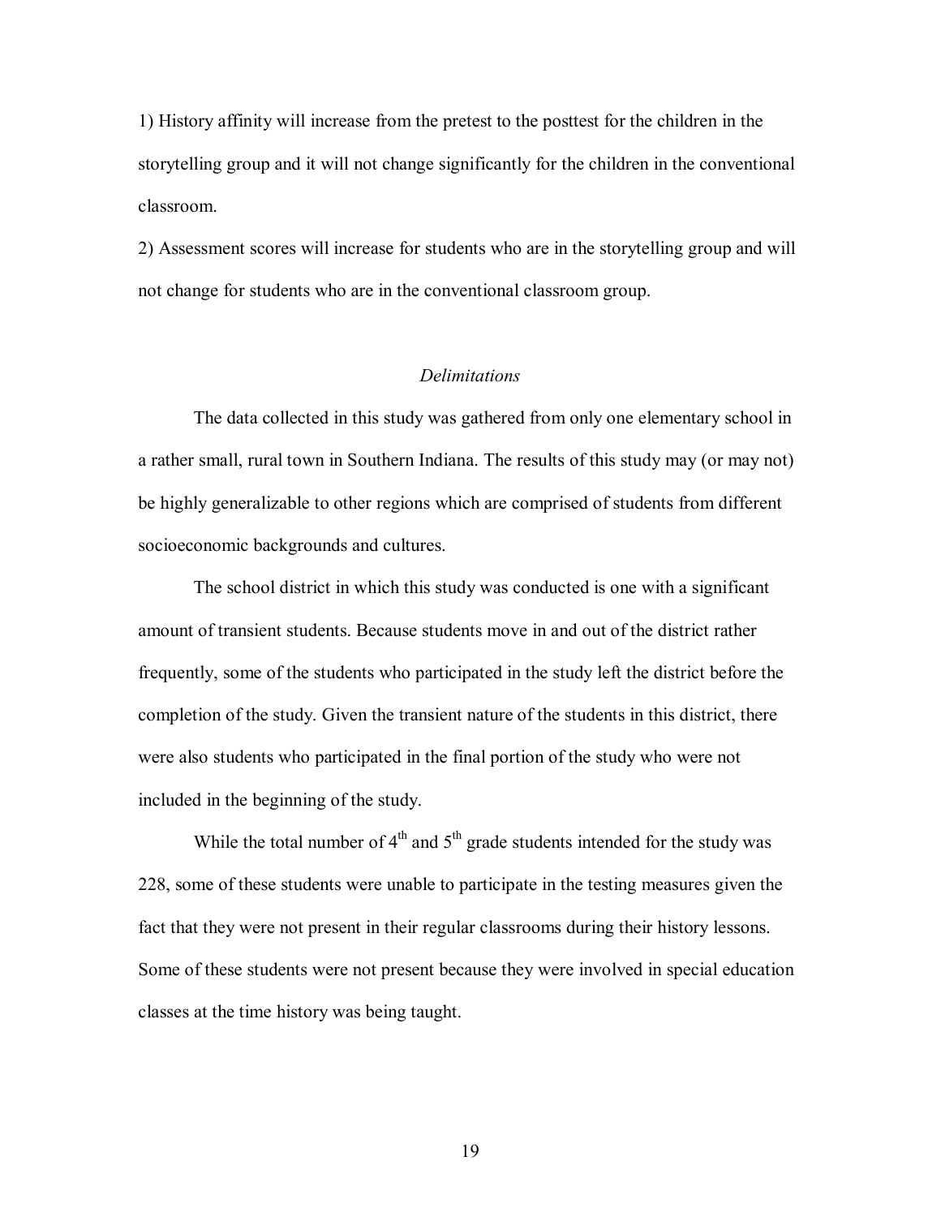1) History affinity will increase from the pretest to the posttest for the children in the storytelling group and it will not change significantly for the children in the conventional classroom.

2) Assessment scores will increase for students who are in the storytelling group and will not change for students who are in the conventional classroom group.

### *Delimitations*

The data collected in this study was gathered from only one elementary school in a rather small, rural town in Southern Indiana. The results of this study may (or may not) be highly generalizable to other regions which are comprised of students from different socioeconomic backgrounds and cultures.

The school district in which this study was conducted is one with a significant amount of transient students. Because students move in and out of the district rather frequently, some of the students who participated in the study left the district before the completion of the study. Given the transient nature of the students in this district, there were also students who participated in the final portion of the study who were not included in the beginning of the study.

While the total number of 4th and 5th grade students intended for the study was 228, some of these students were unable to participate in the testing measures given the fact that they were not present in their regular classrooms during their history lessons. Some of these students were not present because they were involved in special education classes at the time history was being taught.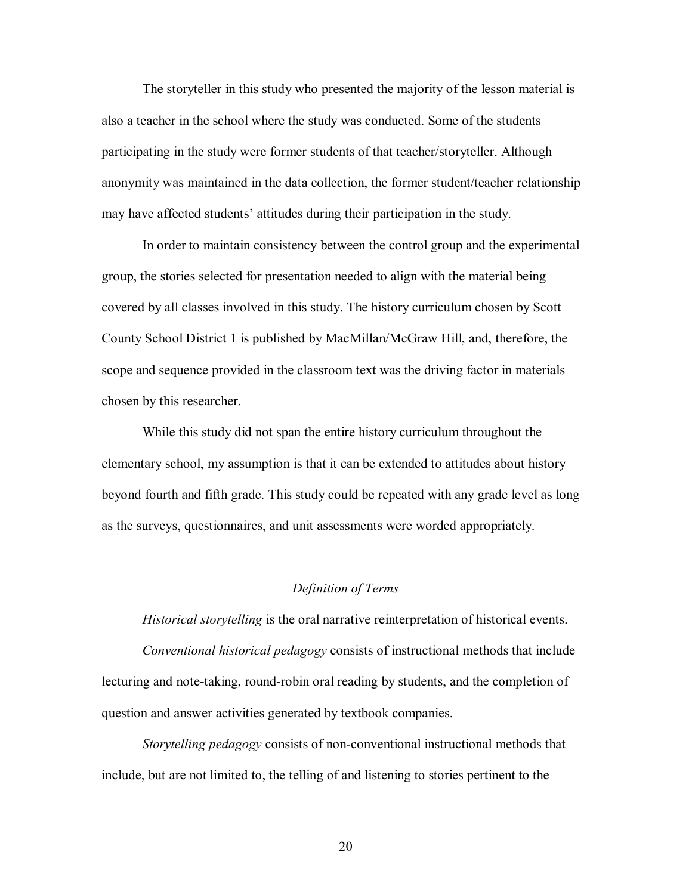The storyteller in this study who presented the majority of the lesson material is also a teacher in the school where the study was conducted. Some of the students participating in the study were former students of that teacher/storyteller. Although anonymity was maintained in the data collection, the former student/teacher relationship may have affected students' attitudes during their participation in the study.

In order to maintain consistency between the control group and the experimental group, the stories selected for presentation needed to align with the material being covered by all classes involved in this study. The history curriculum chosen by Scott County School District 1 is published by MacMillan/McGraw Hill, and, therefore, the scope and sequence provided in the classroom text was the driving factor in materials chosen by this researcher.

While this study did not span the entire history curriculum throughout the elementary school, my assumption is that it can be extended to attitudes about history beyond fourth and fifth grade. This study could be repeated with any grade level as long as the surveys, questionnaires, and unit assessments were worded appropriately.

## *Definition of Terms*

*Historical storytelling* is the oral narrative reinterpretation of historical events.

*Conventional historical pedagogy* consists of instructional methods that include lecturing and note-taking, round-robin oral reading by students, and the completion of question and answer activities generated by textbook companies.

*Storytelling pedagogy* consists of non-conventional instructional methods that include, but are not limited to, the telling of and listening to stories pertinent to the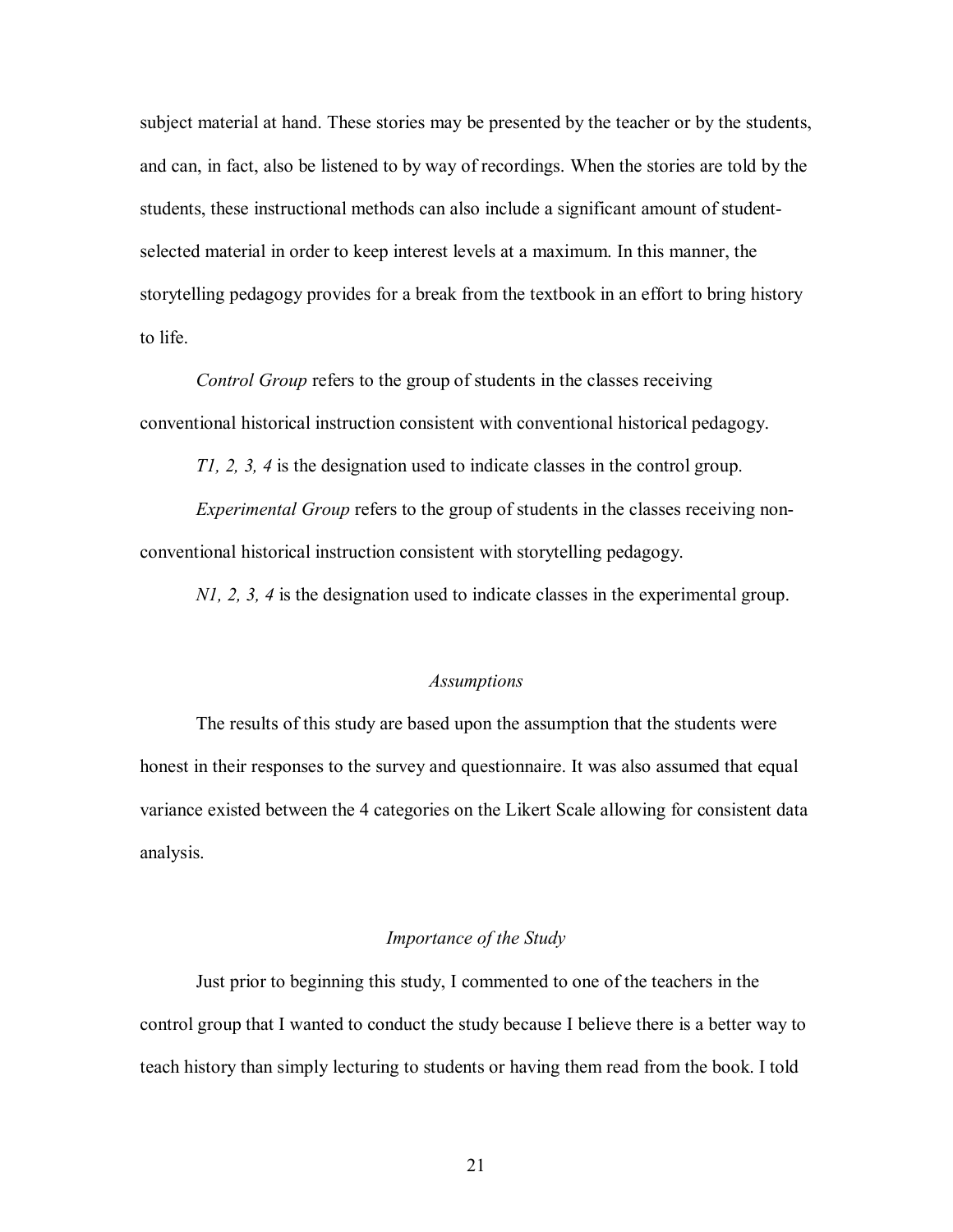subject material at hand. These stories may be presented by the teacher or by the students, and can, in fact, also be listened to by way of recordings. When the stories are told by the students, these instructional methods can also include a significant amount of student-selected material in order to keep interest levels at a maximum. In this manner, the storytelling pedagogy provides for a break from the textbook in an effort to bring history to life.

*Control Group* refers to the group of students in the classes receiving conventional historical instruction consistent with conventional historical pedagogy.

*T1, 2, 3, 4* is the designation used to indicate classes in the control group.

*Experimental Group* refers to the group of students in the classes receiving non-conventional historical instruction consistent with storytelling pedagogy.

*N1, 2, 3, 4* is the designation used to indicate classes in the experimental group.

### *Assumptions*

The results of this study are based upon the assumption that the students were honest in their responses to the survey and questionnaire. It was also assumed that equal variance existed between the 4 categories on the Likert Scale allowing for consistent data analysis.

### *Importance of the Study*

Just prior to beginning this study, I commented to one of the teachers in the control group that I wanted to conduct the study because I believe there is a better way to teach history than simply lecturing to students or having them read from the book. I told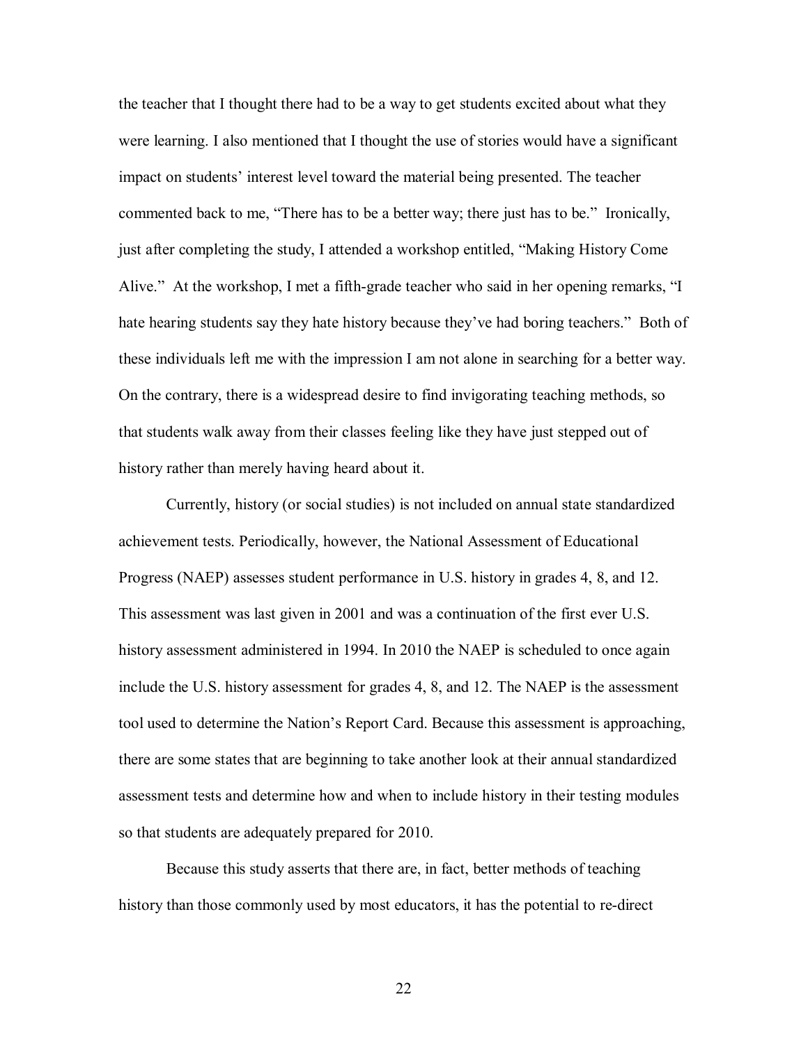the teacher that I thought there had to be a way to get students excited about what they were learning. I also mentioned that I thought the use of stories would have a significant impact on students' interest level toward the material being presented. The teacher commented back to me, "There has to be a better way; there just has to be." Ironically, just after completing the study, I attended a workshop entitled, "Making History Come Alive." At the workshop, I met a fifth-grade teacher who said in her opening remarks, "I hate hearing students say they hate history because they've had boring teachers." Both of these individuals left me with the impression I am not alone in searching for a better way. On the contrary, there is a widespread desire to find invigorating teaching methods, so that students walk away from their classes feeling like they have just stepped out of history rather than merely having heard about it.

Currently, history (or social studies) is not included on annual state standardized achievement tests. Periodically, however, the National Assessment of Educational Progress (NAEP) assesses student performance in U.S. history in grades 4, 8, and 12. This assessment was last given in 2001 and was a continuation of the first ever U.S. history assessment administered in 1994. In 2010 the NAEP is scheduled to once again include the U.S. history assessment for grades 4, 8, and 12. The NAEP is the assessment tool used to determine the Nation's Report Card. Because this assessment is approaching, there are some states that are beginning to take another look at their annual standardized assessment tests and determine how and when to include history in their testing modules so that students are adequately prepared for 2010.

Because this study asserts that there are, in fact, better methods of teaching history than those commonly used by most educators, it has the potential to re-direct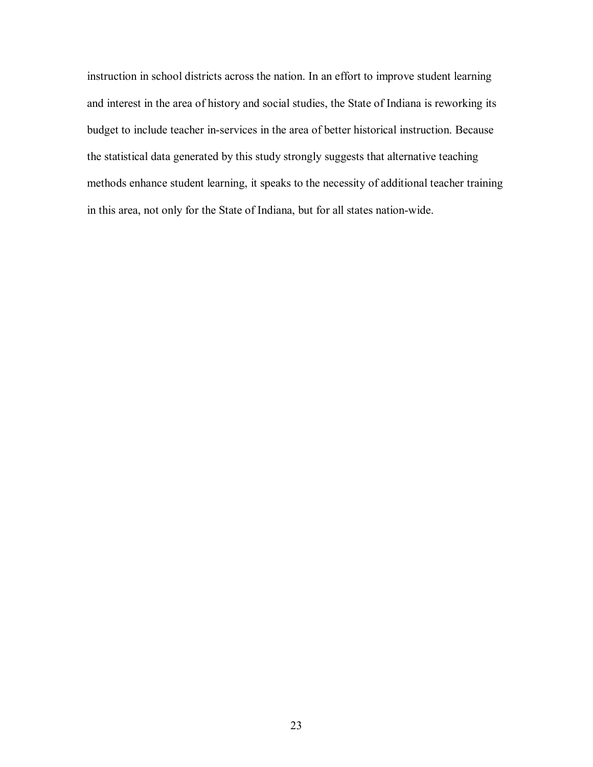instruction in school districts across the nation. In an effort to improve student learning and interest in the area of history and social studies, the State of Indiana is reworking its budget to include teacher in-services in the area of better historical instruction. Because the statistical data generated by this study strongly suggests that alternative teaching methods enhance student learning, it speaks to the necessity of additional teacher training in this area, not only for the State of Indiana, but for all states nation-wide.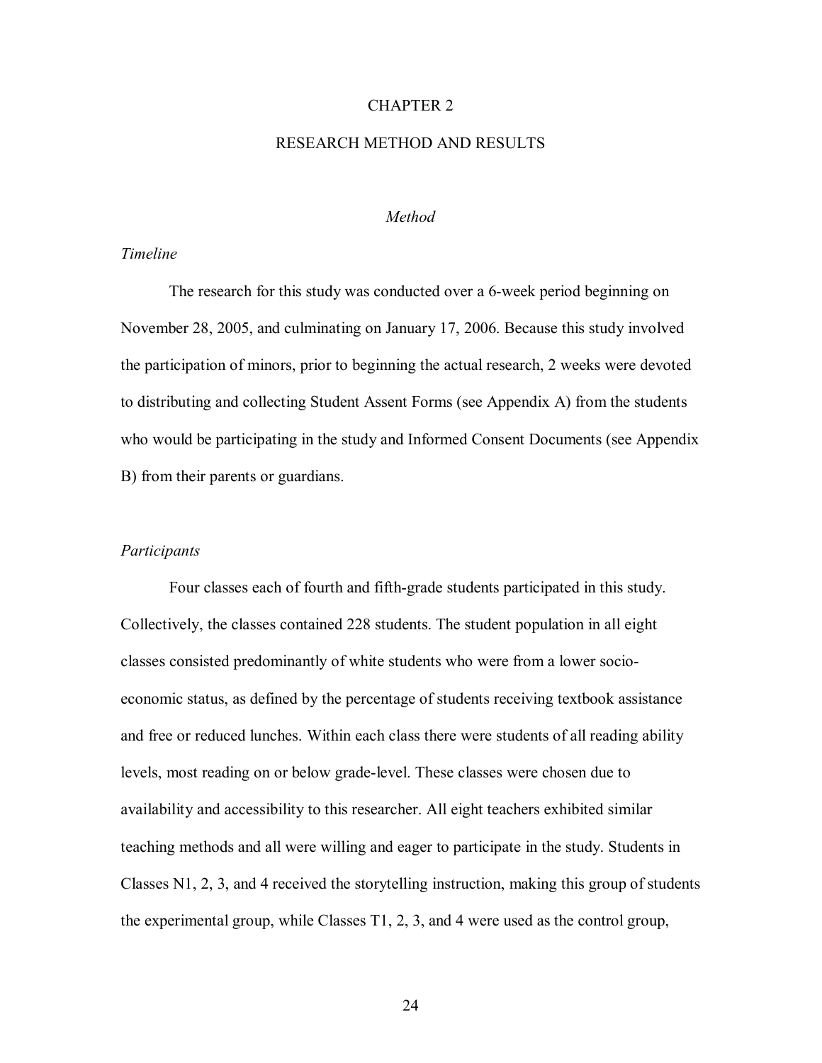# CHAPTER 2

# RESEARCH METHOD AND RESULTS

## *Method*

### *Timeline*

The research for this study was conducted over a 6-week period beginning on November 28, 2005, and culminating on January 17, 2006. Because this study involved the participation of minors, prior to beginning the actual research, 2 weeks were devoted to distributing and collecting Student Assent Forms (see Appendix A) from the students who would be participating in the study and Informed Consent Documents (see Appendix B) from their parents or guardians.

### *Participants*

Four classes each of fourth and fifth-grade students participated in this study. Collectively, the classes contained 228 students. The student population in all eight classes consisted predominantly of white students who were from a lower socio-economic status, as defined by the percentage of students receiving textbook assistance and free or reduced lunches. Within each class there were students of all reading ability levels, most reading on or below grade-level. These classes were chosen due to availability and accessibility to this researcher. All eight teachers exhibited similar teaching methods and all were willing and eager to participate in the study. Students in Classes N1, 2, 3, and 4 received the storytelling instruction, making this group of students the experimental group, while Classes T1, 2, 3, and 4 were used as the control group,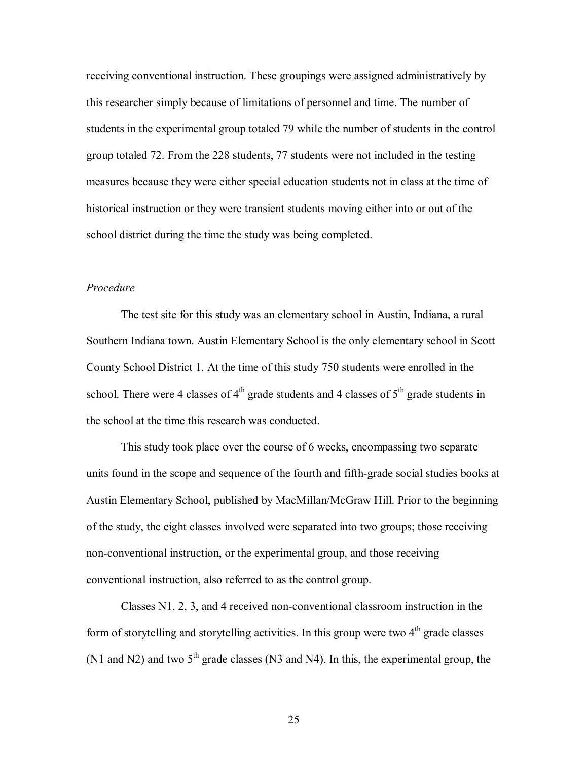receiving conventional instruction. These groupings were assigned administratively by this researcher simply because of limitations of personnel and time. The number of students in the experimental group totaled 79 while the number of students in the control group totaled 72. From the 228 students, 77 students were not included in the testing measures because they were either special education students not in class at the time of historical instruction or they were transient students moving either into or out of the school district during the time the study was being completed.

*Procedure*

The test site for this study was an elementary school in Austin, Indiana, a rural Southern Indiana town. Austin Elementary School is the only elementary school in Scott County School District 1. At the time of this study 750 students were enrolled in the school. There were 4 classes of 4th grade students and 4 classes of 5th grade students in the school at the time this research was conducted.

This study took place over the course of 6 weeks, encompassing two separate units found in the scope and sequence of the fourth and fifth-grade social studies books at Austin Elementary School, published by MacMillan/McGraw Hill. Prior to the beginning of the study, the eight classes involved were separated into two groups; those receiving non-conventional instruction, or the experimental group, and those receiving conventional instruction, also referred to as the control group.

Classes N1, 2, 3, and 4 received non-conventional classroom instruction in the form of storytelling and storytelling activities. In this group were two 4th grade classes (N1 and N2) and two 5th grade classes (N3 and N4). In this, the experimental group, the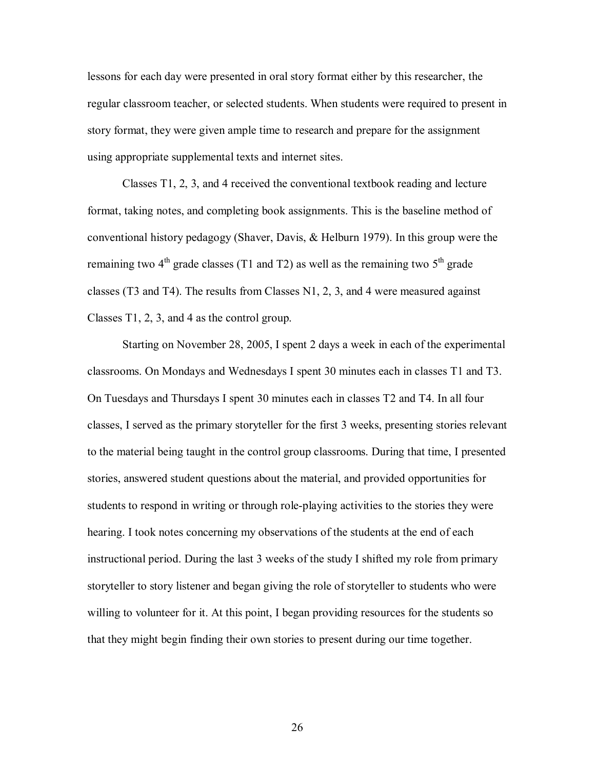lessons for each day were presented in oral story format either by this researcher, the regular classroom teacher, or selected students. When students were required to present in story format, they were given ample time to research and prepare for the assignment using appropriate supplemental texts and internet sites.

Classes T1, 2, 3, and 4 received the conventional textbook reading and lecture format, taking notes, and completing book assignments. This is the baseline method of conventional history pedagogy (Shaver, Davis, & Helburn 1979). In this group were the remaining two 4th grade classes (T1 and T2) as well as the remaining two 5th grade classes (T3 and T4). The results from Classes N1, 2, 3, and 4 were measured against Classes T1, 2, 3, and 4 as the control group.

Starting on November 28, 2005, I spent 2 days a week in each of the experimental classrooms. On Mondays and Wednesdays I spent 30 minutes each in classes T1 and T3. On Tuesdays and Thursdays I spent 30 minutes each in classes T2 and T4. In all four classes, I served as the primary storyteller for the first 3 weeks, presenting stories relevant to the material being taught in the control group classrooms. During that time, I presented stories, answered student questions about the material, and provided opportunities for students to respond in writing or through role-playing activities to the stories they were hearing. I took notes concerning my observations of the students at the end of each instructional period. During the last 3 weeks of the study I shifted my role from primary storyteller to story listener and began giving the role of storyteller to students who were willing to volunteer for it. At this point, I began providing resources for the students so that they might begin finding their own stories to present during our time together.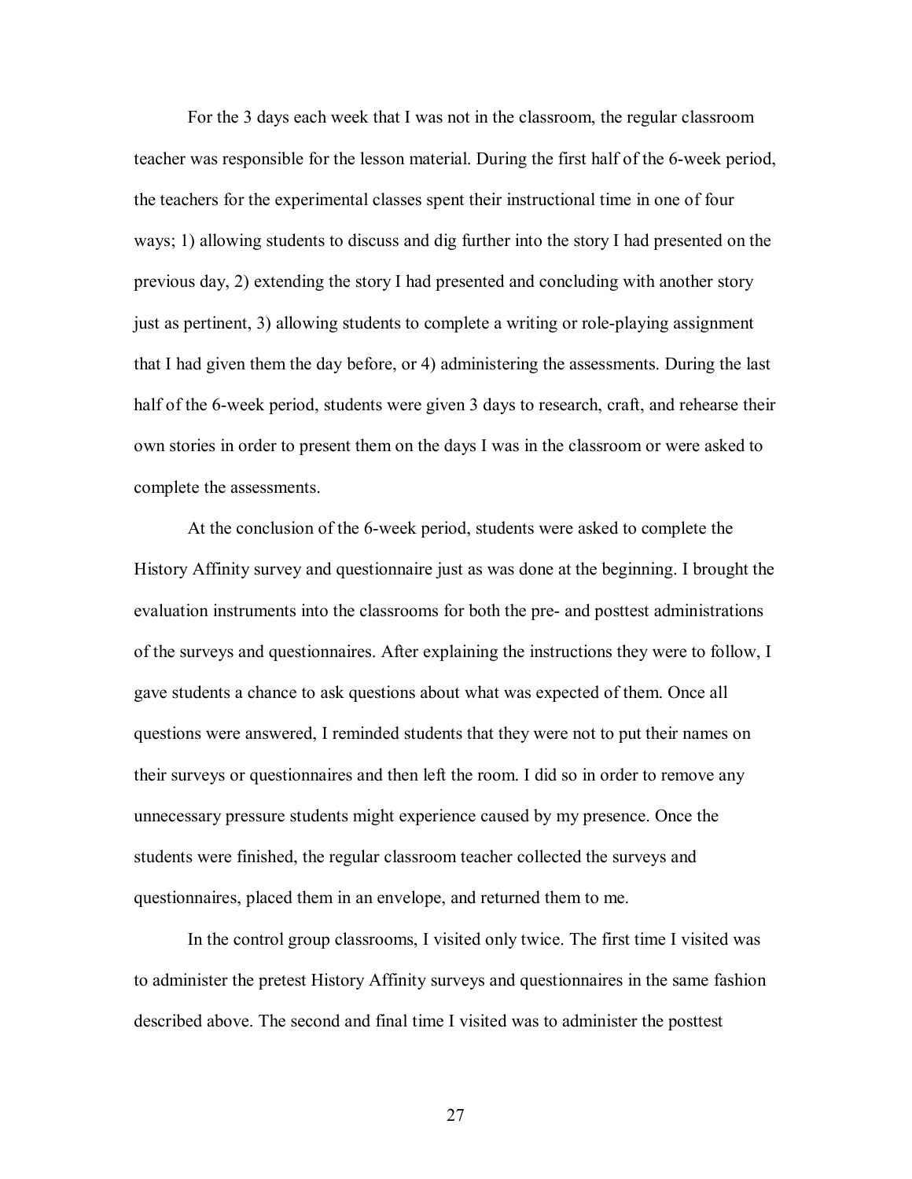For the 3 days each week that I was not in the classroom, the regular classroom teacher was responsible for the lesson material. During the first half of the 6-week period, the teachers for the experimental classes spent their instructional time in one of four ways; 1) allowing students to discuss and dig further into the story I had presented on the previous day, 2) extending the story I had presented and concluding with another story just as pertinent, 3) allowing students to complete a writing or role-playing assignment that I had given them the day before, or 4) administering the assessments. During the last half of the 6-week period, students were given 3 days to research, craft, and rehearse their own stories in order to present them on the days I was in the classroom or were asked to complete the assessments.

At the conclusion of the 6-week period, students were asked to complete the History Affinity survey and questionnaire just as was done at the beginning. I brought the evaluation instruments into the classrooms for both the pre- and posttest administrations of the surveys and questionnaires. After explaining the instructions they were to follow, I gave students a chance to ask questions about what was expected of them. Once all questions were answered, I reminded students that they were not to put their names on their surveys or questionnaires and then left the room. I did so in order to remove any unnecessary pressure students might experience caused by my presence. Once the students were finished, the regular classroom teacher collected the surveys and questionnaires, placed them in an envelope, and returned them to me.

In the control group classrooms, I visited only twice. The first time I visited was to administer the pretest History Affinity surveys and questionnaires in the same fashion described above. The second and final time I visited was to administer the posttest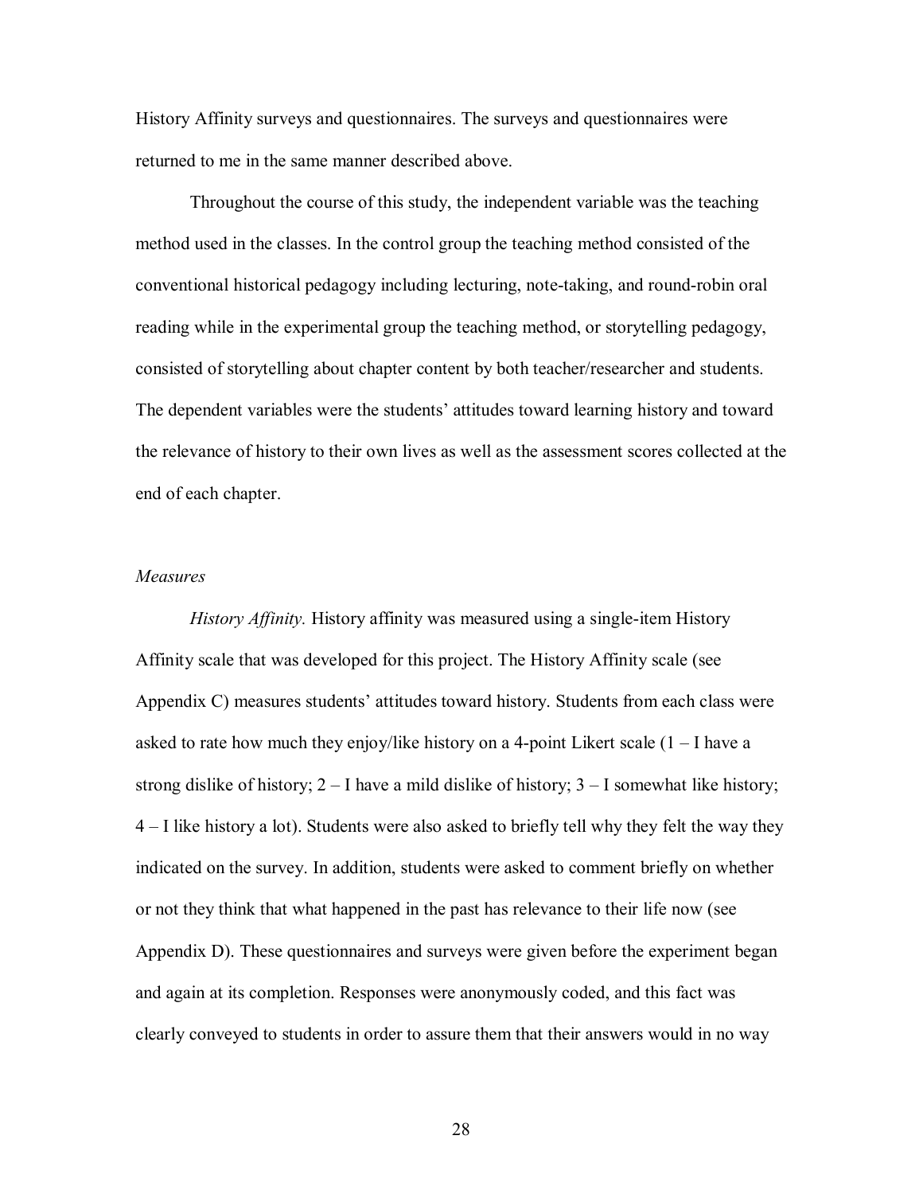History Affinity surveys and questionnaires. The surveys and questionnaires were returned to me in the same manner described above.

Throughout the course of this study, the independent variable was the teaching method used in the classes. In the control group the teaching method consisted of the conventional historical pedagogy including lecturing, note-taking, and round-robin oral reading while in the experimental group the teaching method, or storytelling pedagogy, consisted of storytelling about chapter content by both teacher/researcher and students. The dependent variables were the students' attitudes toward learning history and toward the relevance of history to their own lives as well as the assessment scores collected at the end of each chapter.

*Measures*

*History Affinity.* History affinity was measured using a single-item History Affinity scale that was developed for this project. The History Affinity scale (see Appendix C) measures students' attitudes toward history. Students from each class were asked to rate how much they enjoy/like history on a 4-point Likert scale (1 – I have a strong dislike of history; 2 – I have a mild dislike of history; 3 – I somewhat like history; 4 – I like history a lot). Students were also asked to briefly tell why they felt the way they indicated on the survey. In addition, students were asked to comment briefly on whether or not they think that what happened in the past has relevance to their life now (see Appendix D). These questionnaires and surveys were given before the experiment began and again at its completion. Responses were anonymously coded, and this fact was clearly conveyed to students in order to assure them that their answers would in no way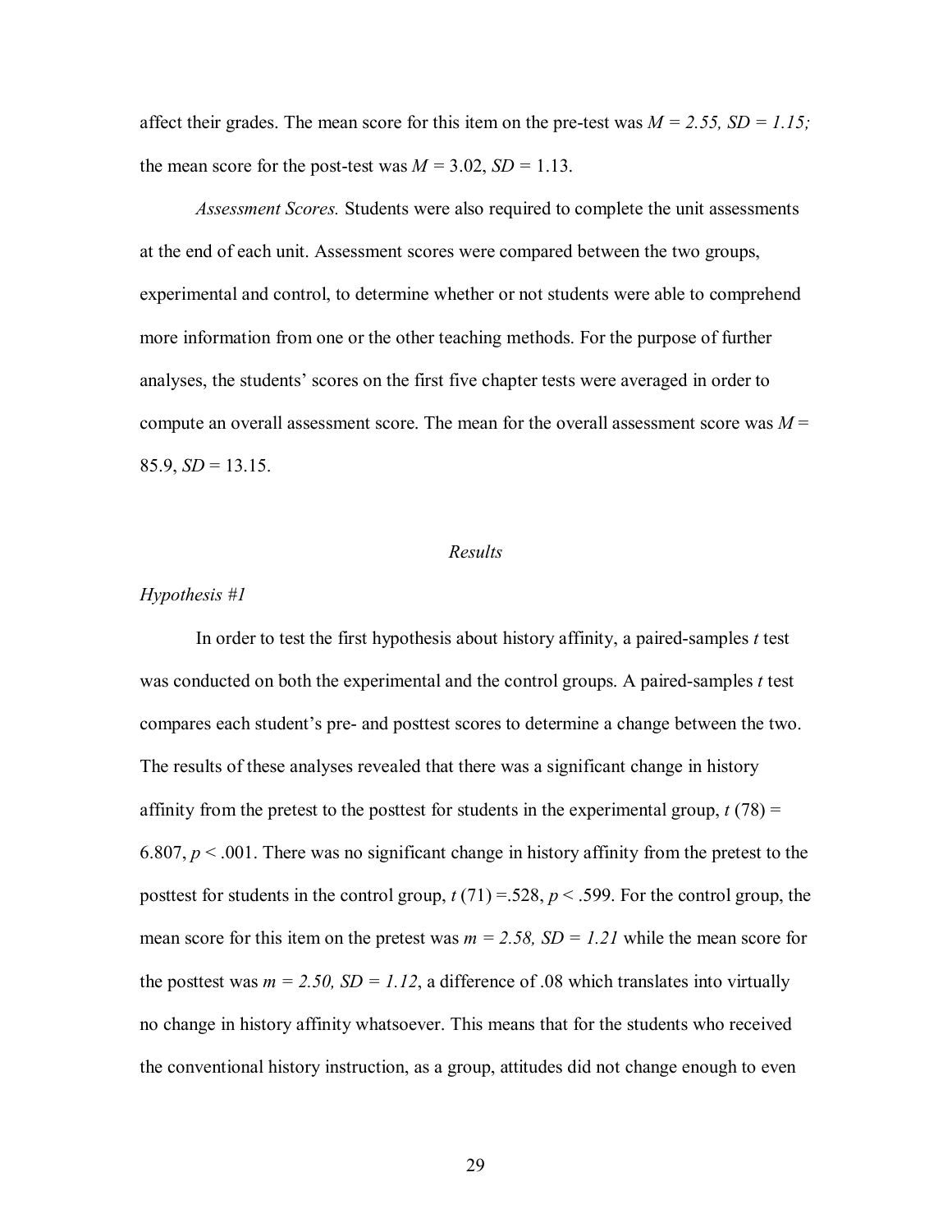affect their grades. The mean score for this item on the pre-test was $M = 2.55$, $SD = 1.15$; the mean score for the post-test was $M = 3.02$, $SD = 1.13$.

*Assessment Scores.* Students were also required to complete the unit assessments at the end of each unit. Assessment scores were compared between the two groups, experimental and control, to determine whether or not students were able to comprehend more information from one or the other teaching methods. For the purpose of further analyses, the students' scores on the first five chapter tests were averaged in order to compute an overall assessment score. The mean for the overall assessment score was $M = 85.9$, $SD = 13.15$.

## *Results*

### *Hypothesis #1*

In order to test the first hypothesis about history affinity, a paired-samples *t* test was conducted on both the experimental and the control groups. A paired-samples *t* test compares each student's pre- and posttest scores to determine a change between the two. The results of these analyses revealed that there was a significant change in history affinity from the pretest to the posttest for students in the experimental group, $t(78) = 6.807$, $p < .001$. There was no significant change in history affinity from the pretest to the posttest for students in the control group, $t(71) = .528$, $p < .599$. For the control group, the mean score for this item on the pretest was $m = 2.58$, $SD = 1.21$ while the mean score for the posttest was $m = 2.50$, $SD = 1.12$, a difference of .08 which translates into virtually no change in history affinity whatsoever. This means that for the students who received the conventional history instruction, as a group, attitudes did not change enough to even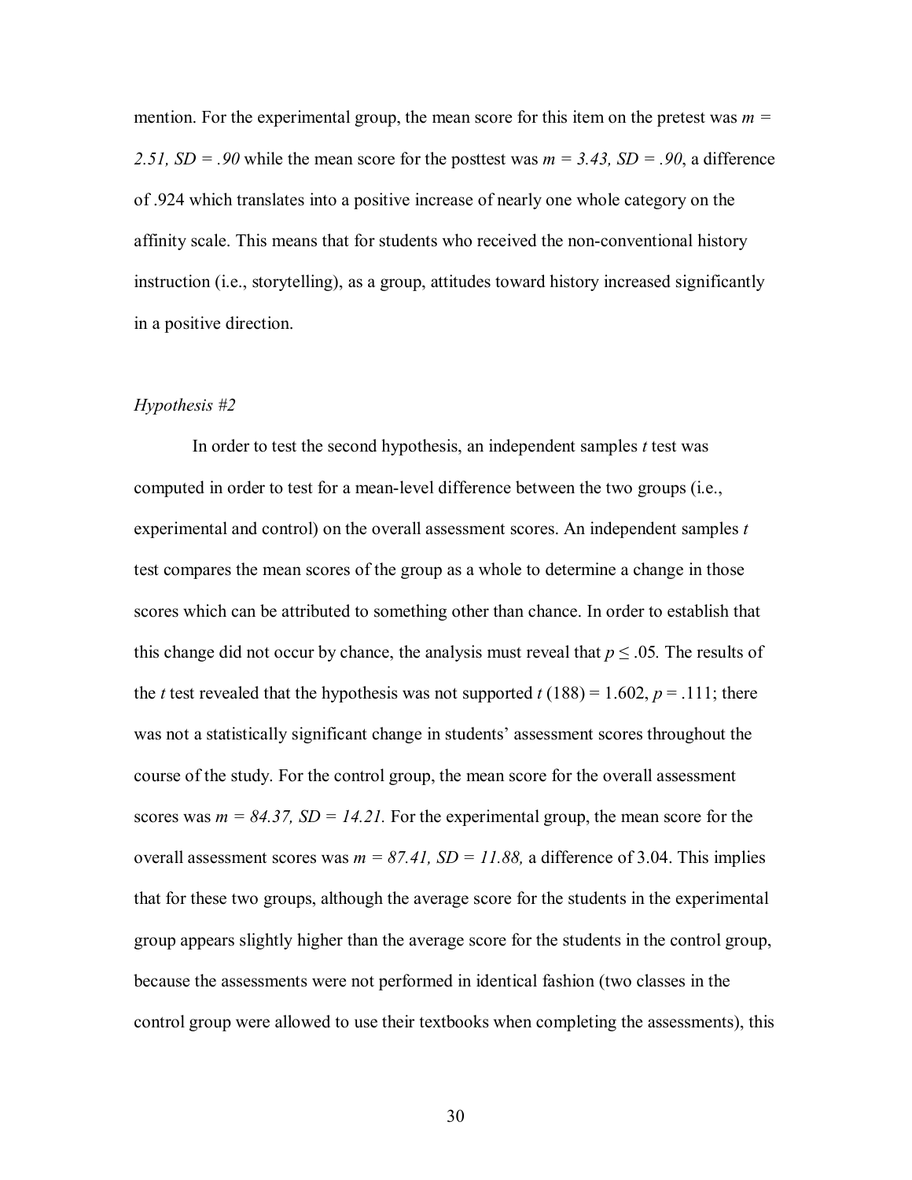mention. For the experimental group, the mean score for this item on the pretest was *m = 2.51, SD = .90* while the mean score for the posttest was *m = 3.43, SD = .90*, a difference of .924 which translates into a positive increase of nearly one whole category on the affinity scale. This means that for students who received the non-conventional history instruction (i.e., storytelling), as a group, attitudes toward history increased significantly in a positive direction.

*Hypothesis #2*

In order to test the second hypothesis, an independent samples $t$ test was computed in order to test for a mean-level difference between the two groups (i.e., experimental and control) on the overall assessment scores. An independent samples $t$ test compares the mean scores of the group as a whole to determine a change in those scores which can be attributed to something other than chance. In order to establish that this change did not occur by chance, the analysis must reveal that $p \leq .05$. The results of the $t$ test revealed that the hypothesis was not supported $t\ (188) = 1.602$, $p = .111$; there was not a statistically significant change in students' assessment scores throughout the course of the study. For the control group, the mean score for the overall assessment scores was *m = 84.37, SD = 14.21.* For the experimental group, the mean score for the overall assessment scores was *m = 87.41, SD = 11.88,* a difference of 3.04. This implies that for these two groups, although the average score for the students in the experimental group appears slightly higher than the average score for the students in the control group, because the assessments were not performed in identical fashion (two classes in the control group were allowed to use their textbooks when completing the assessments), this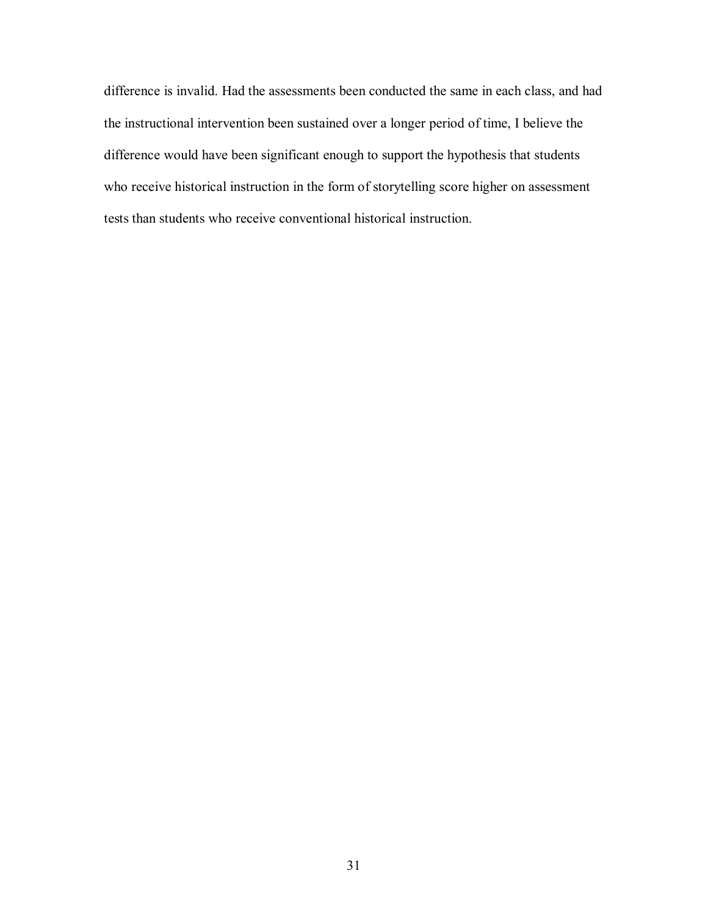difference is invalid. Had the assessments been conducted the same in each class, and had the instructional intervention been sustained over a longer period of time, I believe the difference would have been significant enough to support the hypothesis that students who receive historical instruction in the form of storytelling score higher on assessment tests than students who receive conventional historical instruction.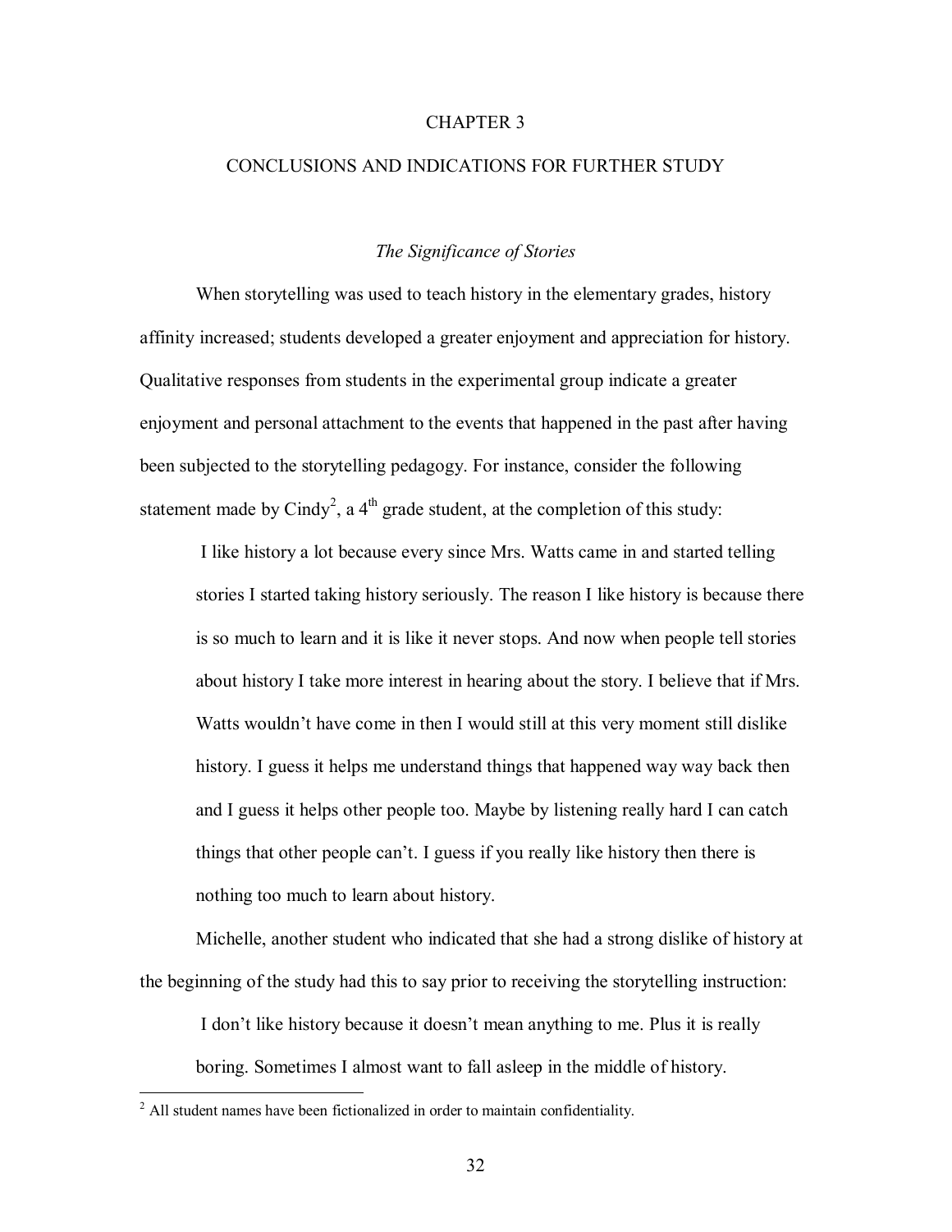# CHAPTER 3

# CONCLUSIONS AND INDICATIONS FOR FURTHER STUDY

### *The Significance of Stories*

When storytelling was used to teach history in the elementary grades, history affinity increased; students developed a greater enjoyment and appreciation for history. Qualitative responses from students in the experimental group indicate a greater enjoyment and personal attachment to the events that happened in the past after having been subjected to the storytelling pedagogy. For instance, consider the following statement made by Cindy[2], a 4th grade student, at the completion of this study:

> I like history a lot because every since Mrs. Watts came in and started telling stories I started taking history seriously. The reason I like history is because there is so much to learn and it is like it never stops. And now when people tell stories about history I take more interest in hearing about the story. I believe that if Mrs. Watts wouldn't have come in then I would still at this very moment still dislike history. I guess it helps me understand things that happened way way back then and I guess it helps other people too. Maybe by listening really hard I can catch things that other people can't. I guess if you really like history then there is nothing too much to learn about history.

Michelle, another student who indicated that she had a strong dislike of history at the beginning of the study had this to say prior to receiving the storytelling instruction:

> I don't like history because it doesn't mean anything to me. Plus it is really boring. Sometimes I almost want to fall asleep in the middle of history.

[2] All student names have been fictionalized in order to maintain confidentiality.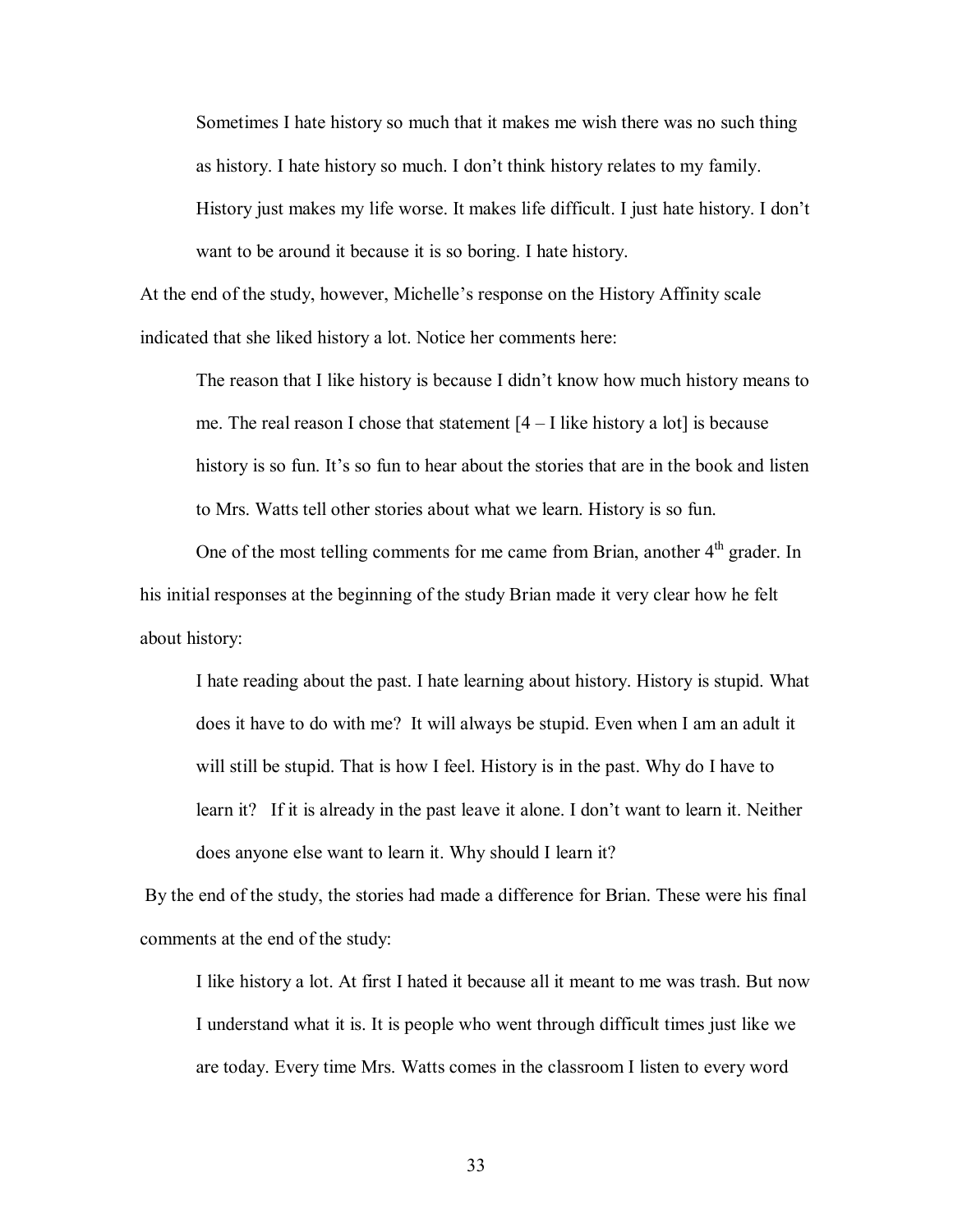> Sometimes I hate history so much that it makes me wish there was no such thing as history. I hate history so much. I don't think history relates to my family. History just makes my life worse. It makes life difficult. I just hate history. I don't want to be around it because it is so boring. I hate history.

At the end of the study, however, Michelle's response on the History Affinity scale indicated that she liked history a lot. Notice her comments here:

> The reason that I like history is because I didn't know how much history means to me. The real reason I chose that statement [4 – I like history a lot] is because history is so fun. It's so fun to hear about the stories that are in the book and listen to Mrs. Watts tell other stories about what we learn. History is so fun.

One of the most telling comments for me came from Brian, another 4th grader. In his initial responses at the beginning of the study Brian made it very clear how he felt about history:

> I hate reading about the past. I hate learning about history. History is stupid. What does it have to do with me? It will always be stupid. Even when I am an adult it will still be stupid. That is how I feel. History is in the past. Why do I have to learn it? If it is already in the past leave it alone. I don't want to learn it. Neither does anyone else want to learn it. Why should I learn it?

By the end of the study, the stories had made a difference for Brian. These were his final comments at the end of the study:

> I like history a lot. At first I hated it because all it meant to me was trash. But now I understand what it is. It is people who went through difficult times just like we are today. Every time Mrs. Watts comes in the classroom I listen to every word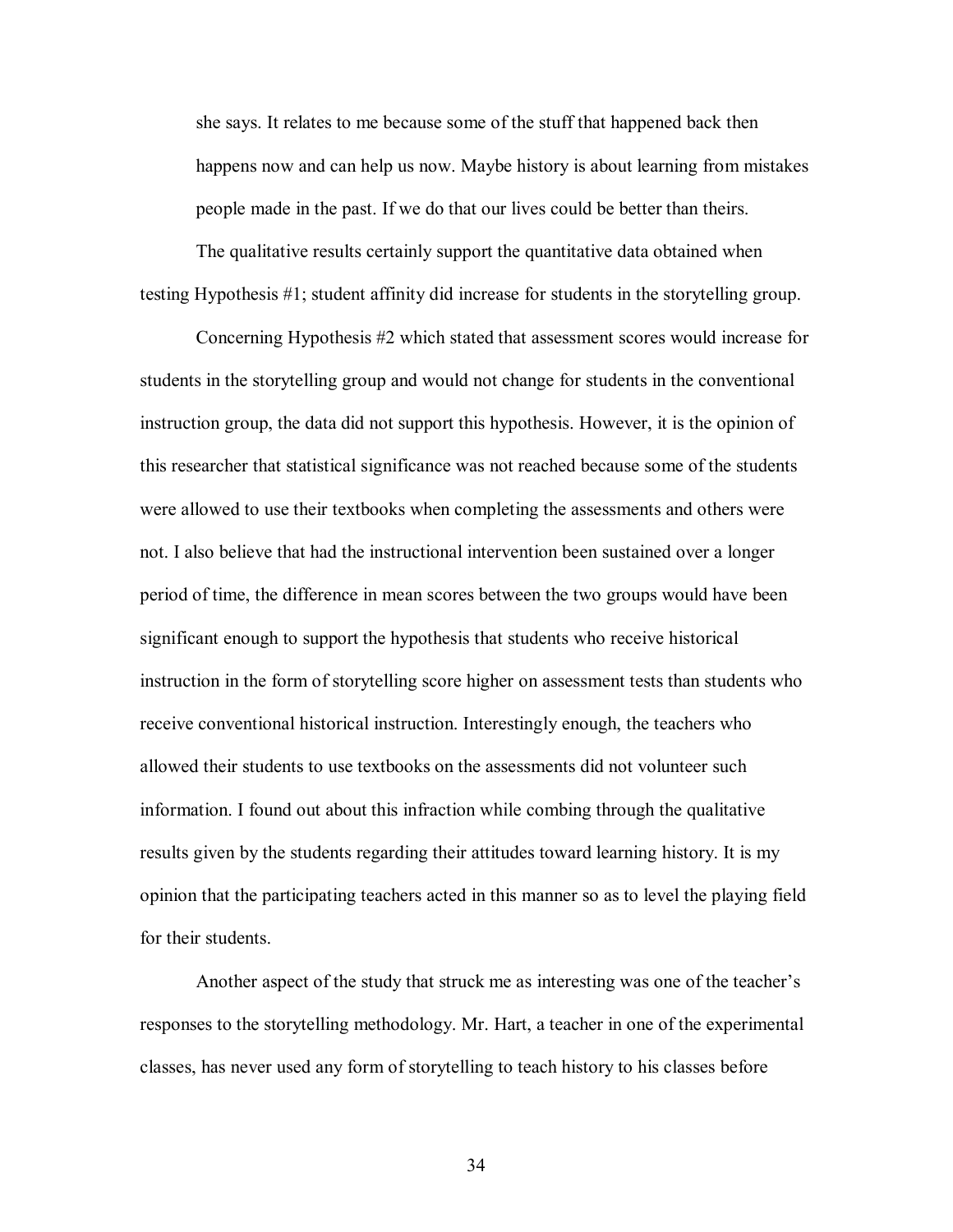> she says. It relates to me because some of the stuff that happened back then happens now and can help us now. Maybe history is about learning from mistakes people made in the past. If we do that our lives could be better than theirs.

The qualitative results certainly support the quantitative data obtained when testing Hypothesis #1; student affinity did increase for students in the storytelling group.

Concerning Hypothesis #2 which stated that assessment scores would increase for students in the storytelling group and would not change for students in the conventional instruction group, the data did not support this hypothesis. However, it is the opinion of this researcher that statistical significance was not reached because some of the students were allowed to use their textbooks when completing the assessments and others were not. I also believe that had the instructional intervention been sustained over a longer period of time, the difference in mean scores between the two groups would have been significant enough to support the hypothesis that students who receive historical instruction in the form of storytelling score higher on assessment tests than students who receive conventional historical instruction. Interestingly enough, the teachers who allowed their students to use textbooks on the assessments did not volunteer such information. I found out about this infraction while combing through the qualitative results given by the students regarding their attitudes toward learning history. It is my opinion that the participating teachers acted in this manner so as to level the playing field for their students.

Another aspect of the study that struck me as interesting was one of the teacher's responses to the storytelling methodology. Mr. Hart, a teacher in one of the experimental classes, has never used any form of storytelling to teach history to his classes before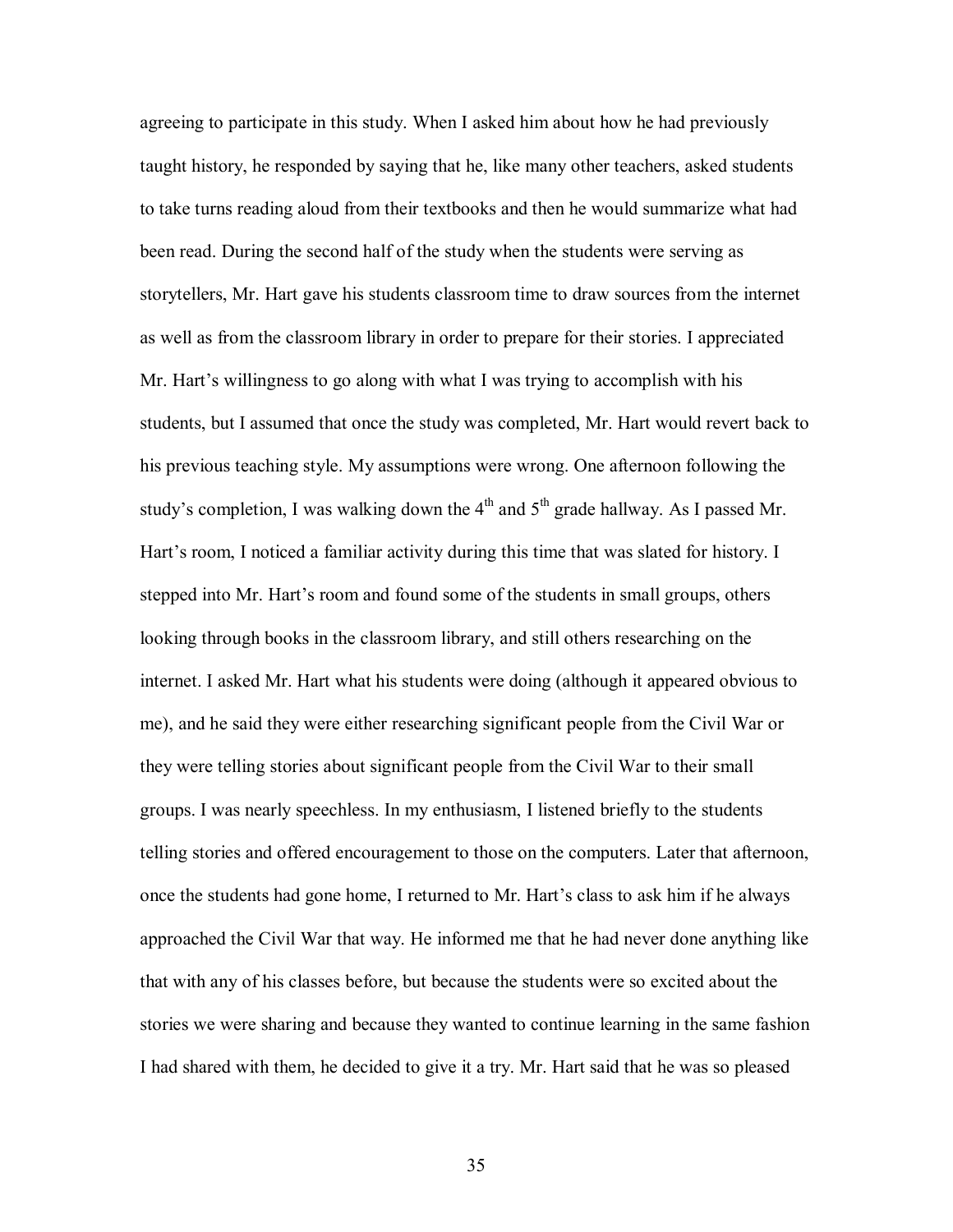agreeing to participate in this study. When I asked him about how he had previously taught history, he responded by saying that he, like many other teachers, asked students to take turns reading aloud from their textbooks and then he would summarize what had been read. During the second half of the study when the students were serving as storytellers, Mr. Hart gave his students classroom time to draw sources from the internet as well as from the classroom library in order to prepare for their stories. I appreciated Mr. Hart's willingness to go along with what I was trying to accomplish with his students, but I assumed that once the study was completed, Mr. Hart would revert back to his previous teaching style. My assumptions were wrong. One afternoon following the study's completion, I was walking down the 4th and 5th grade hallway. As I passed Mr. Hart's room, I noticed a familiar activity during this time that was slated for history. I stepped into Mr. Hart's room and found some of the students in small groups, others looking through books in the classroom library, and still others researching on the internet. I asked Mr. Hart what his students were doing (although it appeared obvious to me), and he said they were either researching significant people from the Civil War or they were telling stories about significant people from the Civil War to their small groups. I was nearly speechless. In my enthusiasm, I listened briefly to the students telling stories and offered encouragement to those on the computers. Later that afternoon, once the students had gone home, I returned to Mr. Hart's class to ask him if he always approached the Civil War that way. He informed me that he had never done anything like that with any of his classes before, but because the students were so excited about the stories we were sharing and because they wanted to continue learning in the same fashion I had shared with them, he decided to give it a try. Mr. Hart said that he was so pleased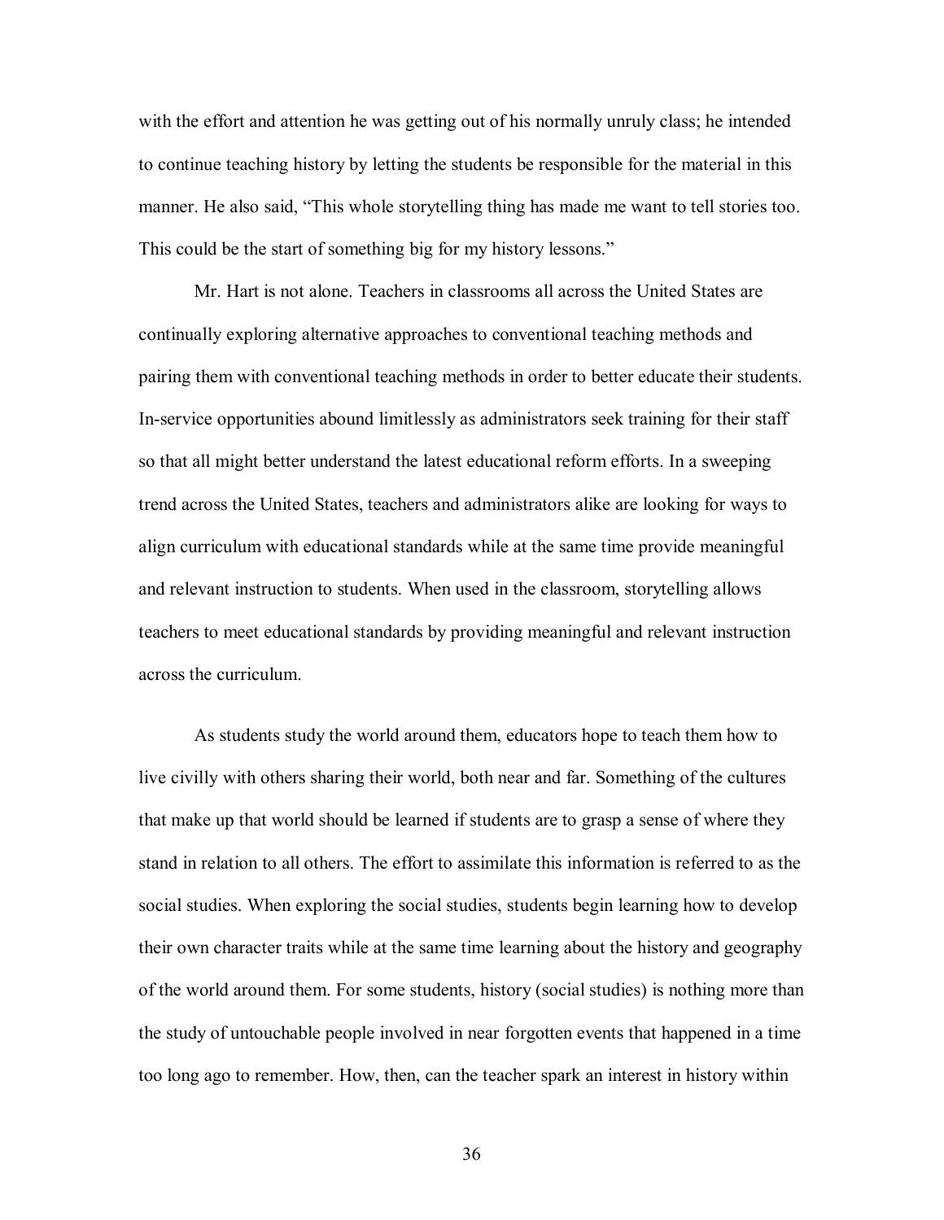with the effort and attention he was getting out of his normally unruly class; he intended to continue teaching history by letting the students be responsible for the material in this manner. He also said, "This whole storytelling thing has made me want to tell stories too. This could be the start of something big for my history lessons."

Mr. Hart is not alone. Teachers in classrooms all across the United States are continually exploring alternative approaches to conventional teaching methods and pairing them with conventional teaching methods in order to better educate their students. In-service opportunities abound limitlessly as administrators seek training for their staff so that all might better understand the latest educational reform efforts. In a sweeping trend across the United States, teachers and administrators alike are looking for ways to align curriculum with educational standards while at the same time provide meaningful and relevant instruction to students. When used in the classroom, storytelling allows teachers to meet educational standards by providing meaningful and relevant instruction across the curriculum.

As students study the world around them, educators hope to teach them how to live civilly with others sharing their world, both near and far. Something of the cultures that make up that world should be learned if students are to grasp a sense of where they stand in relation to all others. The effort to assimilate this information is referred to as the social studies. When exploring the social studies, students begin learning how to develop their own character traits while at the same time learning about the history and geography of the world around them. For some students, history (social studies) is nothing more than the study of untouchable people involved in near forgotten events that happened in a time too long ago to remember. How, then, can the teacher spark an interest in history within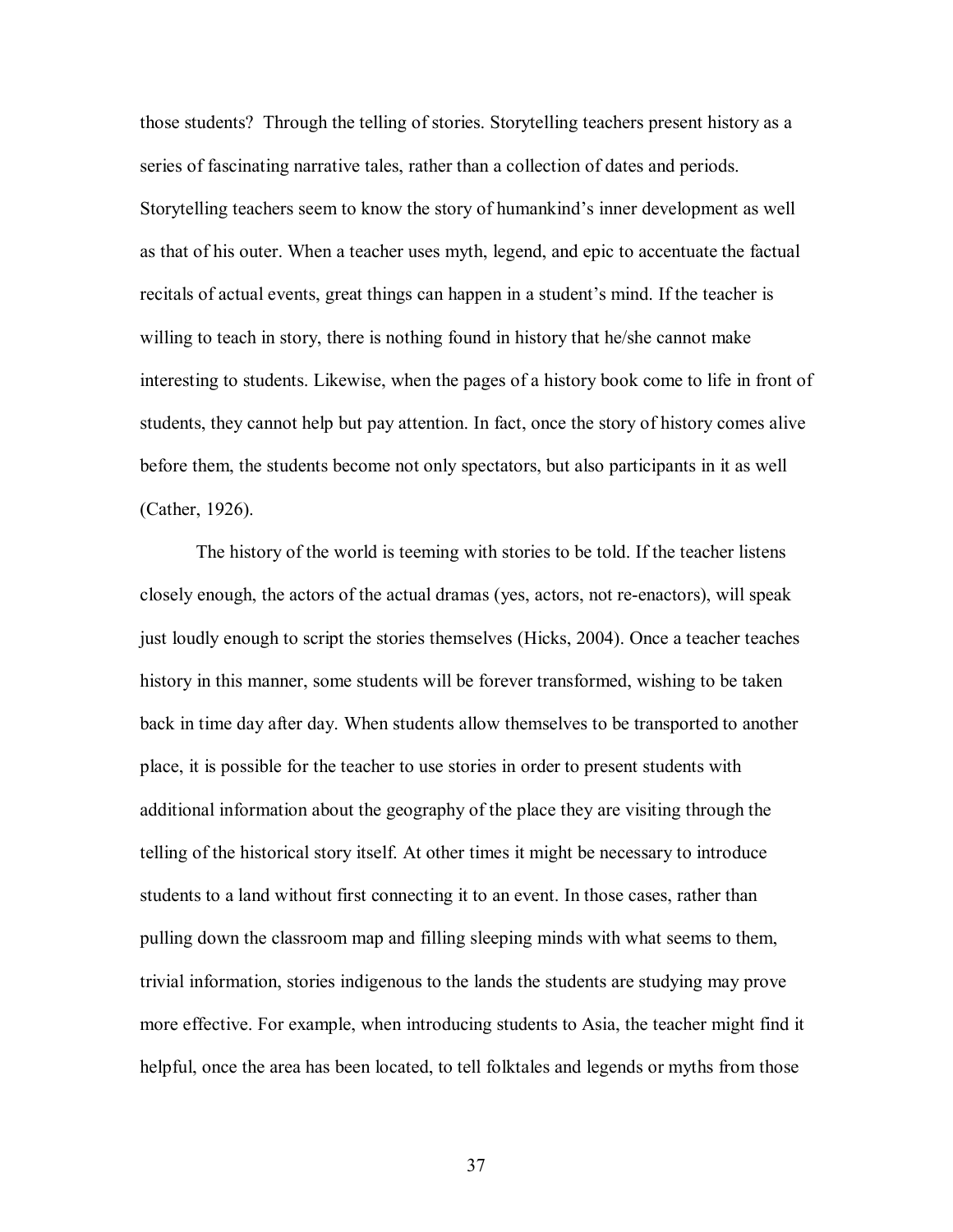those students? Through the telling of stories. Storytelling teachers present history as a series of fascinating narrative tales, rather than a collection of dates and periods. Storytelling teachers seem to know the story of humankind's inner development as well as that of his outer. When a teacher uses myth, legend, and epic to accentuate the factual recitals of actual events, great things can happen in a student's mind. If the teacher is willing to teach in story, there is nothing found in history that he/she cannot make interesting to students. Likewise, when the pages of a history book come to life in front of students, they cannot help but pay attention. In fact, once the story of history comes alive before them, the students become not only spectators, but also participants in it as well (Cather, 1926).

The history of the world is teeming with stories to be told. If the teacher listens closely enough, the actors of the actual dramas (yes, actors, not re-enactors), will speak just loudly enough to script the stories themselves (Hicks, 2004). Once a teacher teaches history in this manner, some students will be forever transformed, wishing to be taken back in time day after day. When students allow themselves to be transported to another place, it is possible for the teacher to use stories in order to present students with additional information about the geography of the place they are visiting through the telling of the historical story itself. At other times it might be necessary to introduce students to a land without first connecting it to an event. In those cases, rather than pulling down the classroom map and filling sleeping minds with what seems to them, trivial information, stories indigenous to the lands the students are studying may prove more effective. For example, when introducing students to Asia, the teacher might find it helpful, once the area has been located, to tell folktales and legends or myths from those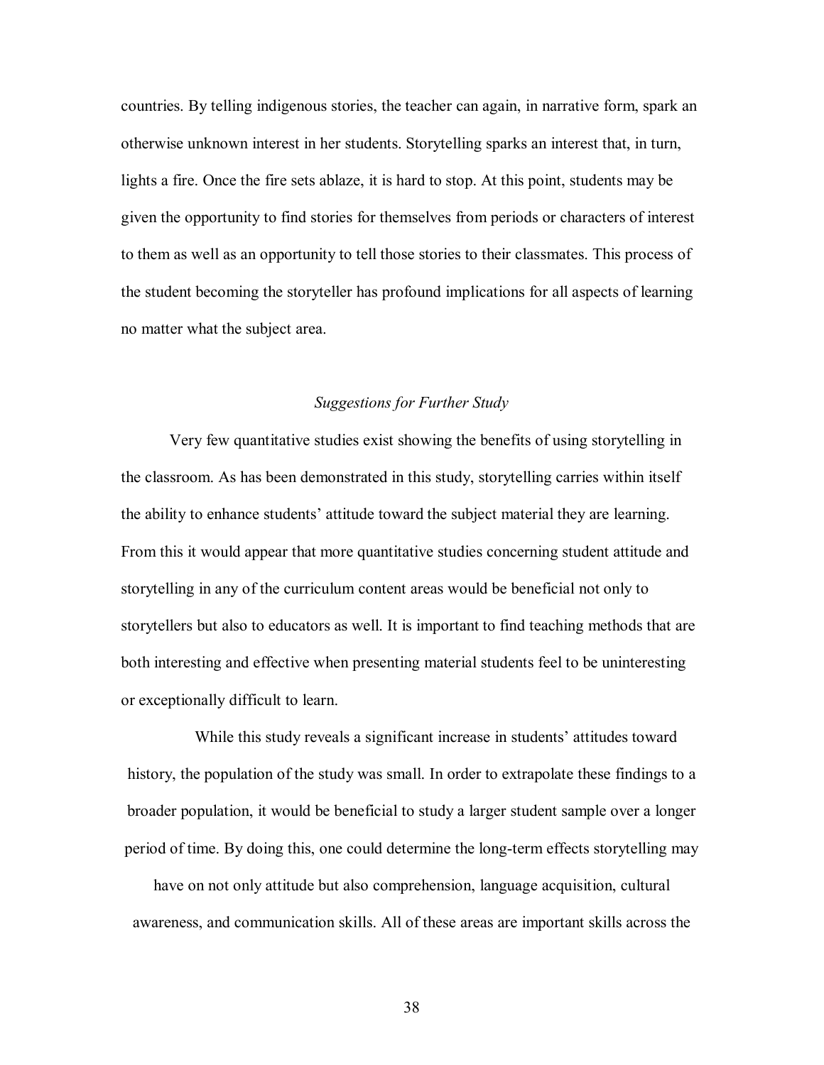countries. By telling indigenous stories, the teacher can again, in narrative form, spark an otherwise unknown interest in her students. Storytelling sparks an interest that, in turn, lights a fire. Once the fire sets ablaze, it is hard to stop. At this point, students may be given the opportunity to find stories for themselves from periods or characters of interest to them as well as an opportunity to tell those stories to their classmates. This process of the student becoming the storyteller has profound implications for all aspects of learning no matter what the subject area.

### *Suggestions for Further Study*

Very few quantitative studies exist showing the benefits of using storytelling in the classroom. As has been demonstrated in this study, storytelling carries within itself the ability to enhance students' attitude toward the subject material they are learning. From this it would appear that more quantitative studies concerning student attitude and storytelling in any of the curriculum content areas would be beneficial not only to storytellers but also to educators as well. It is important to find teaching methods that are both interesting and effective when presenting material students feel to be uninteresting or exceptionally difficult to learn.

While this study reveals a significant increase in students' attitudes toward history, the population of the study was small. In order to extrapolate these findings to a broader population, it would be beneficial to study a larger student sample over a longer period of time. By doing this, one could determine the long-term effects storytelling may have on not only attitude but also comprehension, language acquisition, cultural awareness, and communication skills. All of these areas are important skills across the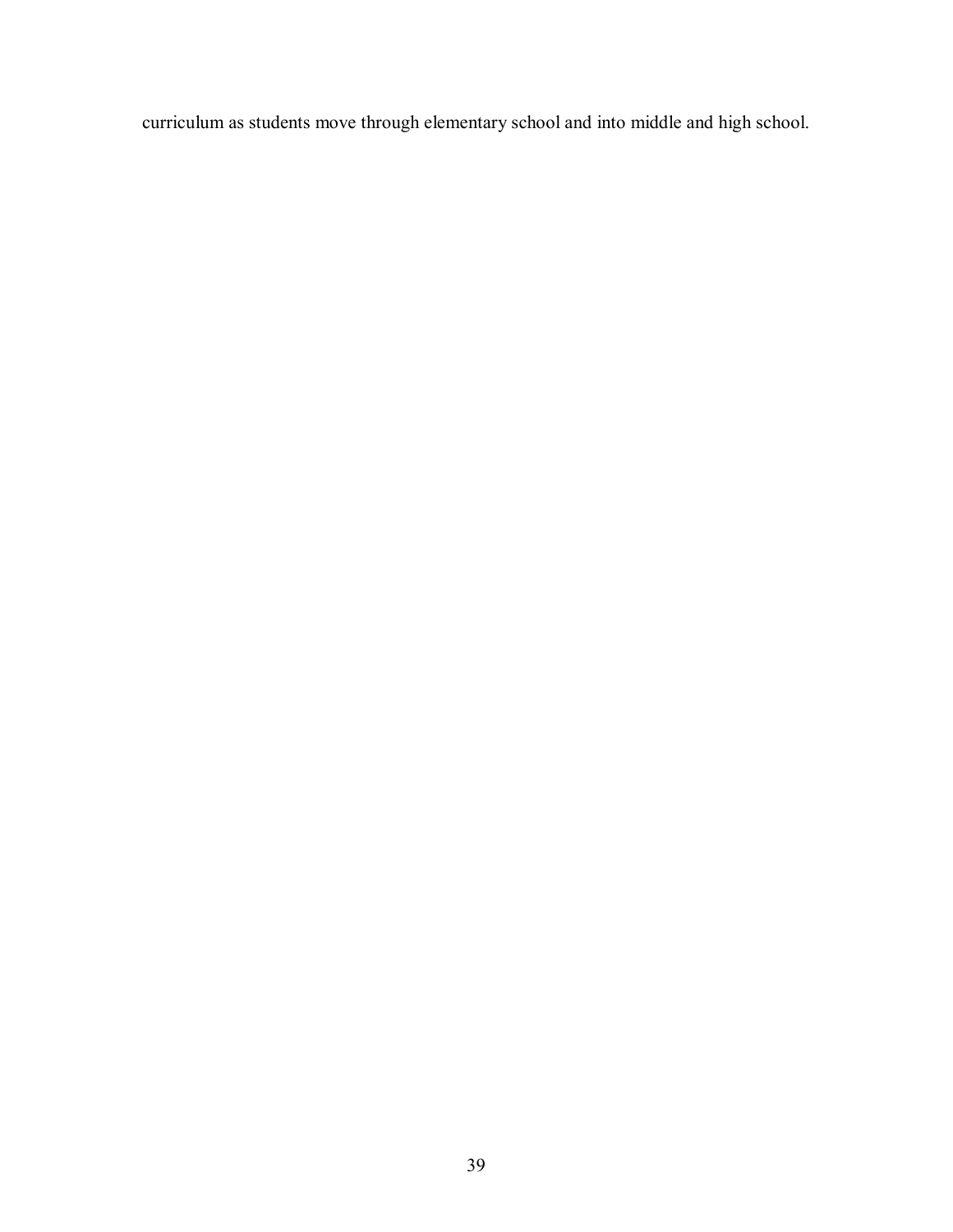curriculum as students move through elementary school and into middle and high school.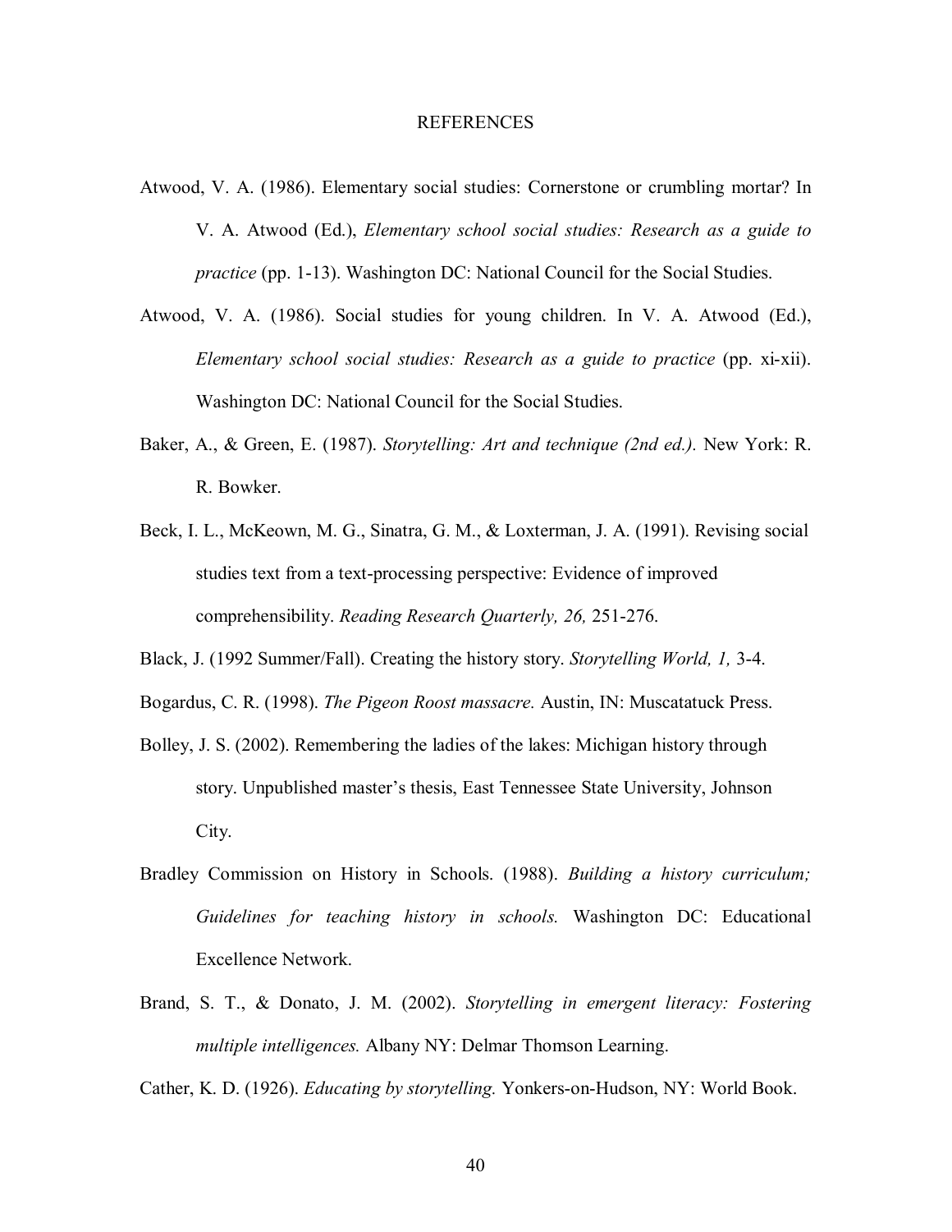# REFERENCES

Atwood, V. A. (1986). Elementary social studies: Cornerstone or crumbling mortar? In V. A. Atwood (Ed.), *Elementary school social studies: Research as a guide to practice* (pp. 1-13). Washington DC: National Council for the Social Studies.

Atwood, V. A. (1986). Social studies for young children. In V. A. Atwood (Ed.), *Elementary school social studies: Research as a guide to practice* (pp. xi-xii). Washington DC: National Council for the Social Studies.

Baker, A., & Green, E. (1987). *Storytelling: Art and technique (2nd ed.).* New York: R. R. Bowker.

Beck, I. L., McKeown, M. G., Sinatra, G. M., & Loxterman, J. A. (1991). Revising social studies text from a text-processing perspective: Evidence of improved comprehensibility. *Reading Research Quarterly, 26,* 251-276.

Black, J. (1992 Summer/Fall). Creating the history story. *Storytelling World, 1,* 3-4.

Bogardus, C. R. (1998). *The Pigeon Roost massacre.* Austin, IN: Muscatatuck Press.

Bolley, J. S. (2002). Remembering the ladies of the lakes: Michigan history through story. Unpublished master's thesis, East Tennessee State University, Johnson City.

Bradley Commission on History in Schools. (1988). *Building a history curriculum; Guidelines for teaching history in schools.* Washington DC: Educational Excellence Network.

Brand, S. T., & Donato, J. M. (2002). *Storytelling in emergent literacy: Fostering multiple intelligences.* Albany NY: Delmar Thomson Learning.

Cather, K. D. (1926). *Educating by storytelling.* Yonkers-on-Hudson, NY: World Book.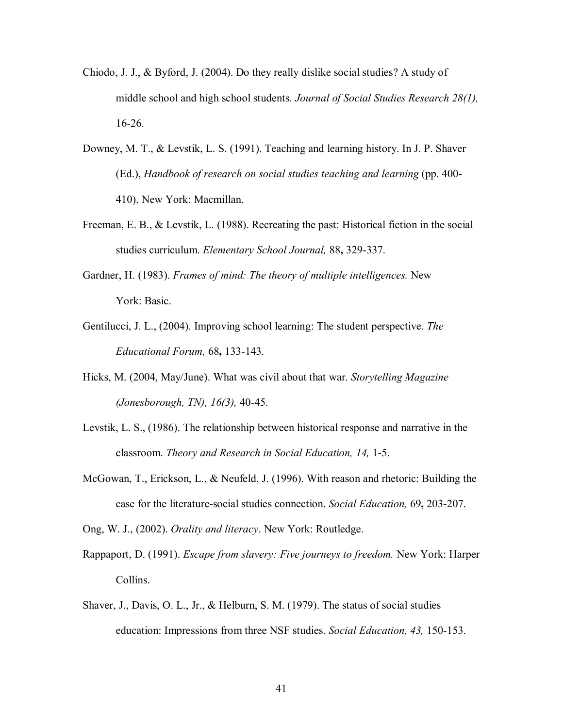Chiodo, J. J., & Byford, J. (2004). Do they really dislike social studies? A study of middle school and high school students. *Journal of Social Studies Research 28(1),* 16-26.

Downey, M. T., & Levstik, L. S. (1991). Teaching and learning history. In J. P. Shaver (Ed.), *Handbook of research on social studies teaching and learning* (pp. 400-410). New York: Macmillan.

Freeman, E. B., & Levstik, L. (1988). Recreating the past: Historical fiction in the social studies curriculum. *Elementary School Journal,* 88**,** 329-337.

Gardner, H. (1983). *Frames of mind: The theory of multiple intelligences.* New York: Basic.

Gentilucci, J. L., (2004). Improving school learning: The student perspective. *The Educational Forum,* 68**,** 133-143.

Hicks, M. (2004, May/June). What was civil about that war. *Storytelling Magazine (Jonesborough, TN), 16(3),* 40-45.

Levstik, L. S., (1986). The relationship between historical response and narrative in the classroom. *Theory and Research in Social Education, 14,* 1-5.

McGowan, T., Erickson, L., & Neufeld, J. (1996). With reason and rhetoric: Building the case for the literature-social studies connection. *Social Education,* 69**,** 203-207.

Ong, W. J., (2002). *Orality and literacy*. New York: Routledge.

Rappaport, D. (1991). *Escape from slavery: Five journeys to freedom.* New York: Harper Collins.

Shaver, J., Davis, O. L., Jr., & Helburn, S. M. (1979). The status of social studies education: Impressions from three NSF studies. *Social Education, 43,* 150-153.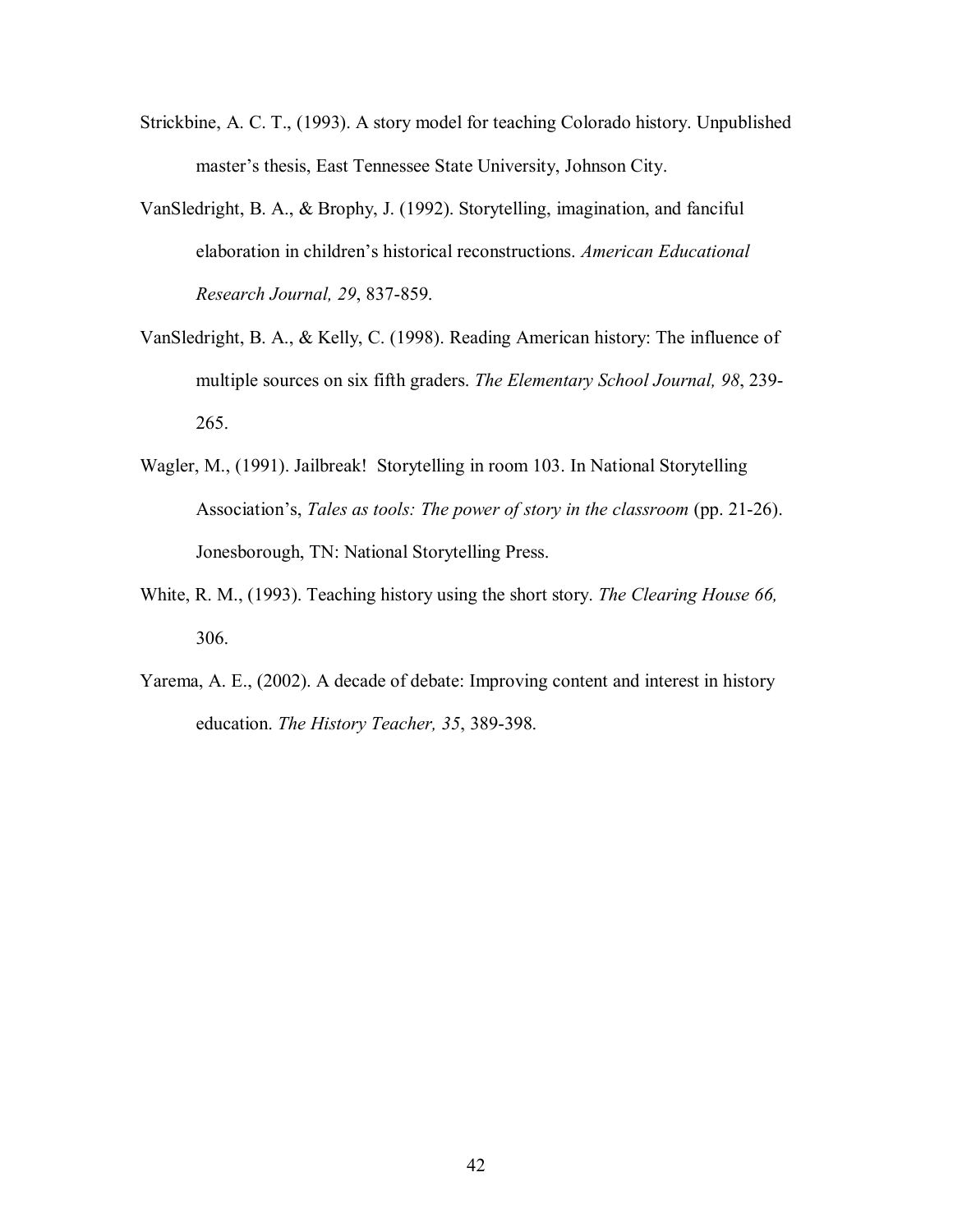Strickbine, A. C. T., (1993). A story model for teaching Colorado history. Unpublished master's thesis, East Tennessee State University, Johnson City.

VanSledright, B. A., & Brophy, J. (1992). Storytelling, imagination, and fanciful elaboration in children's historical reconstructions. *American Educational Research Journal, 29*, 837-859.

VanSledright, B. A., & Kelly, C. (1998). Reading American history: The influence of multiple sources on six fifth graders. *The Elementary School Journal, 98*, 239-265.

Wagler, M., (1991). Jailbreak! Storytelling in room 103. In National Storytelling Association's, *Tales as tools: The power of story in the classroom* (pp. 21-26). Jonesborough, TN: National Storytelling Press.

White, R. M., (1993). Teaching history using the short story. *The Clearing House 66,* 306.

Yarema, A. E., (2002). A decade of debate: Improving content and interest in history education. *The History Teacher, 35*, 389-398.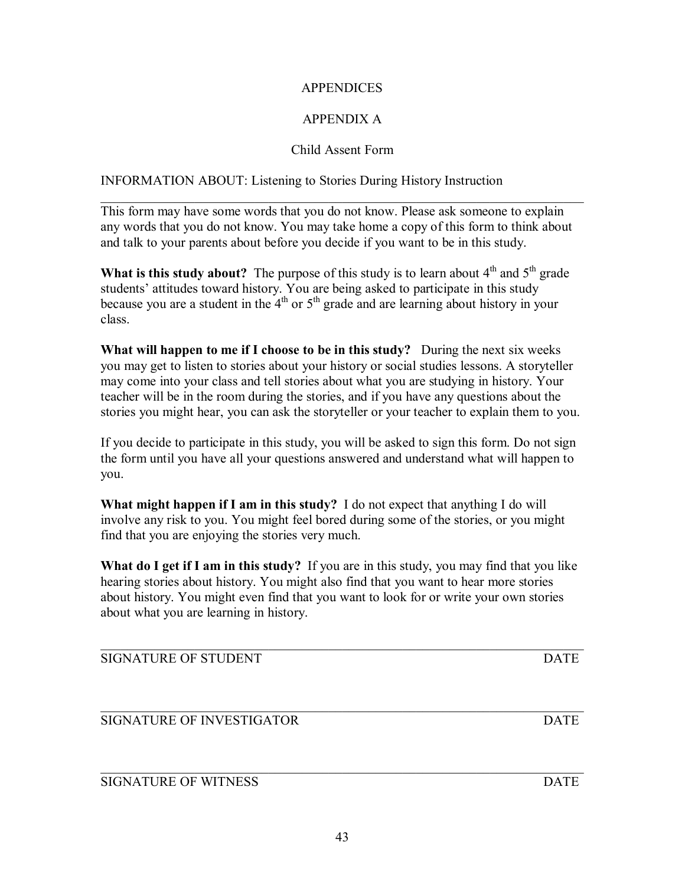# APPENDICES

## APPENDIX A

### Child Assent Form

INFORMATION ABOUT: Listening to Stories During History Instruction

---

This form may have some words that you do not know. Please ask someone to explain any words that you do not know. You may take home a copy of this form to think about and talk to your parents about before you decide if you want to be in this study.

**What is this study about?** The purpose of this study is to learn about 4th and 5th grade students' attitudes toward history. You are being asked to participate in this study because you are a student in the 4th or 5th grade and are learning about history in your class.

**What will happen to me if I choose to be in this study?** During the next six weeks you may get to listen to stories about your history or social studies lessons. A storyteller may come into your class and tell stories about what you are studying in history. Your teacher will be in the room during the stories, and if you have any questions about the stories you might hear, you can ask the storyteller or your teacher to explain them to you.

If you decide to participate in this study, you will be asked to sign this form. Do not sign the form until you have all your questions answered and understand what will happen to you.

**What might happen if I am in this study?** I do not expect that anything I do will involve any risk to you. You might feel bored during some of the stories, or you might find that you are enjoying the stories very much.

**What do I get if I am in this study?** If you are in this study, you may find that you like hearing stories about history. You might also find that you want to hear more stories about history. You might even find that you want to look for or write your own stories about what you are learning in history.

---

SIGNATURE OF STUDENT DATE

---

SIGNATURE OF INVESTIGATOR DATE

---

SIGNATURE OF WITNESS DATE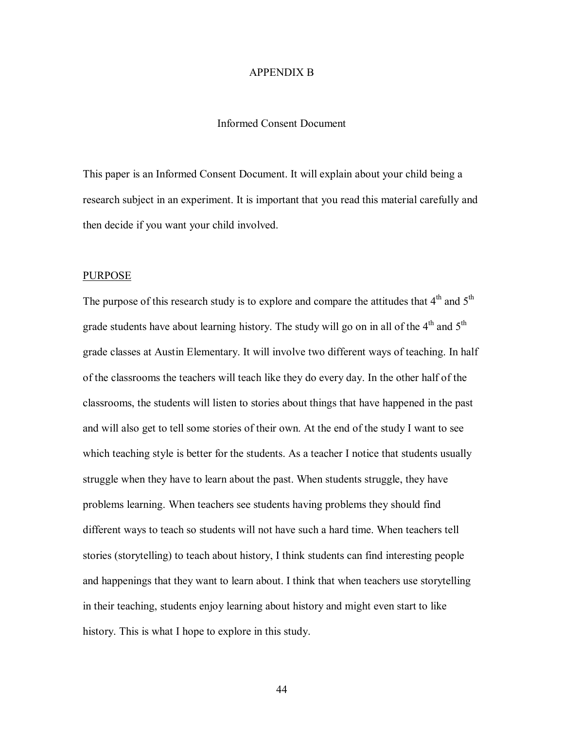# APPENDIX B

## Informed Consent Document

This paper is an Informed Consent Document. It will explain about your child being a research subject in an experiment. It is important that you read this material carefully and then decide if you want your child involved.

### PURPOSE

The purpose of this research study is to explore and compare the attitudes that 4th and 5th grade students have about learning history. The study will go on in all of the 4th and 5th grade classes at Austin Elementary. It will involve two different ways of teaching. In half of the classrooms the teachers will teach like they do every day. In the other half of the classrooms, the students will listen to stories about things that have happened in the past and will also get to tell some stories of their own. At the end of the study I want to see which teaching style is better for the students. As a teacher I notice that students usually struggle when they have to learn about the past. When students struggle, they have problems learning. When teachers see students having problems they should find different ways to teach so students will not have such a hard time. When teachers tell stories (storytelling) to teach about history, I think students can find interesting people and happenings that they want to learn about. I think that when teachers use storytelling in their teaching, students enjoy learning about history and might even start to like history. This is what I hope to explore in this study.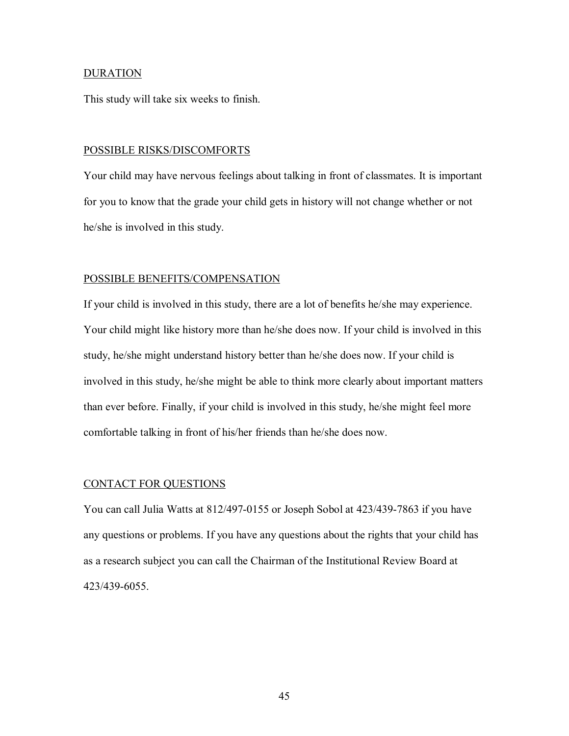DURATION

This study will take six weeks to finish.

POSSIBLE RISKS/DISCOMFORTS

Your child may have nervous feelings about talking in front of classmates. It is important for you to know that the grade your child gets in history will not change whether or not he/she is involved in this study.

POSSIBLE BENEFITS/COMPENSATION

If your child is involved in this study, there are a lot of benefits he/she may experience. Your child might like history more than he/she does now. If your child is involved in this study, he/she might understand history better than he/she does now. If your child is involved in this study, he/she might be able to think more clearly about important matters than ever before. Finally, if your child is involved in this study, he/she might feel more comfortable talking in front of his/her friends than he/she does now.

CONTACT FOR QUESTIONS

You can call Julia Watts at 812/497-0155 or Joseph Sobol at 423/439-7863 if you have any questions or problems. If you have any questions about the rights that your child has as a research subject you can call the Chairman of the Institutional Review Board at 423/439-6055.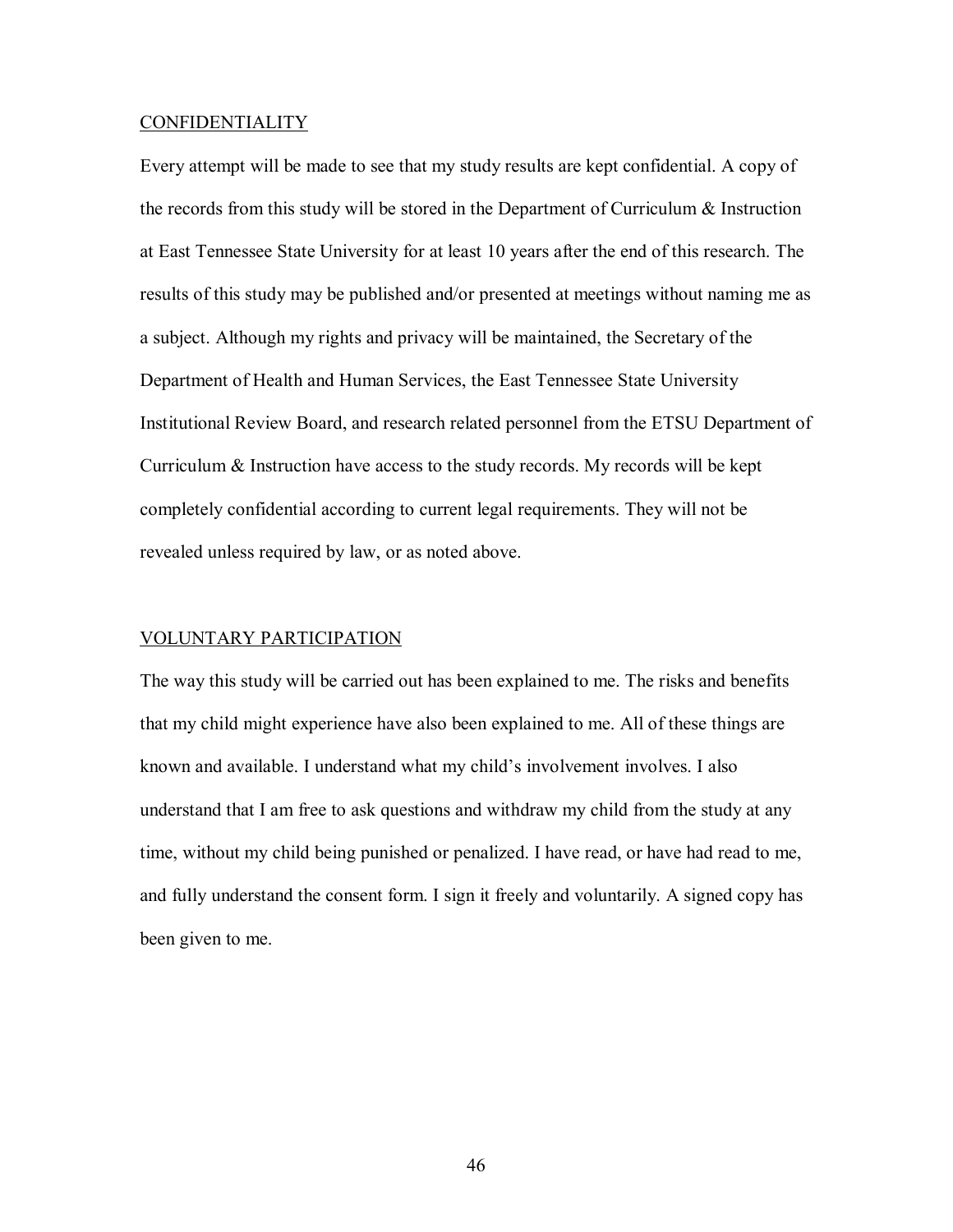CONFIDENTIALITY

Every attempt will be made to see that my study results are kept confidential. A copy of the records from this study will be stored in the Department of Curriculum & Instruction at East Tennessee State University for at least 10 years after the end of this research. The results of this study may be published and/or presented at meetings without naming me as a subject. Although my rights and privacy will be maintained, the Secretary of the Department of Health and Human Services, the East Tennessee State University Institutional Review Board, and research related personnel from the ETSU Department of Curriculum & Instruction have access to the study records. My records will be kept completely confidential according to current legal requirements. They will not be revealed unless required by law, or as noted above.

VOLUNTARY PARTICIPATION

The way this study will be carried out has been explained to me. The risks and benefits that my child might experience have also been explained to me. All of these things are known and available. I understand what my child's involvement involves. I also understand that I am free to ask questions and withdraw my child from the study at any time, without my child being punished or penalized. I have read, or have had read to me, and fully understand the consent form. I sign it freely and voluntarily. A signed copy has been given to me.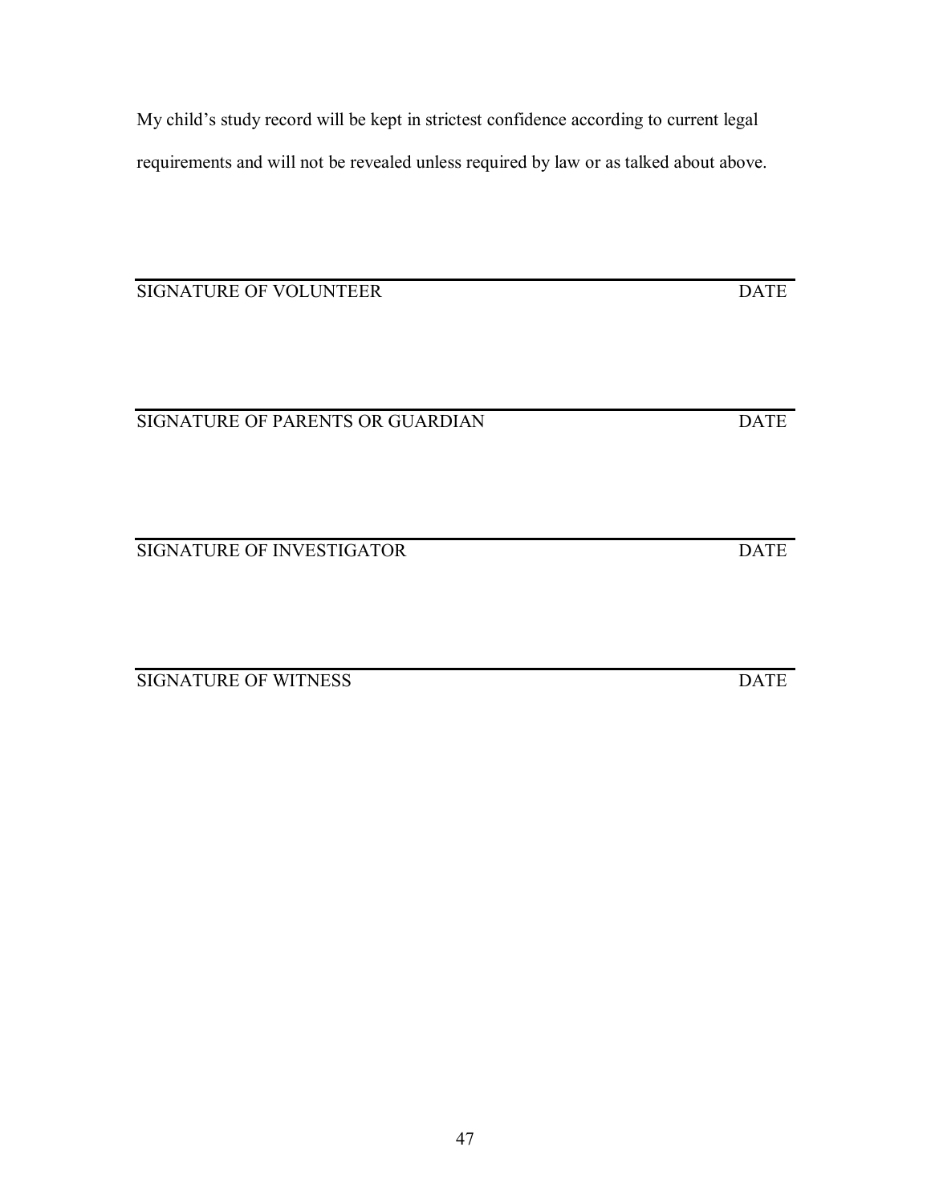My child's study record will be kept in strictest confidence according to current legal requirements and will not be revealed unless required by law or as talked about above.

\_\_\_\_\_\_\_\_\_\_\_\_\_\_\_\_\_\_\_\_\_\_\_\_\_\_\_\_\_\_\_\_\_\_\_\_\_\_\_\_\_\_\_\_\_\_\_\_\_\_\_\_\_\_\_\_\_\_\_\_

SIGNATURE OF VOLUNTEER DATE

\_\_\_\_\_\_\_\_\_\_\_\_\_\_\_\_\_\_\_\_\_\_\_\_\_\_\_\_\_\_\_\_\_\_\_\_\_\_\_\_\_\_\_\_\_\_\_\_\_\_\_\_\_\_\_\_\_\_\_\_

SIGNATURE OF PARENTS OR GUARDIAN DATE

\_\_\_\_\_\_\_\_\_\_\_\_\_\_\_\_\_\_\_\_\_\_\_\_\_\_\_\_\_\_\_\_\_\_\_\_\_\_\_\_\_\_\_\_\_\_\_\_\_\_\_\_\_\_\_\_\_\_\_\_

SIGNATURE OF INVESTIGATOR DATE

\_\_\_\_\_\_\_\_\_\_\_\_\_\_\_\_\_\_\_\_\_\_\_\_\_\_\_\_\_\_\_\_\_\_\_\_\_\_\_\_\_\_\_\_\_\_\_\_\_\_\_\_\_\_\_\_\_\_\_\_

SIGNATURE OF WITNESS DATE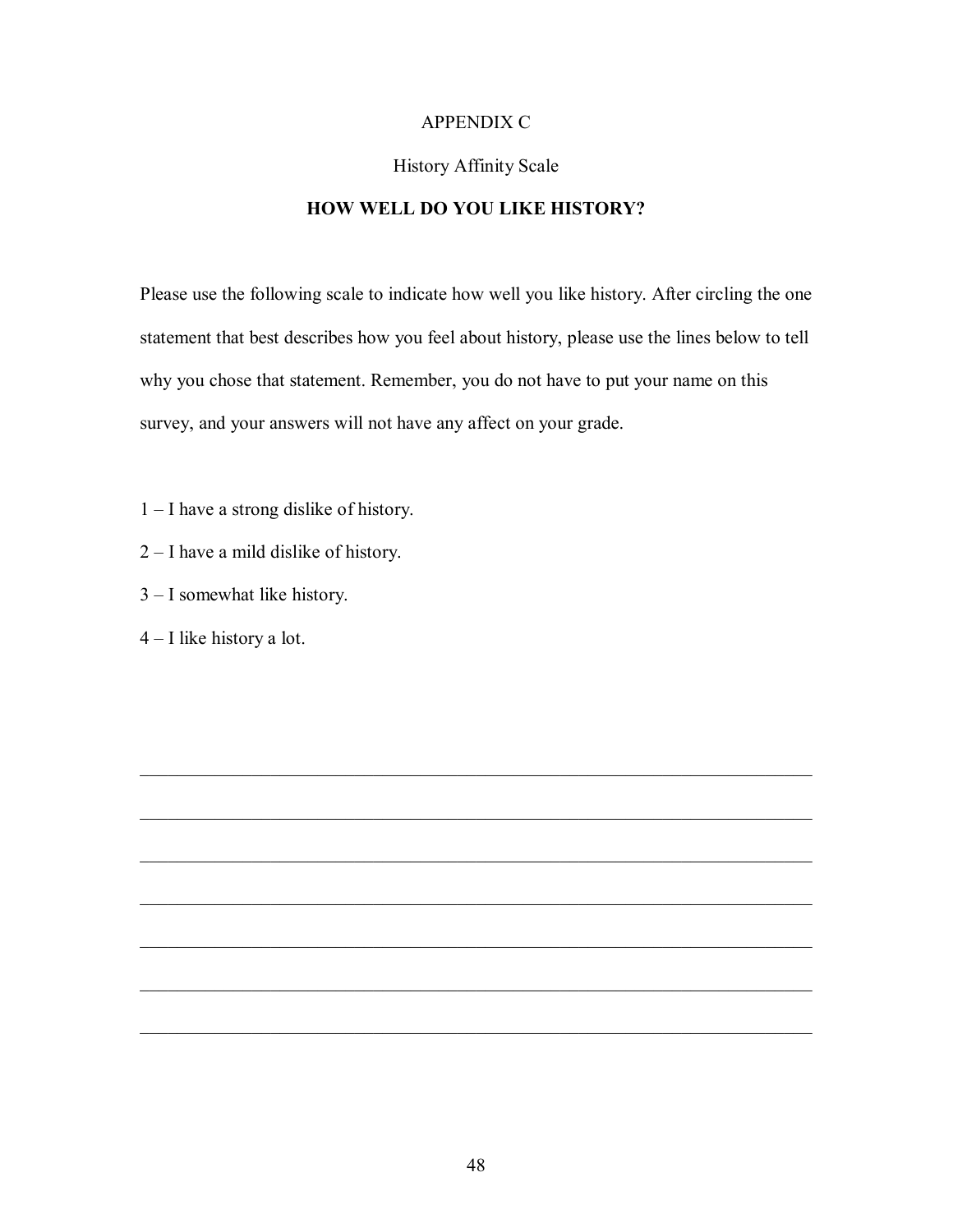# APPENDIX C

## History Affinity Scale

### HOW WELL DO YOU LIKE HISTORY?

Please use the following scale to indicate how well you like history. After circling the one statement that best describes how you feel about history, please use the lines below to tell why you chose that statement. Remember, you do not have to put your name on this survey, and your answers will not have any affect on your grade.

1 – I have a strong dislike of history.

2 – I have a mild dislike of history.

3 – I somewhat like history.

4 – I like history a lot.

\_\_\_\_\_\_\_\_\_\_\_\_\_\_\_\_\_\_\_\_\_\_\_\_\_\_\_\_\_\_\_\_\_\_\_\_\_\_\_\_\_\_\_\_\_\_\_\_\_\_\_\_\_\_\_\_\_\_\_\_\_\_\_\_\_\_\_\_\_\_

\_\_\_\_\_\_\_\_\_\_\_\_\_\_\_\_\_\_\_\_\_\_\_\_\_\_\_\_\_\_\_\_\_\_\_\_\_\_\_\_\_\_\_\_\_\_\_\_\_\_\_\_\_\_\_\_\_\_\_\_\_\_\_\_\_\_\_\_\_\_

\_\_\_\_\_\_\_\_\_\_\_\_\_\_\_\_\_\_\_\_\_\_\_\_\_\_\_\_\_\_\_\_\_\_\_\_\_\_\_\_\_\_\_\_\_\_\_\_\_\_\_\_\_\_\_\_\_\_\_\_\_\_\_\_\_\_\_\_\_\_

\_\_\_\_\_\_\_\_\_\_\_\_\_\_\_\_\_\_\_\_\_\_\_\_\_\_\_\_\_\_\_\_\_\_\_\_\_\_\_\_\_\_\_\_\_\_\_\_\_\_\_\_\_\_\_\_\_\_\_\_\_\_\_\_\_\_\_\_\_\_

\_\_\_\_\_\_\_\_\_\_\_\_\_\_\_\_\_\_\_\_\_\_\_\_\_\_\_\_\_\_\_\_\_\_\_\_\_\_\_\_\_\_\_\_\_\_\_\_\_\_\_\_\_\_\_\_\_\_\_\_\_\_\_\_\_\_\_\_\_\_

\_\_\_\_\_\_\_\_\_\_\_\_\_\_\_\_\_\_\_\_\_\_\_\_\_\_\_\_\_\_\_\_\_\_\_\_\_\_\_\_\_\_\_\_\_\_\_\_\_\_\_\_\_\_\_\_\_\_\_\_\_\_\_\_\_\_\_\_\_\_

\_\_\_\_\_\_\_\_\_\_\_\_\_\_\_\_\_\_\_\_\_\_\_\_\_\_\_\_\_\_\_\_\_\_\_\_\_\_\_\_\_\_\_\_\_\_\_\_\_\_\_\_\_\_\_\_\_\_\_\_\_\_\_\_\_\_\_\_\_\_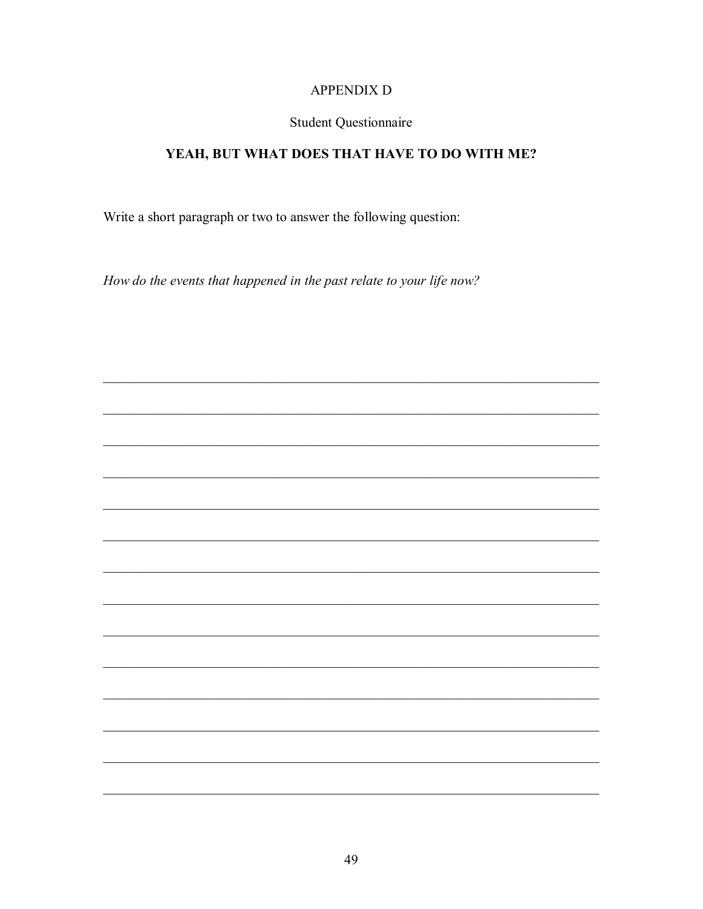# APPENDIX D

## Student Questionnaire

### YEAH, BUT WHAT DOES THAT HAVE TO DO WITH ME?

Write a short paragraph or two to answer the following question:

*How do the events that happened in the past relate to your life now?*

______________________________________________________________________

______________________________________________________________________

______________________________________________________________________

______________________________________________________________________

______________________________________________________________________

______________________________________________________________________

______________________________________________________________________

______________________________________________________________________

______________________________________________________________________

______________________________________________________________________

______________________________________________________________________

______________________________________________________________________

______________________________________________________________________

______________________________________________________________________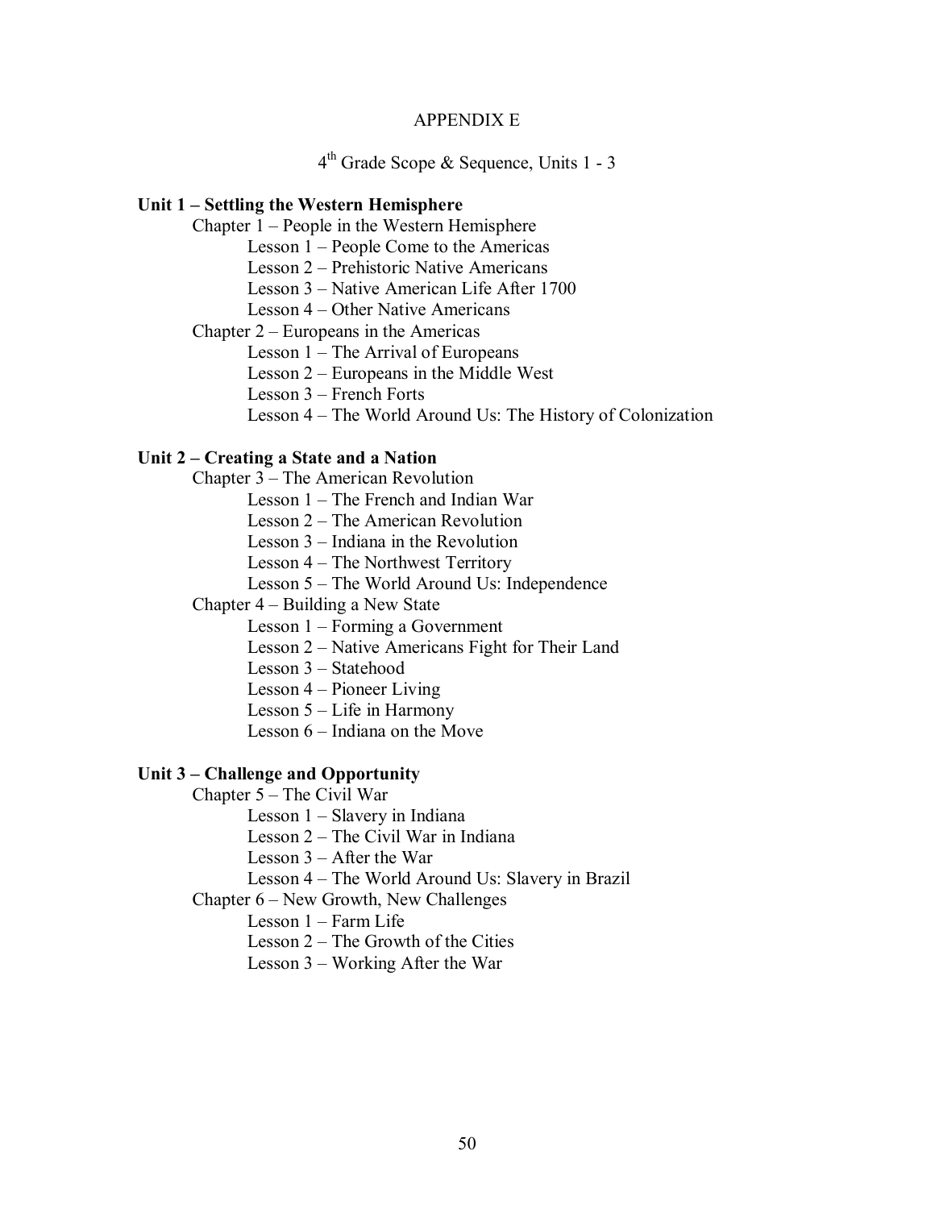# APPENDIX E

## 4th Grade Scope & Sequence, Units 1 - 3

**Unit 1 – Settling the Western Hemisphere**

- Chapter 1 – People in the Western Hemisphere
  - Lesson 1 – People Come to the Americas
  - Lesson 2 – Prehistoric Native Americans
  - Lesson 3 – Native American Life After 1700
  - Lesson 4 – Other Native Americans
- Chapter 2 – Europeans in the Americas
  - Lesson 1 – The Arrival of Europeans
  - Lesson 2 – Europeans in the Middle West
  - Lesson 3 – French Forts
  - Lesson 4 – The World Around Us: The History of Colonization

**Unit 2 – Creating a State and a Nation**

- Chapter 3 – The American Revolution
  - Lesson 1 – The French and Indian War
  - Lesson 2 – The American Revolution
  - Lesson 3 – Indiana in the Revolution
  - Lesson 4 – The Northwest Territory
  - Lesson 5 – The World Around Us: Independence
- Chapter 4 – Building a New State
  - Lesson 1 – Forming a Government
  - Lesson 2 – Native Americans Fight for Their Land
  - Lesson 3 – Statehood
  - Lesson 4 – Pioneer Living
  - Lesson 5 – Life in Harmony
  - Lesson 6 – Indiana on the Move

**Unit 3 – Challenge and Opportunity**

- Chapter 5 – The Civil War
  - Lesson 1 – Slavery in Indiana
  - Lesson 2 – The Civil War in Indiana
  - Lesson 3 – After the War
  - Lesson 4 – The World Around Us: Slavery in Brazil
- Chapter 6 – New Growth, New Challenges
  - Lesson 1 – Farm Life
  - Lesson 2 – The Growth of the Cities
  - Lesson 3 – Working After the War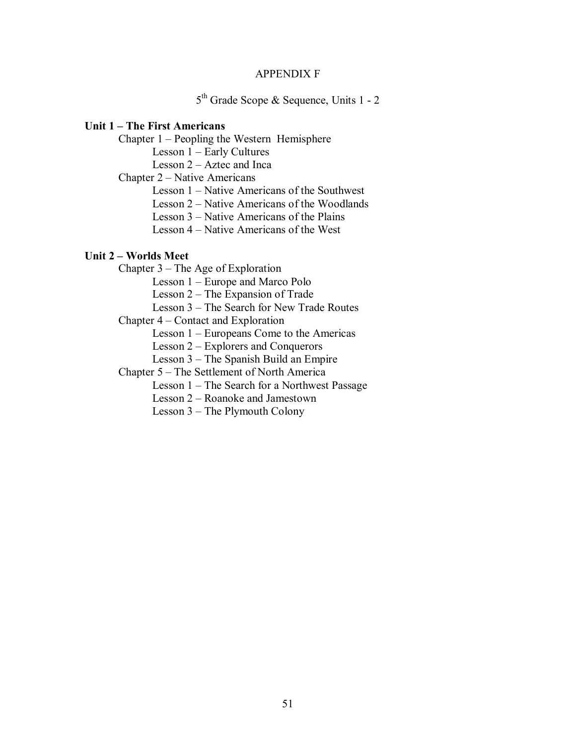# APPENDIX F

## 5th Grade Scope & Sequence, Units 1 - 2

**Unit 1 – The First Americans**

- Chapter 1 – Peopling the Western Hemisphere
  - Lesson 1 – Early Cultures
  - Lesson 2 – Aztec and Inca
- Chapter 2 – Native Americans
  - Lesson 1 – Native Americans of the Southwest
  - Lesson 2 – Native Americans of the Woodlands
  - Lesson 3 – Native Americans of the Plains
  - Lesson 4 – Native Americans of the West

**Unit 2 – Worlds Meet**

- Chapter 3 – The Age of Exploration
  - Lesson 1 – Europe and Marco Polo
  - Lesson 2 – The Expansion of Trade
  - Lesson 3 – The Search for New Trade Routes
- Chapter 4 – Contact and Exploration
  - Lesson 1 – Europeans Come to the Americas
  - Lesson 2 – Explorers and Conquerors
  - Lesson 3 – The Spanish Build an Empire
- Chapter 5 – The Settlement of North America
  - Lesson 1 – The Search for a Northwest Passage
  - Lesson 2 – Roanoke and Jamestown
  - Lesson 3 – The Plymouth Colony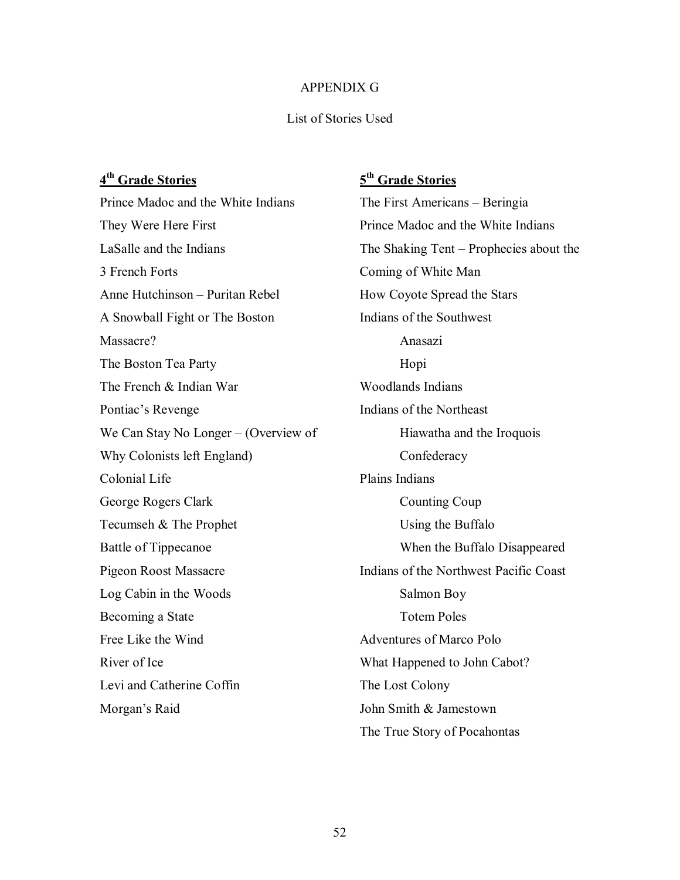APPENDIX G

List of Stories Used

**4th Grade Stories**

Prince Madoc and the White Indians
They Were Here First
LaSalle and the Indians
3 French Forts
Anne Hutchinson – Puritan Rebel
A Snowball Fight or The Boston Massacre?
The Boston Tea Party
The French & Indian War
Pontiac's Revenge
We Can Stay No Longer – (Overview of Why Colonists left England)
Colonial Life
George Rogers Clark
Tecumseh & The Prophet
Battle of Tippecanoe
Pigeon Roost Massacre
Log Cabin in the Woods
Becoming a State
Free Like the Wind
River of Ice
Levi and Catherine Coffin
Morgan's Raid

**5th Grade Stories**

The First Americans – Beringia
Prince Madoc and the White Indians
The Shaking Tent – Prophecies about the Coming of White Man
How Coyote Spread the Stars
Indians of the Southwest
- Anasazi
- Hopi

Woodlands Indians
Indians of the Northeast
- Hiawatha and the Iroquois Confederacy

Plains Indians
- Counting Coup
- Using the Buffalo
- When the Buffalo Disappeared

Indians of the Northwest Pacific Coast
- Salmon Boy
- Totem Poles

Adventures of Marco Polo
What Happened to John Cabot?
The Lost Colony
John Smith & Jamestown
The True Story of Pocahontas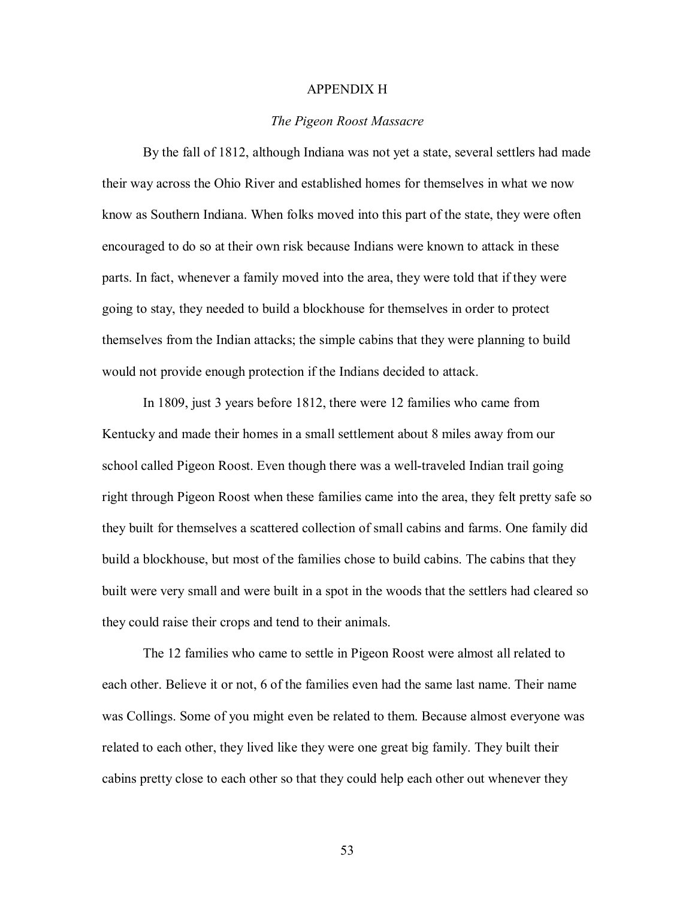# APPENDIX H

## *The Pigeon Roost Massacre*

By the fall of 1812, although Indiana was not yet a state, several settlers had made their way across the Ohio River and established homes for themselves in what we now know as Southern Indiana. When folks moved into this part of the state, they were often encouraged to do so at their own risk because Indians were known to attack in these parts. In fact, whenever a family moved into the area, they were told that if they were going to stay, they needed to build a blockhouse for themselves in order to protect themselves from the Indian attacks; the simple cabins that they were planning to build would not provide enough protection if the Indians decided to attack.

In 1809, just 3 years before 1812, there were 12 families who came from Kentucky and made their homes in a small settlement about 8 miles away from our school called Pigeon Roost. Even though there was a well-traveled Indian trail going right through Pigeon Roost when these families came into the area, they felt pretty safe so they built for themselves a scattered collection of small cabins and farms. One family did build a blockhouse, but most of the families chose to build cabins. The cabins that they built were very small and were built in a spot in the woods that the settlers had cleared so they could raise their crops and tend to their animals.

The 12 families who came to settle in Pigeon Roost were almost all related to each other. Believe it or not, 6 of the families even had the same last name. Their name was Collings. Some of you might even be related to them. Because almost everyone was related to each other, they lived like they were one great big family. They built their cabins pretty close to each other so that they could help each other out whenever they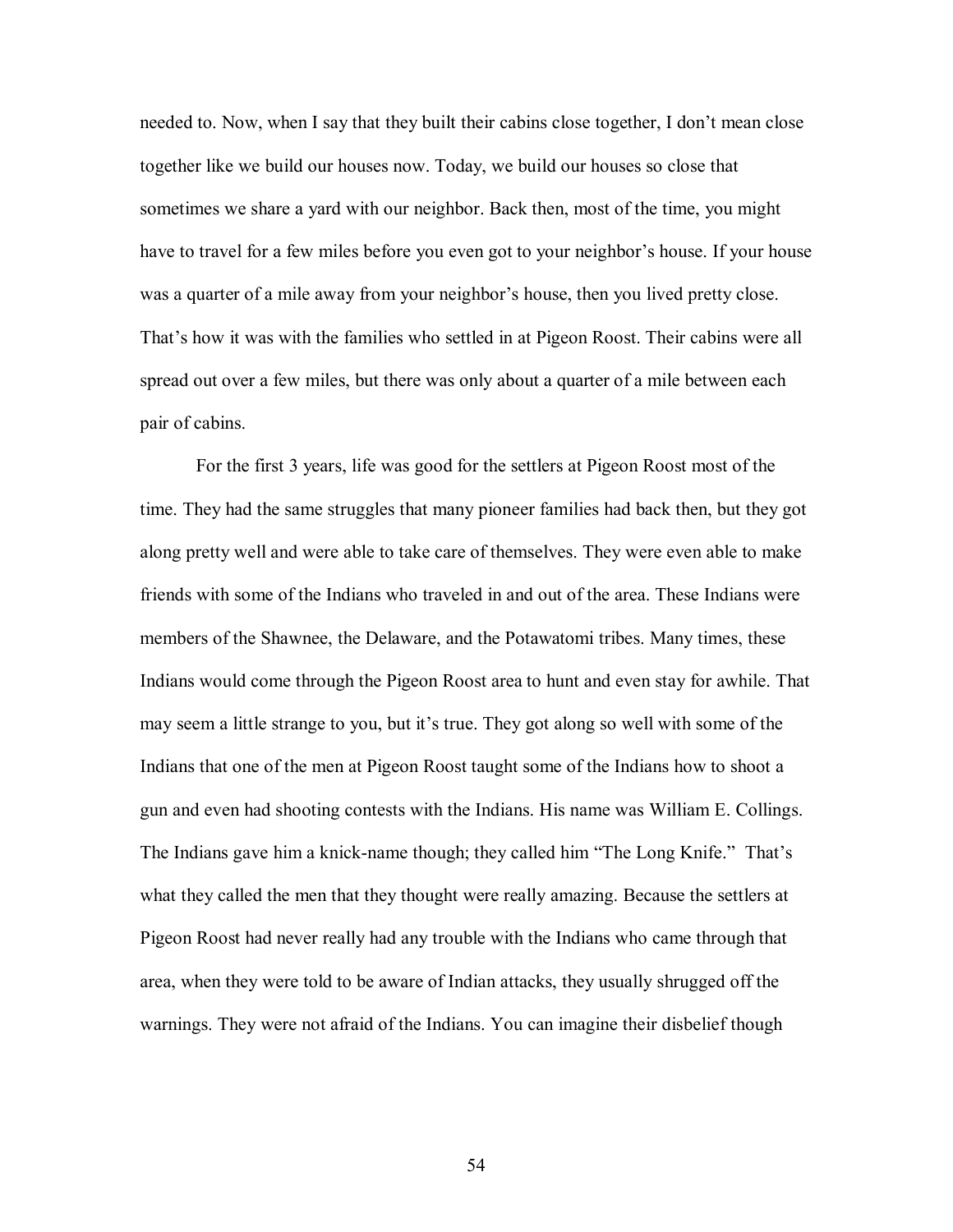needed to. Now, when I say that they built their cabins close together, I don't mean close together like we build our houses now. Today, we build our houses so close that sometimes we share a yard with our neighbor. Back then, most of the time, you might have to travel for a few miles before you even got to your neighbor's house. If your house was a quarter of a mile away from your neighbor's house, then you lived pretty close. That's how it was with the families who settled in at Pigeon Roost. Their cabins were all spread out over a few miles, but there was only about a quarter of a mile between each pair of cabins.

For the first 3 years, life was good for the settlers at Pigeon Roost most of the time. They had the same struggles that many pioneer families had back then, but they got along pretty well and were able to take care of themselves. They were even able to make friends with some of the Indians who traveled in and out of the area. These Indians were members of the Shawnee, the Delaware, and the Potawatomi tribes. Many times, these Indians would come through the Pigeon Roost area to hunt and even stay for awhile. That may seem a little strange to you, but it's true. They got along so well with some of the Indians that one of the men at Pigeon Roost taught some of the Indians how to shoot a gun and even had shooting contests with the Indians. His name was William E. Collings. The Indians gave him a knick-name though; they called him "The Long Knife." That's what they called the men that they thought were really amazing. Because the settlers at Pigeon Roost had never really had any trouble with the Indians who came through that area, when they were told to be aware of Indian attacks, they usually shrugged off the warnings. They were not afraid of the Indians. You can imagine their disbelief though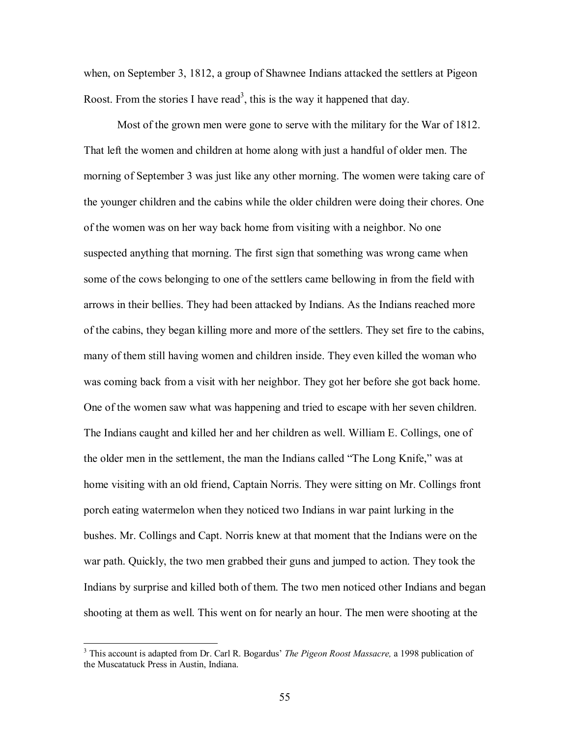when, on September 3, 1812, a group of Shawnee Indians attacked the settlers at Pigeon Roost. From the stories I have read[3], this is the way it happened that day.

Most of the grown men were gone to serve with the military for the War of 1812. That left the women and children at home along with just a handful of older men. The morning of September 3 was just like any other morning. The women were taking care of the younger children and the cabins while the older children were doing their chores. One of the women was on her way back home from visiting with a neighbor. No one suspected anything that morning. The first sign that something was wrong came when some of the cows belonging to one of the settlers came bellowing in from the field with arrows in their bellies. They had been attacked by Indians. As the Indians reached more of the cabins, they began killing more and more of the settlers. They set fire to the cabins, many of them still having women and children inside. They even killed the woman who was coming back from a visit with her neighbor. They got her before she got back home. One of the women saw what was happening and tried to escape with her seven children. The Indians caught and killed her and her children as well. William E. Collings, one of the older men in the settlement, the man the Indians called "The Long Knife," was at home visiting with an old friend, Captain Norris. They were sitting on Mr. Collings front porch eating watermelon when they noticed two Indians in war paint lurking in the bushes. Mr. Collings and Capt. Norris knew at that moment that the Indians were on the war path. Quickly, the two men grabbed their guns and jumped to action. They took the Indians by surprise and killed both of them. The two men noticed other Indians and began shooting at them as well. This went on for nearly an hour. The men were shooting at the

---

[3] This account is adapted from Dr. Carl R. Bogardus' *The Pigeon Roost Massacre,* a 1998 publication of the Muscatatuck Press in Austin, Indiana.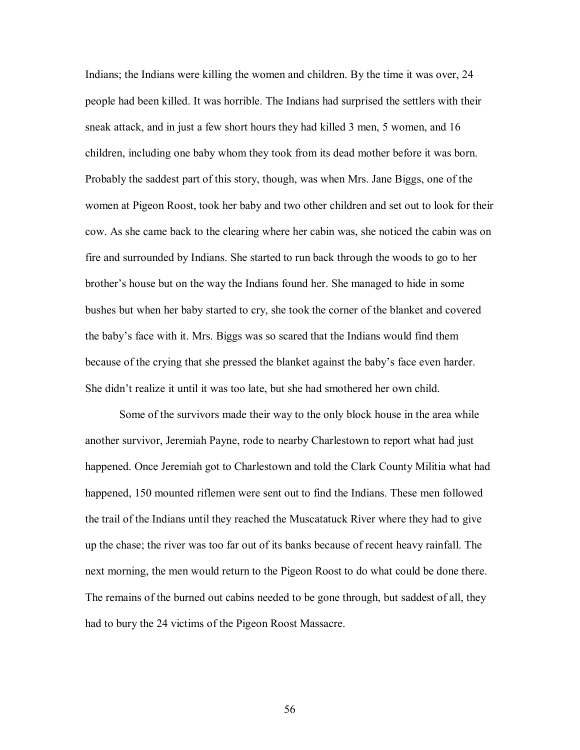Indians; the Indians were killing the women and children. By the time it was over, 24 people had been killed. It was horrible. The Indians had surprised the settlers with their sneak attack, and in just a few short hours they had killed 3 men, 5 women, and 16 children, including one baby whom they took from its dead mother before it was born. Probably the saddest part of this story, though, was when Mrs. Jane Biggs, one of the women at Pigeon Roost, took her baby and two other children and set out to look for their cow. As she came back to the clearing where her cabin was, she noticed the cabin was on fire and surrounded by Indians. She started to run back through the woods to go to her brother's house but on the way the Indians found her. She managed to hide in some bushes but when her baby started to cry, she took the corner of the blanket and covered the baby's face with it. Mrs. Biggs was so scared that the Indians would find them because of the crying that she pressed the blanket against the baby's face even harder. She didn't realize it until it was too late, but she had smothered her own child.

Some of the survivors made their way to the only block house in the area while another survivor, Jeremiah Payne, rode to nearby Charlestown to report what had just happened. Once Jeremiah got to Charlestown and told the Clark County Militia what had happened, 150 mounted riflemen were sent out to find the Indians. These men followed the trail of the Indians until they reached the Muscatatuck River where they had to give up the chase; the river was too far out of its banks because of recent heavy rainfall. The next morning, the men would return to the Pigeon Roost to do what could be done there. The remains of the burned out cabins needed to be gone through, but saddest of all, they had to bury the 24 victims of the Pigeon Roost Massacre.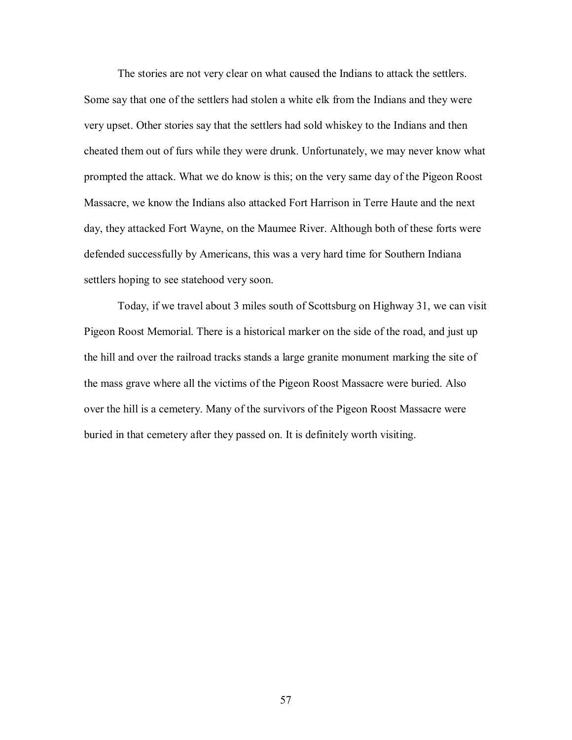The stories are not very clear on what caused the Indians to attack the settlers. Some say that one of the settlers had stolen a white elk from the Indians and they were very upset. Other stories say that the settlers had sold whiskey to the Indians and then cheated them out of furs while they were drunk. Unfortunately, we may never know what prompted the attack. What we do know is this; on the very same day of the Pigeon Roost Massacre, we know the Indians also attacked Fort Harrison in Terre Haute and the next day, they attacked Fort Wayne, on the Maumee River. Although both of these forts were defended successfully by Americans, this was a very hard time for Southern Indiana settlers hoping to see statehood very soon.

Today, if we travel about 3 miles south of Scottsburg on Highway 31, we can visit Pigeon Roost Memorial. There is a historical marker on the side of the road, and just up the hill and over the railroad tracks stands a large granite monument marking the site of the mass grave where all the victims of the Pigeon Roost Massacre were buried. Also over the hill is a cemetery. Many of the survivors of the Pigeon Roost Massacre were buried in that cemetery after they passed on. It is definitely worth visiting.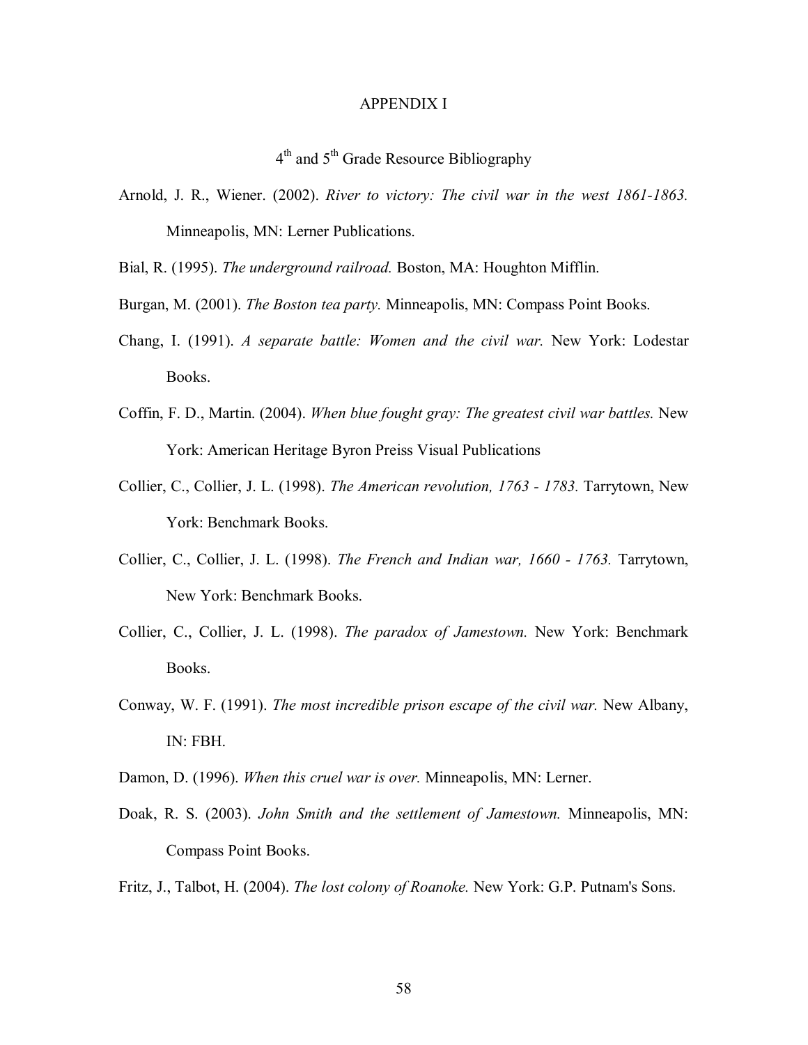# APPENDIX I

## 4th and 5th Grade Resource Bibliography

Arnold, J. R., Wiener. (2002). *River to victory: The civil war in the west 1861-1863.* Minneapolis, MN: Lerner Publications.

Bial, R. (1995). *The underground railroad.* Boston, MA: Houghton Mifflin.

Burgan, M. (2001). *The Boston tea party.* Minneapolis, MN: Compass Point Books.

Chang, I. (1991). *A separate battle: Women and the civil war.* New York: Lodestar Books.

Coffin, F. D., Martin. (2004). *When blue fought gray: The greatest civil war battles.* New York: American Heritage Byron Preiss Visual Publications

Collier, C., Collier, J. L. (1998). *The American revolution, 1763 - 1783.* Tarrytown, New York: Benchmark Books.

Collier, C., Collier, J. L. (1998). *The French and Indian war, 1660 - 1763.* Tarrytown, New York: Benchmark Books.

Collier, C., Collier, J. L. (1998). *The paradox of Jamestown.* New York: Benchmark Books.

Conway, W. F. (1991). *The most incredible prison escape of the civil war.* New Albany, IN: FBH.

Damon, D. (1996). *When this cruel war is over.* Minneapolis, MN: Lerner.

Doak, R. S. (2003). *John Smith and the settlement of Jamestown.* Minneapolis, MN: Compass Point Books.

Fritz, J., Talbot, H. (2004). *The lost colony of Roanoke.* New York: G.P. Putnam's Sons.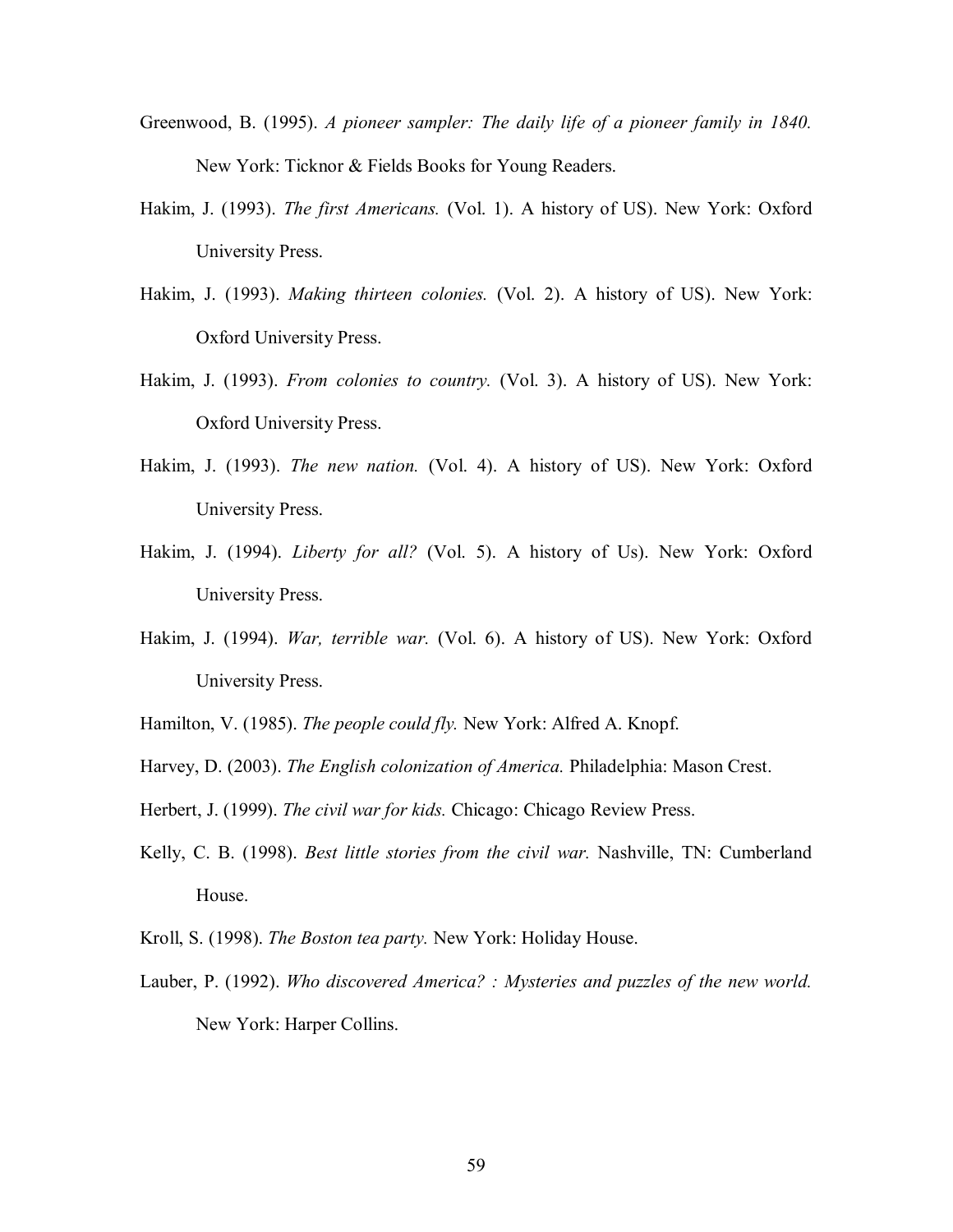Greenwood, B. (1995). *A pioneer sampler: The daily life of a pioneer family in 1840.* New York: Ticknor & Fields Books for Young Readers.

Hakim, J. (1993). *The first Americans.* (Vol. 1). A history of US). New York: Oxford University Press.

Hakim, J. (1993). *Making thirteen colonies.* (Vol. 2). A history of US). New York: Oxford University Press.

Hakim, J. (1993). *From colonies to country.* (Vol. 3). A history of US). New York: Oxford University Press.

Hakim, J. (1993). *The new nation.* (Vol. 4). A history of US). New York: Oxford University Press.

Hakim, J. (1994). *Liberty for all?* (Vol. 5). A history of Us). New York: Oxford University Press.

Hakim, J. (1994). *War, terrible war.* (Vol. 6). A history of US). New York: Oxford University Press.

Hamilton, V. (1985). *The people could fly.* New York: Alfred A. Knopf.

Harvey, D. (2003). *The English colonization of America.* Philadelphia: Mason Crest.

Herbert, J. (1999). *The civil war for kids.* Chicago: Chicago Review Press.

Kelly, C. B. (1998). *Best little stories from the civil war.* Nashville, TN: Cumberland House.

Kroll, S. (1998). *The Boston tea party.* New York: Holiday House.

Lauber, P. (1992). *Who discovered America? : Mysteries and puzzles of the new world.* New York: Harper Collins.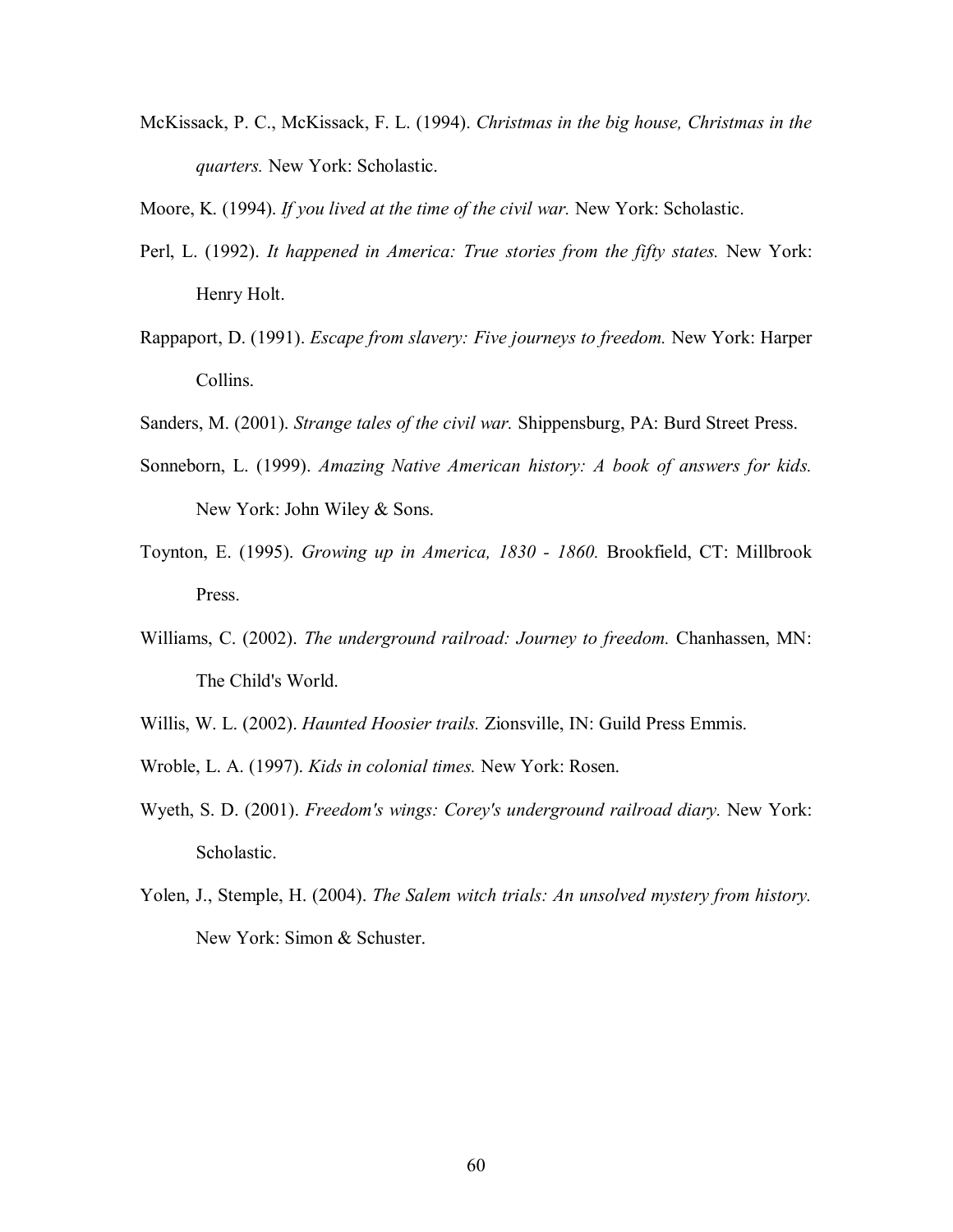McKissack, P. C., McKissack, F. L. (1994). *Christmas in the big house, Christmas in the quarters.* New York: Scholastic.

Moore, K. (1994). *If you lived at the time of the civil war.* New York: Scholastic.

Perl, L. (1992). *It happened in America: True stories from the fifty states.* New York: Henry Holt.

Rappaport, D. (1991). *Escape from slavery: Five journeys to freedom.* New York: Harper Collins.

Sanders, M. (2001). *Strange tales of the civil war.* Shippensburg, PA: Burd Street Press.

Sonneborn, L. (1999). *Amazing Native American history: A book of answers for kids.* New York: John Wiley & Sons.

Toynton, E. (1995). *Growing up in America, 1830 - 1860.* Brookfield, CT: Millbrook Press.

Williams, C. (2002). *The underground railroad: Journey to freedom.* Chanhassen, MN: The Child's World.

Willis, W. L. (2002). *Haunted Hoosier trails.* Zionsville, IN: Guild Press Emmis.

Wroble, L. A. (1997). *Kids in colonial times.* New York: Rosen.

Wyeth, S. D. (2001). *Freedom's wings: Corey's underground railroad diary.* New York: Scholastic.

Yolen, J., Stemple, H. (2004). *The Salem witch trials: An unsolved mystery from history.* New York: Simon & Schuster.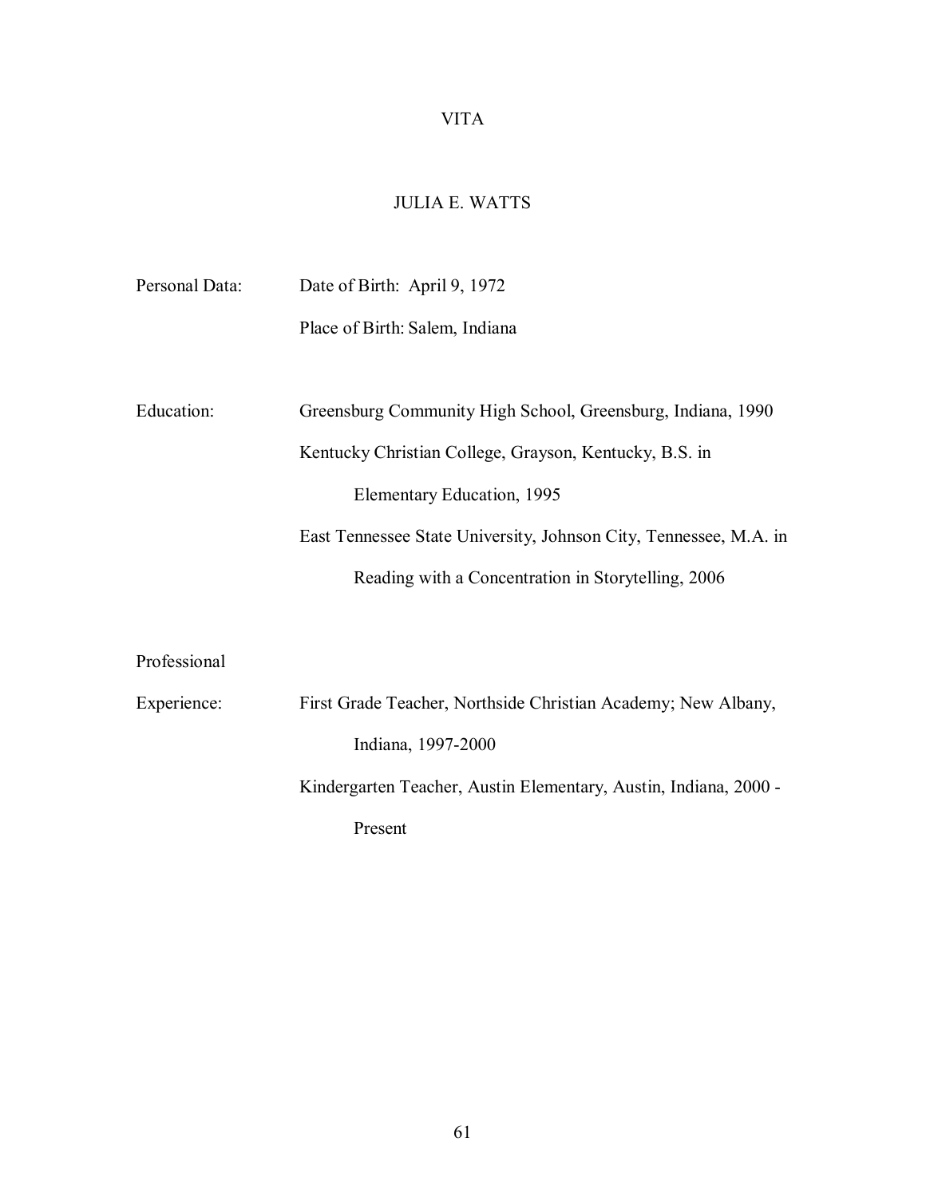# VITA

## JULIA E. WATTS

Personal Data: Date of Birth: April 9, 1972

Place of Birth: Salem, Indiana

Education: Greensburg Community High School, Greensburg, Indiana, 1990

Kentucky Christian College, Grayson, Kentucky, B.S. in Elementary Education, 1995

East Tennessee State University, Johnson City, Tennessee, M.A. in Reading with a Concentration in Storytelling, 2006

Professional Experience: First Grade Teacher, Northside Christian Academy; New Albany, Indiana, 1997-2000

Kindergarten Teacher, Austin Elementary, Austin, Indiana, 2000 - Present